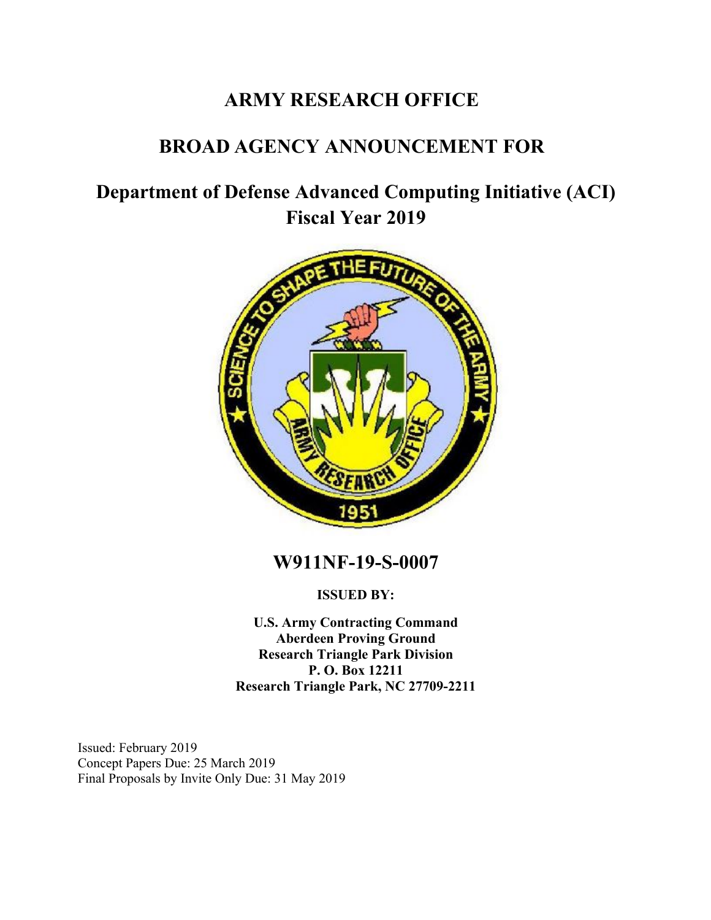# ARMY RESEARCH OFFICE

## BROAD AGENCY ANNOUNCEMENT FOR

## Department of Defense Advanced Computing Initiative (ACI) Fiscal Year 2019

## W911NF-19-S-0007

**ISSUED BY:**

**U.S. Army Contracting Command**
**Aberdeen Proving Ground**
**Research Triangle Park Division**
**P. O. Box 12211**
**Research Triangle Park, NC 27709-2211**

Issued: February 2019
Concept Papers Due: 25 March 2019
Final Proposals by Invite Only Due: 31 May 2019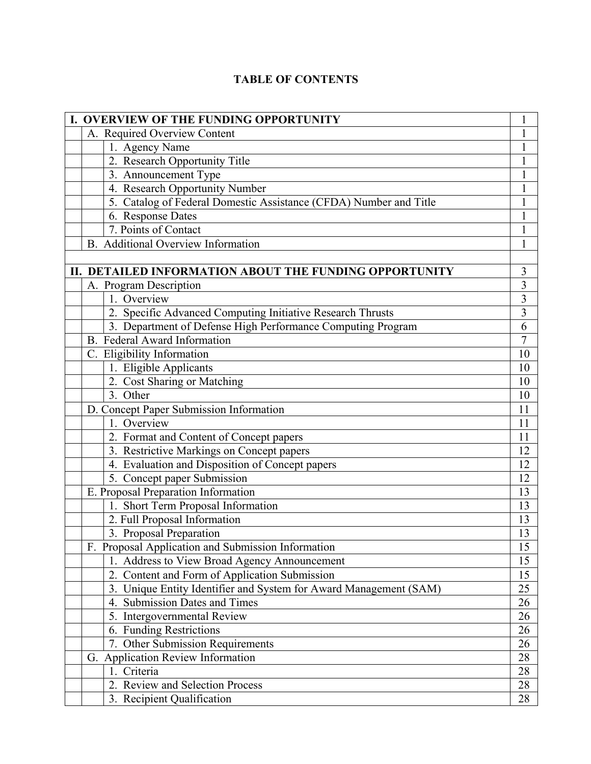# TABLE OF CONTENTS

| | | | |
|---|---|---|---|
| **I. OVERVIEW OF THE FUNDING OPPORTUNITY** | | | 1 |
| | A. Required Overview Content | | 1 |
| | | 1. Agency Name | 1 |
| | | 2. Research Opportunity Title | 1 |
| | | 3. Announcement Type | 1 |
| | | 4. Research Opportunity Number | 1 |
| | | 5. Catalog of Federal Domestic Assistance (CFDA) Number and Title | 1 |
| | | 6. Response Dates | 1 |
| | | 7. Points of Contact | 1 |
| | B. Additional Overview Information | | 1 |
| | | | |
| **II. DETAILED INFORMATION ABOUT THE FUNDING OPPORTUNITY** | | | 3 |
| | A. Program Description | | 3 |
| | | 1. Overview | 3 |
| | | 2. Specific Advanced Computing Initiative Research Thrusts | 3 |
| | | 3. Department of Defense High Performance Computing Program | 6 |
| | B. Federal Award Information | | 7 |
| | C. Eligibility Information | | 10 |
| | | 1. Eligible Applicants | 10 |
| | | 2. Cost Sharing or Matching | 10 |
| | | 3. Other | 10 |
| | D. Concept Paper Submission Information | | 11 |
| | | 1. Overview | 11 |
| | | 2. Format and Content of Concept papers | 11 |
| | | 3. Restrictive Markings on Concept papers | 12 |
| | | 4. Evaluation and Disposition of Concept papers | 12 |
| | | 5. Concept paper Submission | 12 |
| | E. Proposal Preparation Information | | 13 |
| | | 1. Short Term Proposal Information | 13 |
| | | 2. Full Proposal Information | 13 |
| | | 3. Proposal Preparation | 13 |
| | F. Proposal Application and Submission Information | | 15 |
| | | 1. Address to View Broad Agency Announcement | 15 |
| | | 2. Content and Form of Application Submission | 15 |
| | | 3. Unique Entity Identifier and System for Award Management (SAM) | 25 |
| | | 4. Submission Dates and Times | 26 |
| | | 5. Intergovernmental Review | 26 |
| | | 6. Funding Restrictions | 26 |
| | | 7. Other Submission Requirements | 26 |
| | G. Application Review Information | | 28 |
| | | 1. Criteria | 28 |
| | | 2. Review and Selection Process | 28 |
| | | 3. Recipient Qualification | 28 |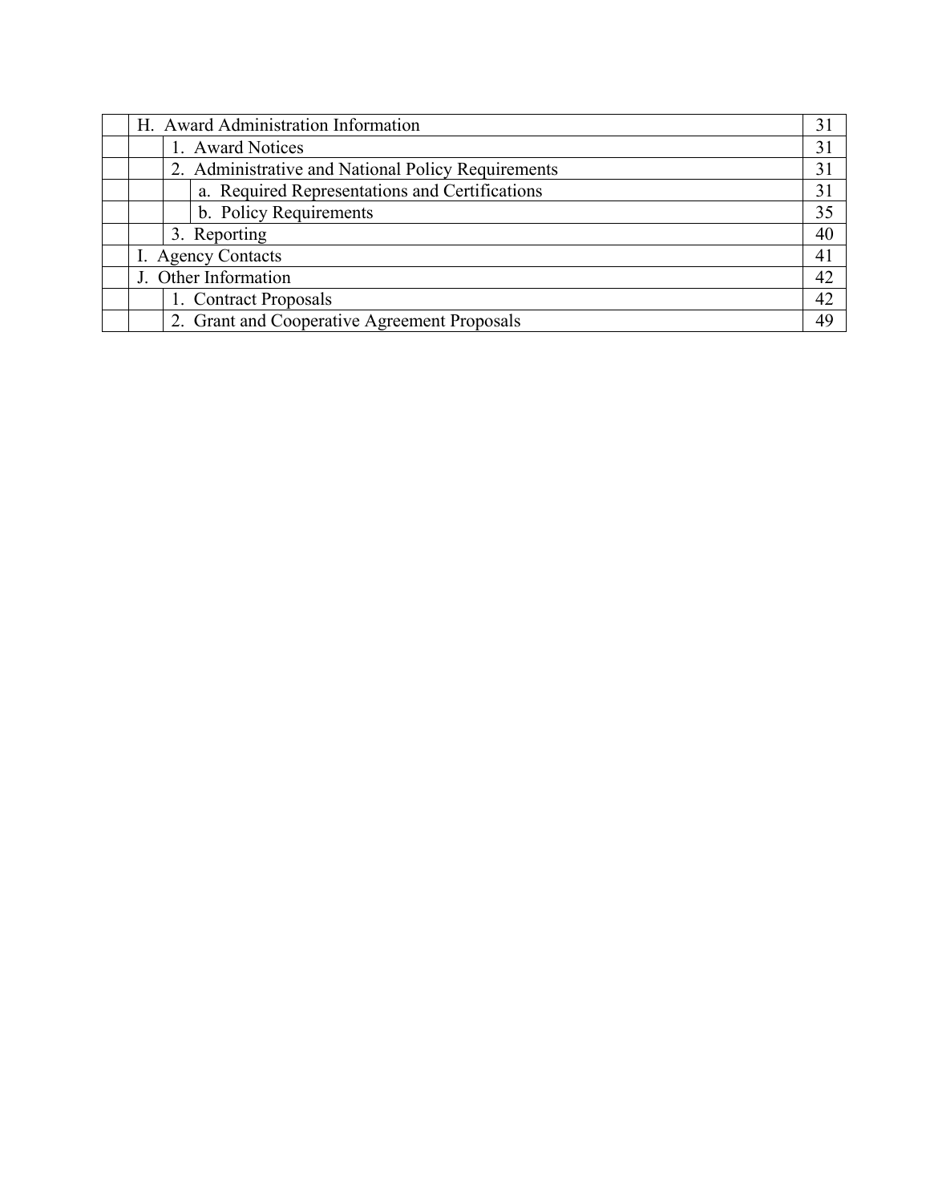| | | | | |
|---|---|---|---|---|
| | H. Award Administration Information | | | 31 |
| | | 1. Award Notices | | 31 |
| | | 2. Administrative and National Policy Requirements | | 31 |
| | | | a. Required Representations and Certifications | 31 |
| | | | b. Policy Requirements | 35 |
| | | 3. Reporting | | 40 |
| | I. Agency Contacts | | | 41 |
| | J. Other Information | | | 42 |
| | | 1. Contract Proposals | | 42 |
| | | 2. Grant and Cooperative Agreement Proposals | | 49 |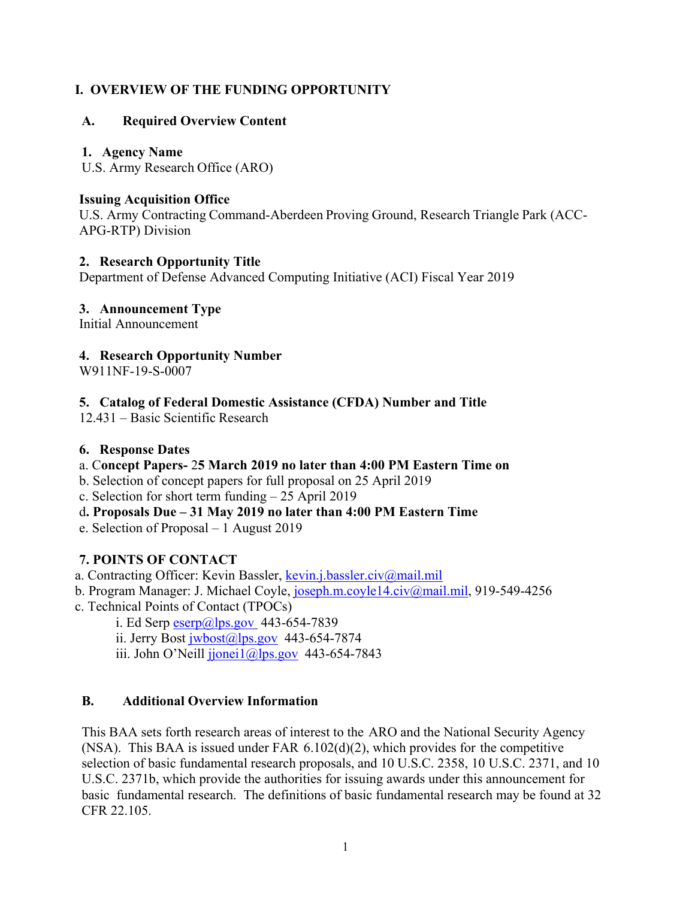## I. OVERVIEW OF THE FUNDING OPPORTUNITY

### A. Required Overview Content

**1. Agency Name**
U.S. Army Research Office (ARO)

**Issuing Acquisition Office**
U.S. Army Contracting Command-Aberdeen Proving Ground, Research Triangle Park (ACC-APG-RTP) Division

**2. Research Opportunity Title**
Department of Defense Advanced Computing Initiative (ACI) Fiscal Year 2019

**3. Announcement Type**
Initial Announcement

**4. Research Opportunity Number**
W911NF-19-S-0007

**5. Catalog of Federal Domestic Assistance (CFDA) Number and Title**
12.431 – Basic Scientific Research

**6. Response Dates**

a. C**oncept Papers- 25 March 2019 no later than 4:00 PM Eastern Time on**
b. Selection of concept papers for full proposal on 25 April 2019
c. Selection for short term funding – 25 April 2019
d**. Proposals Due – 31 May 2019 no later than 4:00 PM Eastern Time**
e. Selection of Proposal – 1 August 2019

**7. POINTS OF CONTACT**

a. Contracting Officer: Kevin Bassler, kevin.j.bassler.civ@mail.mil
b. Program Manager: J. Michael Coyle, joseph.m.coyle14.civ@mail.mil, 919-549-4256
c. Technical Points of Contact (TPOCs)
  i. Ed Serp eserp@lps.gov 443-654-7839
  ii. Jerry Bost jwbost@lps.gov 443-654-7874
  iii. John O'Neill jjonei1@lps.gov 443-654-7843

### B. Additional Overview Information

This BAA sets forth research areas of interest to the ARO and the National Security Agency (NSA). This BAA is issued under FAR 6.102(d)(2), which provides for the competitive selection of basic fundamental research proposals, and 10 U.S.C. 2358, 10 U.S.C. 2371, and 10 U.S.C. 2371b, which provide the authorities for issuing awards under this announcement for basic fundamental research. The definitions of basic fundamental research may be found at 32 CFR 22.105.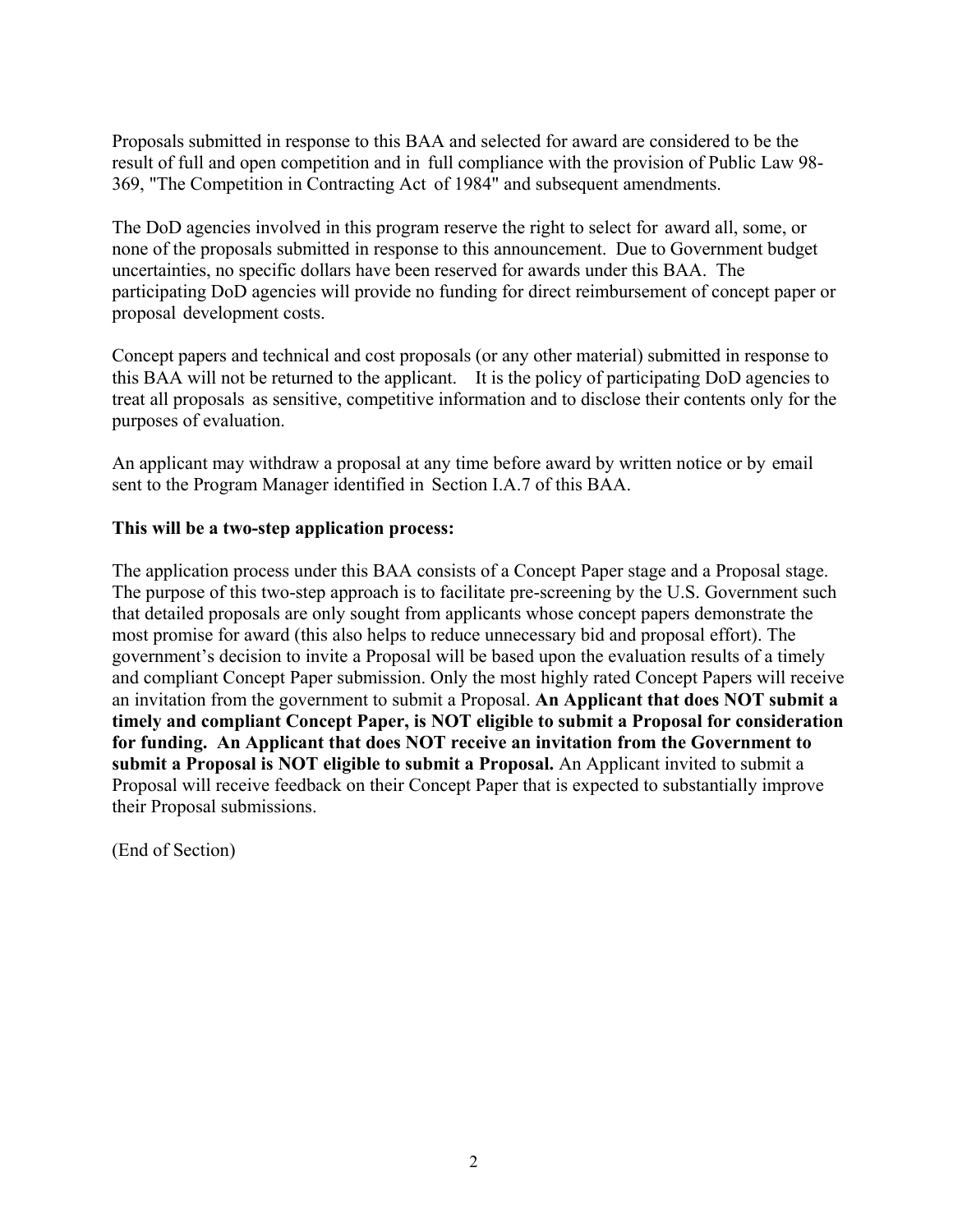Proposals submitted in response to this BAA and selected for award are considered to be the result of full and open competition and in full compliance with the provision of Public Law 98-369, "The Competition in Contracting Act of 1984" and subsequent amendments.

The DoD agencies involved in this program reserve the right to select for award all, some, or none of the proposals submitted in response to this announcement. Due to Government budget uncertainties, no specific dollars have been reserved for awards under this BAA. The participating DoD agencies will provide no funding for direct reimbursement of concept paper or proposal development costs.

Concept papers and technical and cost proposals (or any other material) submitted in response to this BAA will not be returned to the applicant. It is the policy of participating DoD agencies to treat all proposals as sensitive, competitive information and to disclose their contents only for the purposes of evaluation.

An applicant may withdraw a proposal at any time before award by written notice or by email sent to the Program Manager identified in Section I.A.7 of this BAA.

**This will be a two-step application process:**

The application process under this BAA consists of a Concept Paper stage and a Proposal stage. The purpose of this two-step approach is to facilitate pre-screening by the U.S. Government such that detailed proposals are only sought from applicants whose concept papers demonstrate the most promise for award (this also helps to reduce unnecessary bid and proposal effort). The government's decision to invite a Proposal will be based upon the evaluation results of a timely and compliant Concept Paper submission. Only the most highly rated Concept Papers will receive an invitation from the government to submit a Proposal. **An Applicant that does NOT submit a timely and compliant Concept Paper, is NOT eligible to submit a Proposal for consideration for funding. An Applicant that does NOT receive an invitation from the Government to submit a Proposal is NOT eligible to submit a Proposal.** An Applicant invited to submit a Proposal will receive feedback on their Concept Paper that is expected to substantially improve their Proposal submissions.

(End of Section)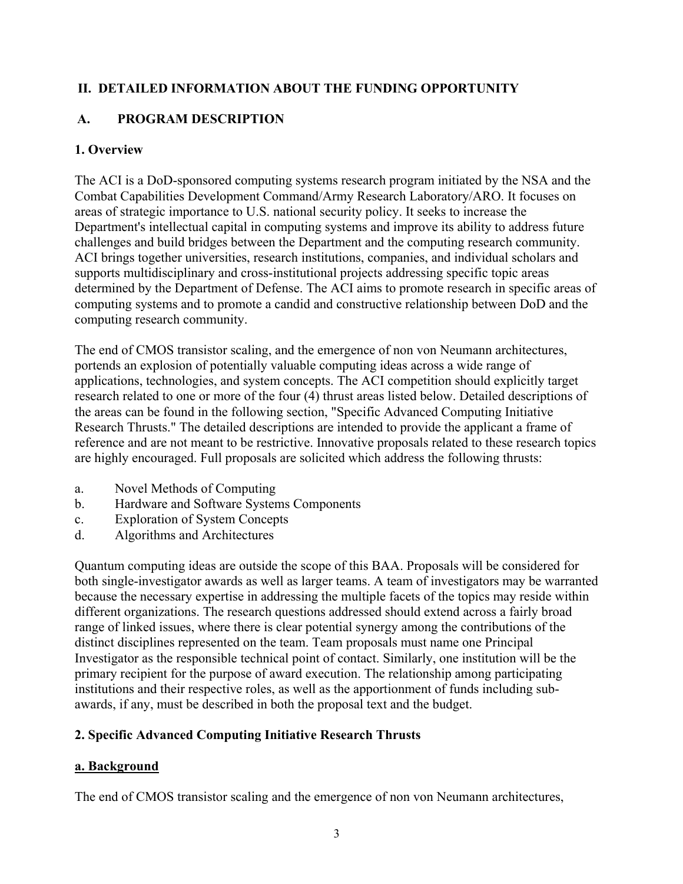## II. DETAILED INFORMATION ABOUT THE FUNDING OPPORTUNITY

### A. PROGRAM DESCRIPTION

#### 1. Overview

The ACI is a DoD-sponsored computing systems research program initiated by the NSA and the Combat Capabilities Development Command/Army Research Laboratory/ARO. It focuses on areas of strategic importance to U.S. national security policy. It seeks to increase the Department's intellectual capital in computing systems and improve its ability to address future challenges and build bridges between the Department and the computing research community. ACI brings together universities, research institutions, companies, and individual scholars and supports multidisciplinary and cross-institutional projects addressing specific topic areas determined by the Department of Defense. The ACI aims to promote research in specific areas of computing systems and to promote a candid and constructive relationship between DoD and the computing research community.

The end of CMOS transistor scaling, and the emergence of non von Neumann architectures, portends an explosion of potentially valuable computing ideas across a wide range of applications, technologies, and system concepts. The ACI competition should explicitly target research related to one or more of the four (4) thrust areas listed below. Detailed descriptions of the areas can be found in the following section, "Specific Advanced Computing Initiative Research Thrusts." The detailed descriptions are intended to provide the applicant a frame of reference and are not meant to be restrictive. Innovative proposals related to these research topics are highly encouraged. Full proposals are solicited which address the following thrusts:

a. Novel Methods of Computing
b. Hardware and Software Systems Components
c. Exploration of System Concepts
d. Algorithms and Architectures

Quantum computing ideas are outside the scope of this BAA. Proposals will be considered for both single-investigator awards as well as larger teams. A team of investigators may be warranted because the necessary expertise in addressing the multiple facets of the topics may reside within different organizations. The research questions addressed should extend across a fairly broad range of linked issues, where there is clear potential synergy among the contributions of the distinct disciplines represented on the team. Team proposals must name one Principal Investigator as the responsible technical point of contact. Similarly, one institution will be the primary recipient for the purpose of award execution. The relationship among participating institutions and their respective roles, as well as the apportionment of funds including sub-awards, if any, must be described in both the proposal text and the budget.

#### 2. Specific Advanced Computing Initiative Research Thrusts

**a. Background**

The end of CMOS transistor scaling and the emergence of non von Neumann architectures,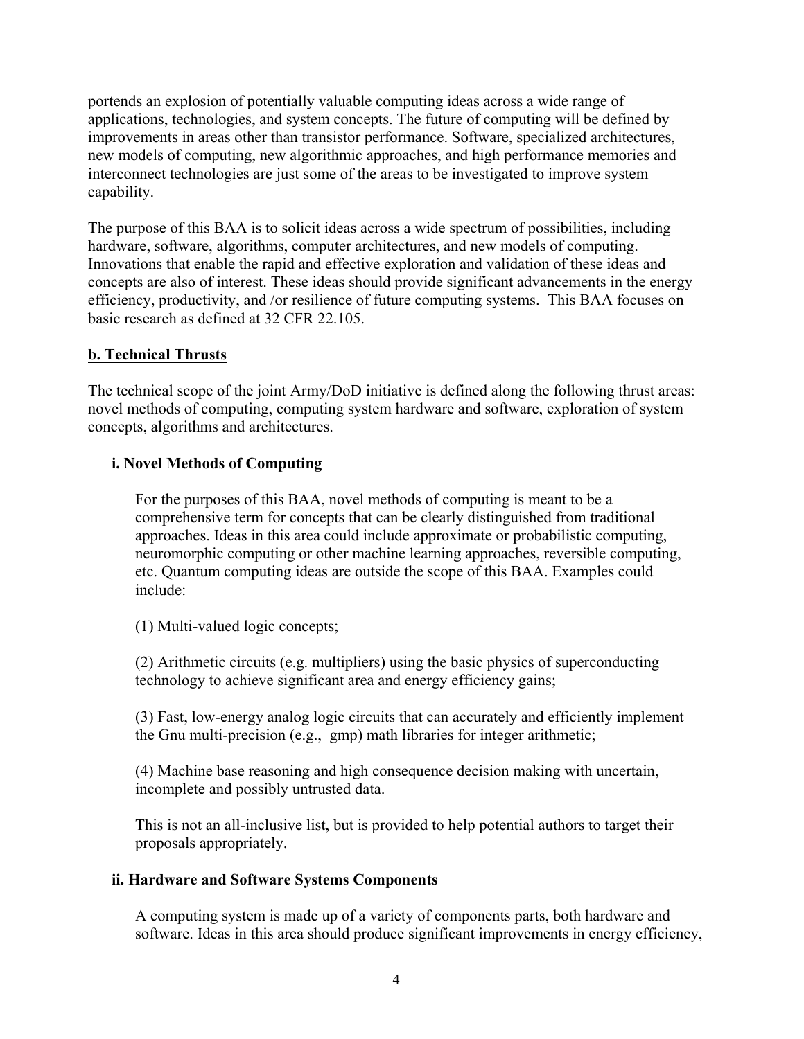portends an explosion of potentially valuable computing ideas across a wide range of applications, technologies, and system concepts. The future of computing will be defined by improvements in areas other than transistor performance. Software, specialized architectures, new models of computing, new algorithmic approaches, and high performance memories and interconnect technologies are just some of the areas to be investigated to improve system capability.

The purpose of this BAA is to solicit ideas across a wide spectrum of possibilities, including hardware, software, algorithms, computer architectures, and new models of computing. Innovations that enable the rapid and effective exploration and validation of these ideas and concepts are also of interest. These ideas should provide significant advancements in the energy efficiency, productivity, and /or resilience of future computing systems. This BAA focuses on basic research as defined at 32 CFR 22.105.

**b. Technical Thrusts**

The technical scope of the joint Army/DoD initiative is defined along the following thrust areas: novel methods of computing, computing system hardware and software, exploration of system concepts, algorithms and architectures.

**i. Novel Methods of Computing**

For the purposes of this BAA, novel methods of computing is meant to be a comprehensive term for concepts that can be clearly distinguished from traditional approaches. Ideas in this area could include approximate or probabilistic computing, neuromorphic computing or other machine learning approaches, reversible computing, etc. Quantum computing ideas are outside the scope of this BAA. Examples could include:

(1) Multi-valued logic concepts;

(2) Arithmetic circuits (e.g. multipliers) using the basic physics of superconducting technology to achieve significant area and energy efficiency gains;

(3) Fast, low-energy analog logic circuits that can accurately and efficiently implement the Gnu multi-precision (e.g., gmp) math libraries for integer arithmetic;

(4) Machine base reasoning and high consequence decision making with uncertain, incomplete and possibly untrusted data.

This is not an all-inclusive list, but is provided to help potential authors to target their proposals appropriately.

**ii. Hardware and Software Systems Components**

A computing system is made up of a variety of components parts, both hardware and software. Ideas in this area should produce significant improvements in energy efficiency,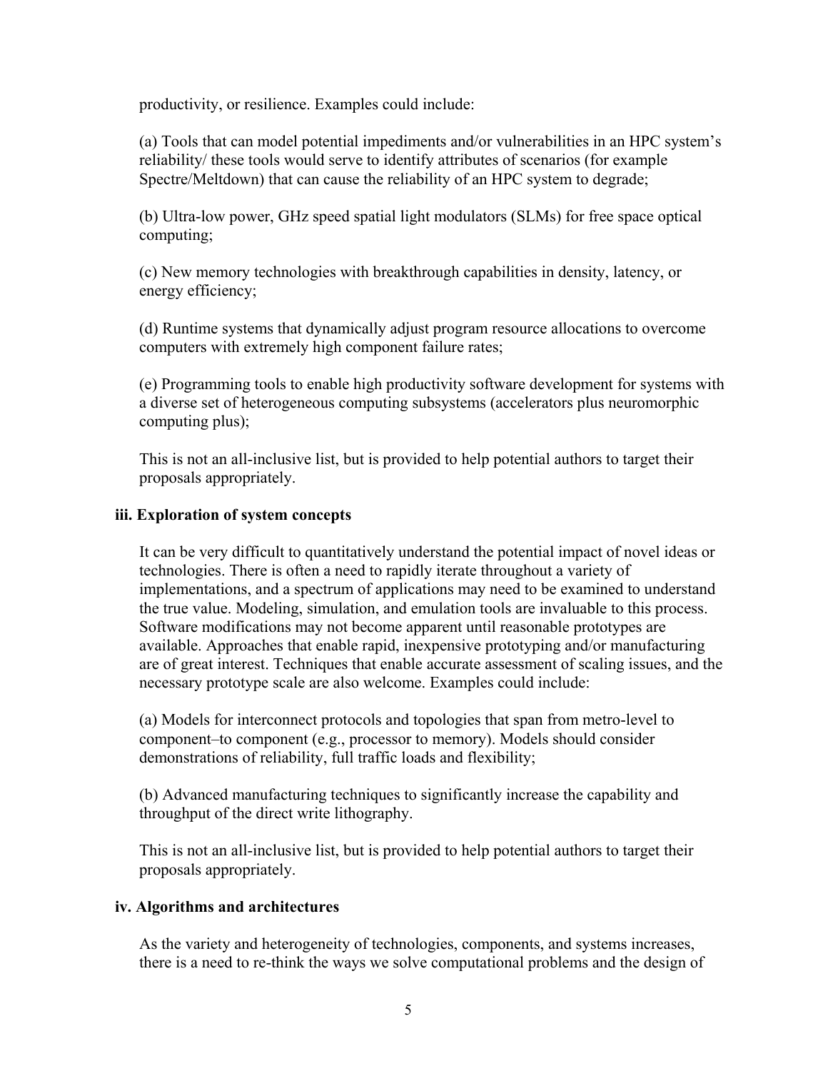productivity, or resilience. Examples could include:

(a) Tools that can model potential impediments and/or vulnerabilities in an HPC system's reliability/ these tools would serve to identify attributes of scenarios (for example Spectre/Meltdown) that can cause the reliability of an HPC system to degrade;

(b) Ultra-low power, GHz speed spatial light modulators (SLMs) for free space optical computing;

(c) New memory technologies with breakthrough capabilities in density, latency, or energy efficiency;

(d) Runtime systems that dynamically adjust program resource allocations to overcome computers with extremely high component failure rates;

(e) Programming tools to enable high productivity software development for systems with a diverse set of heterogeneous computing subsystems (accelerators plus neuromorphic computing plus);

This is not an all-inclusive list, but is provided to help potential authors to target their proposals appropriately.

**iii. Exploration of system concepts**

It can be very difficult to quantitatively understand the potential impact of novel ideas or technologies. There is often a need to rapidly iterate throughout a variety of implementations, and a spectrum of applications may need to be examined to understand the true value. Modeling, simulation, and emulation tools are invaluable to this process. Software modifications may not become apparent until reasonable prototypes are available. Approaches that enable rapid, inexpensive prototyping and/or manufacturing are of great interest. Techniques that enable accurate assessment of scaling issues, and the necessary prototype scale are also welcome. Examples could include:

(a) Models for interconnect protocols and topologies that span from metro-level to component–to component (e.g., processor to memory). Models should consider demonstrations of reliability, full traffic loads and flexibility;

(b) Advanced manufacturing techniques to significantly increase the capability and throughput of the direct write lithography.

This is not an all-inclusive list, but is provided to help potential authors to target their proposals appropriately.

**iv. Algorithms and architectures**

As the variety and heterogeneity of technologies, components, and systems increases, there is a need to re-think the ways we solve computational problems and the design of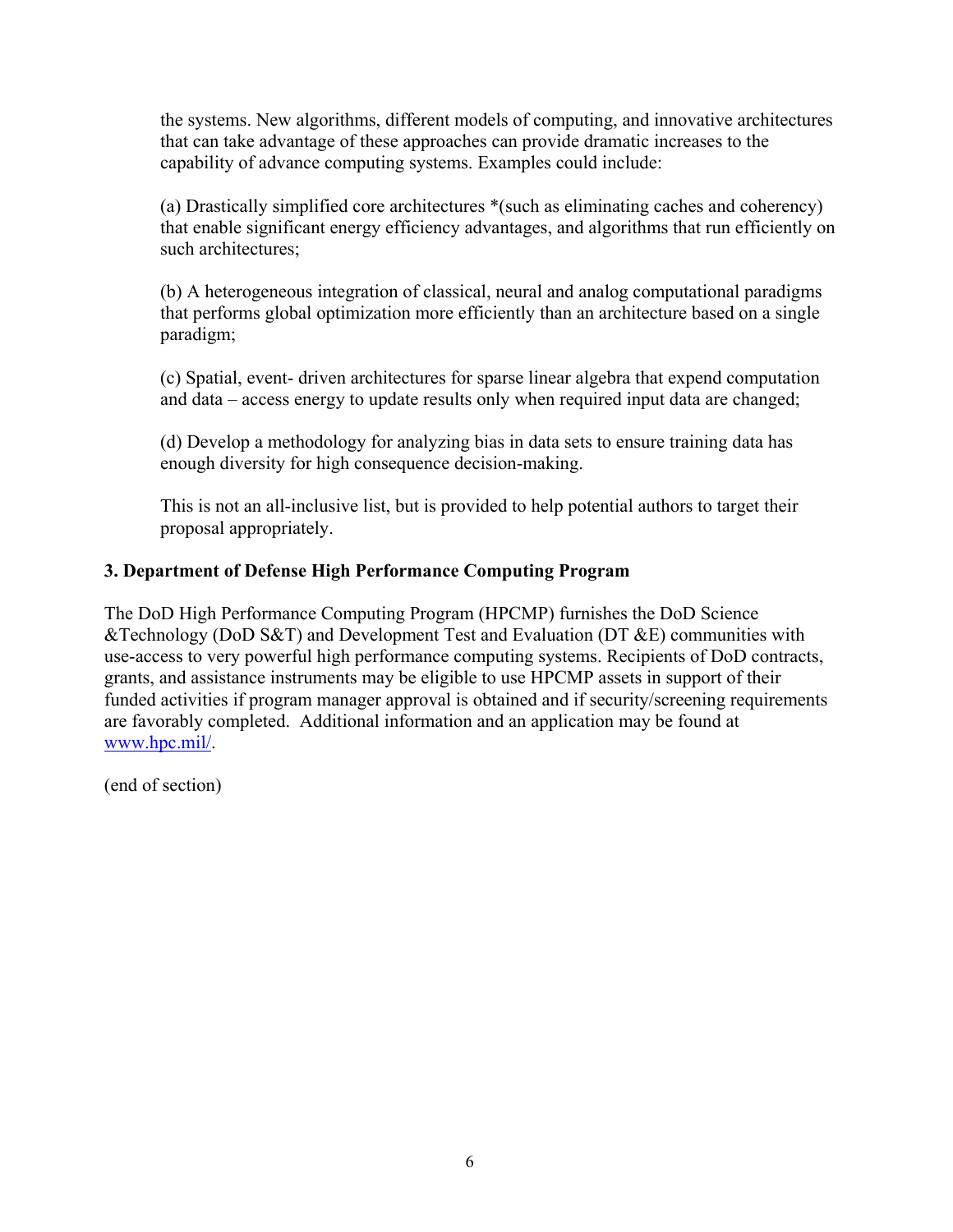the systems. New algorithms, different models of computing, and innovative architectures that can take advantage of these approaches can provide dramatic increases to the capability of advance computing systems. Examples could include:

(a) Drastically simplified core architectures *(such as eliminating caches and coherency) that enable significant energy efficiency advantages, and algorithms that run efficiently on such architectures;

(b) A heterogeneous integration of classical, neural and analog computational paradigms that performs global optimization more efficiently than an architecture based on a single paradigm;

(c) Spatial, event- driven architectures for sparse linear algebra that expend computation and data – access energy to update results only when required input data are changed;

(d) Develop a methodology for analyzing bias in data sets to ensure training data has enough diversity for high consequence decision-making.

This is not an all-inclusive list, but is provided to help potential authors to target their proposal appropriately.

**3. Department of Defense High Performance Computing Program**

The DoD High Performance Computing Program (HPCMP) furnishes the DoD Science &Technology (DoD S&T) and Development Test and Evaluation (DT &E) communities with use-access to very powerful high performance computing systems. Recipients of DoD contracts, grants, and assistance instruments may be eligible to use HPCMP assets in support of their funded activities if program manager approval is obtained and if security/screening requirements are favorably completed. Additional information and an application may be found at www.hpc.mil/.

(end of section)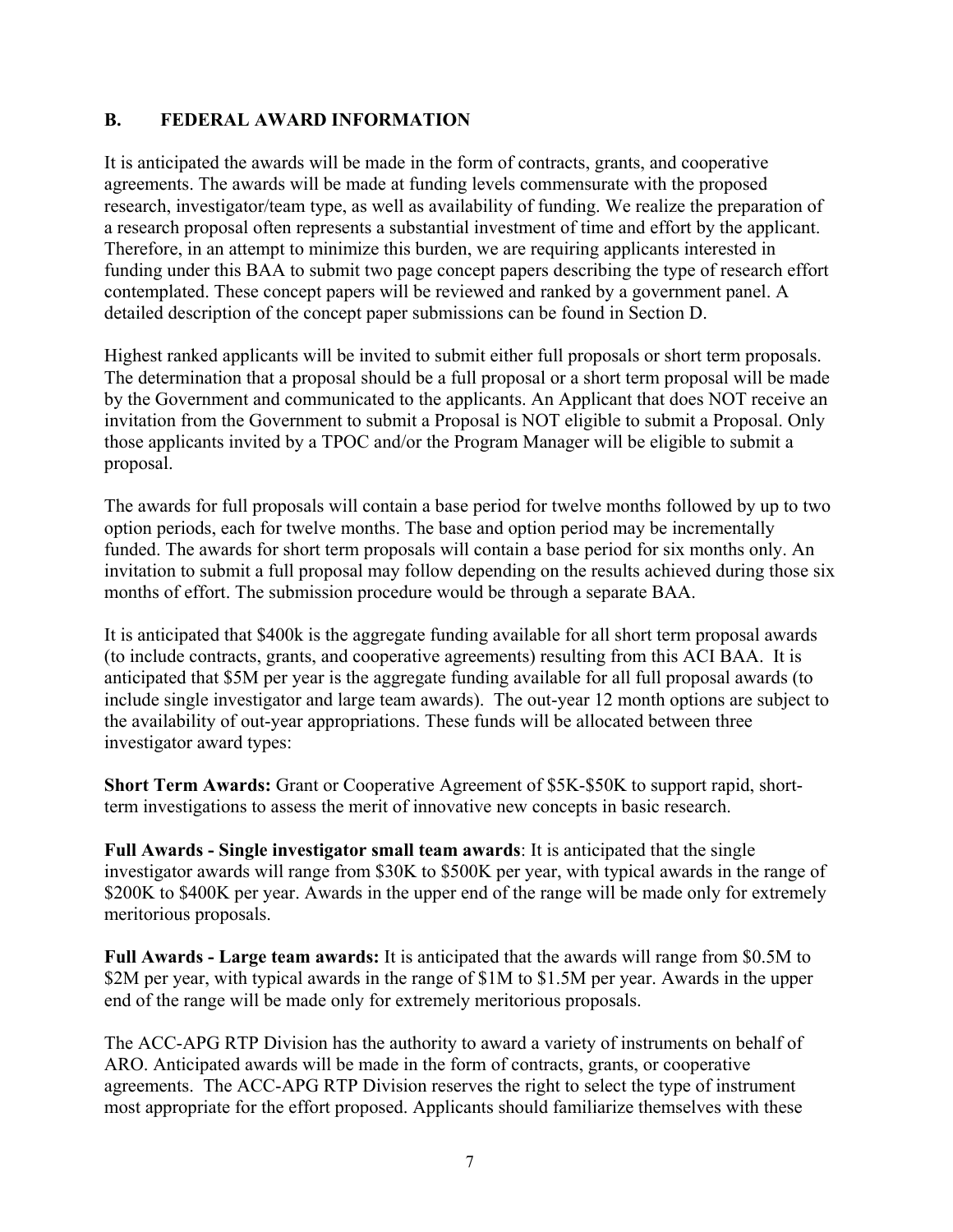## B. FEDERAL AWARD INFORMATION

It is anticipated the awards will be made in the form of contracts, grants, and cooperative agreements. The awards will be made at funding levels commensurate with the proposed research, investigator/team type, as well as availability of funding. We realize the preparation of a research proposal often represents a substantial investment of time and effort by the applicant. Therefore, in an attempt to minimize this burden, we are requiring applicants interested in funding under this BAA to submit two page concept papers describing the type of research effort contemplated. These concept papers will be reviewed and ranked by a government panel. A detailed description of the concept paper submissions can be found in Section D.

Highest ranked applicants will be invited to submit either full proposals or short term proposals. The determination that a proposal should be a full proposal or a short term proposal will be made by the Government and communicated to the applicants. An Applicant that does NOT receive an invitation from the Government to submit a Proposal is NOT eligible to submit a Proposal. Only those applicants invited by a TPOC and/or the Program Manager will be eligible to submit a proposal.

The awards for full proposals will contain a base period for twelve months followed by up to two option periods, each for twelve months. The base and option period may be incrementally funded. The awards for short term proposals will contain a base period for six months only. An invitation to submit a full proposal may follow depending on the results achieved during those six months of effort. The submission procedure would be through a separate BAA.

It is anticipated that $400k is the aggregate funding available for all short term proposal awards (to include contracts, grants, and cooperative agreements) resulting from this ACI BAA. It is anticipated that $5M per year is the aggregate funding available for all full proposal awards (to include single investigator and large team awards). The out-year 12 month options are subject to the availability of out-year appropriations. These funds will be allocated between three investigator award types:

**Short Term Awards:** Grant or Cooperative Agreement of $5K-$50K to support rapid, short-term investigations to assess the merit of innovative new concepts in basic research.

**Full Awards - Single investigator small team awards**: It is anticipated that the single investigator awards will range from $30K to $500K per year, with typical awards in the range of $200K to $400K per year. Awards in the upper end of the range will be made only for extremely meritorious proposals.

**Full Awards - Large team awards:** It is anticipated that the awards will range from $0.5M to $2M per year, with typical awards in the range of $1M to $1.5M per year. Awards in the upper end of the range will be made only for extremely meritorious proposals.

The ACC-APG RTP Division has the authority to award a variety of instruments on behalf of ARO. Anticipated awards will be made in the form of contracts, grants, or cooperative agreements. The ACC-APG RTP Division reserves the right to select the type of instrument most appropriate for the effort proposed. Applicants should familiarize themselves with these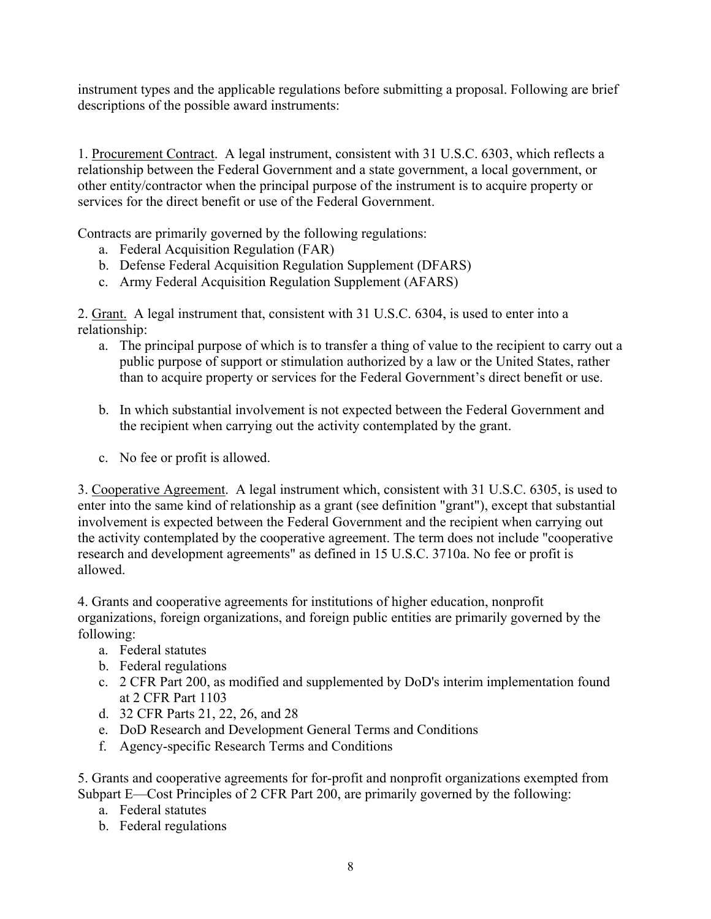instrument types and the applicable regulations before submitting a proposal. Following are brief descriptions of the possible award instruments:

1. Procurement Contract. A legal instrument, consistent with 31 U.S.C. 6303, which reflects a relationship between the Federal Government and a state government, a local government, or other entity/contractor when the principal purpose of the instrument is to acquire property or services for the direct benefit or use of the Federal Government.

Contracts are primarily governed by the following regulations:

a. Federal Acquisition Regulation (FAR)
b. Defense Federal Acquisition Regulation Supplement (DFARS)
c. Army Federal Acquisition Regulation Supplement (AFARS)

2. Grant. A legal instrument that, consistent with 31 U.S.C. 6304, is used to enter into a relationship:

a. The principal purpose of which is to transfer a thing of value to the recipient to carry out a public purpose of support or stimulation authorized by a law or the United States, rather than to acquire property or services for the Federal Government's direct benefit or use.

b. In which substantial involvement is not expected between the Federal Government and the recipient when carrying out the activity contemplated by the grant.

c. No fee or profit is allowed.

3. Cooperative Agreement. A legal instrument which, consistent with 31 U.S.C. 6305, is used to enter into the same kind of relationship as a grant (see definition "grant"), except that substantial involvement is expected between the Federal Government and the recipient when carrying out the activity contemplated by the cooperative agreement. The term does not include "cooperative research and development agreements" as defined in 15 U.S.C. 3710a. No fee or profit is allowed.

4. Grants and cooperative agreements for institutions of higher education, nonprofit organizations, foreign organizations, and foreign public entities are primarily governed by the following:

a. Federal statutes
b. Federal regulations
c. 2 CFR Part 200, as modified and supplemented by DoD's interim implementation found at 2 CFR Part 1103
d. 32 CFR Parts 21, 22, 26, and 28
e. DoD Research and Development General Terms and Conditions
f. Agency-specific Research Terms and Conditions

5. Grants and cooperative agreements for for-profit and nonprofit organizations exempted from Subpart E—Cost Principles of 2 CFR Part 200, are primarily governed by the following:

a. Federal statutes
b. Federal regulations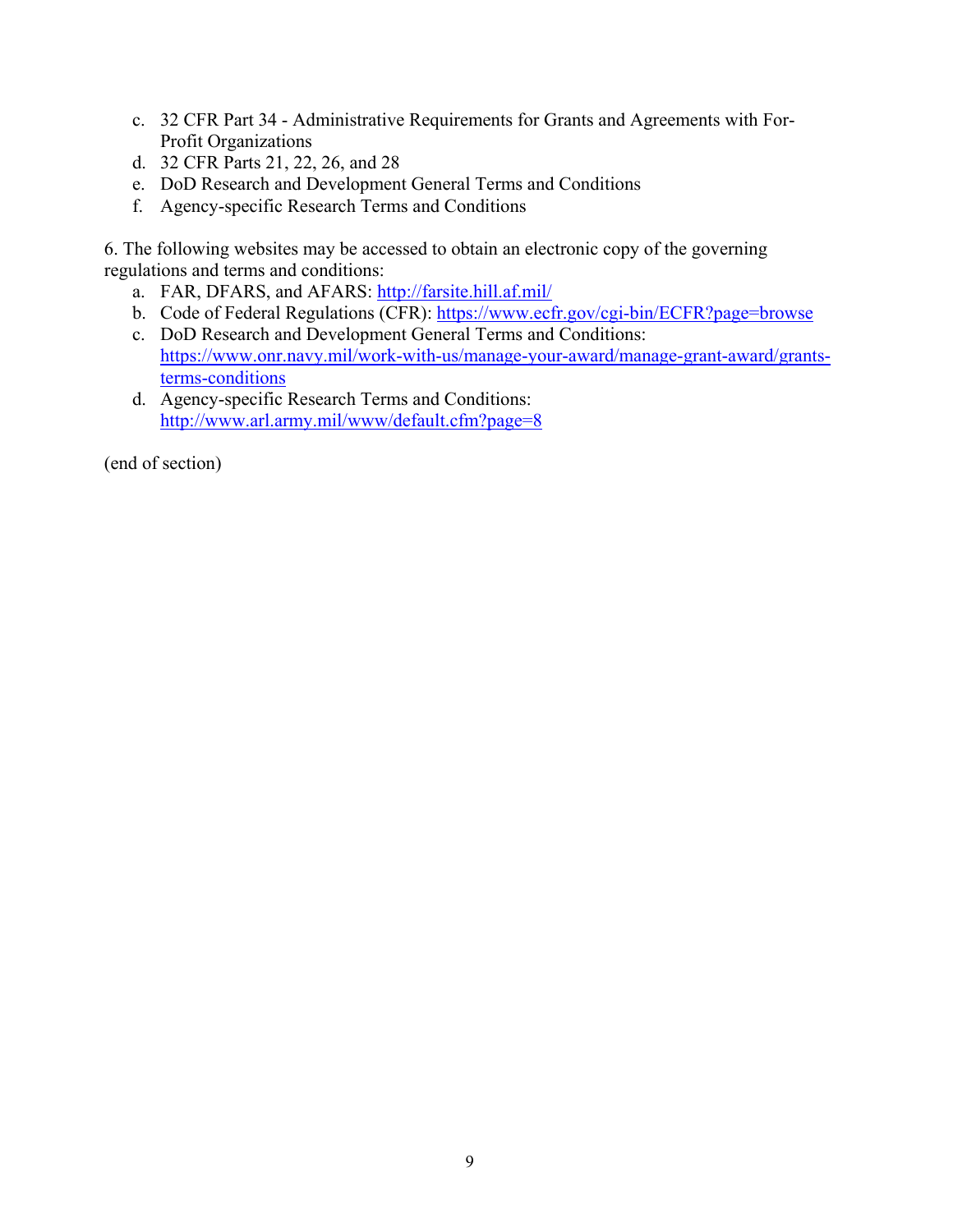c. 32 CFR Part 34 - Administrative Requirements for Grants and Agreements with For-Profit Organizations
d. 32 CFR Parts 21, 22, 26, and 28
e. DoD Research and Development General Terms and Conditions
f. Agency-specific Research Terms and Conditions

6. The following websites may be accessed to obtain an electronic copy of the governing regulations and terms and conditions:

a. FAR, DFARS, and AFARS: http://farsite.hill.af.mil/
b. Code of Federal Regulations (CFR): https://www.ecfr.gov/cgi-bin/ECFR?page=browse
c. DoD Research and Development General Terms and Conditions: https://www.onr.navy.mil/work-with-us/manage-your-award/manage-grant-award/grants-terms-conditions
d. Agency-specific Research Terms and Conditions: http://www.arl.army.mil/www/default.cfm?page=8

(end of section)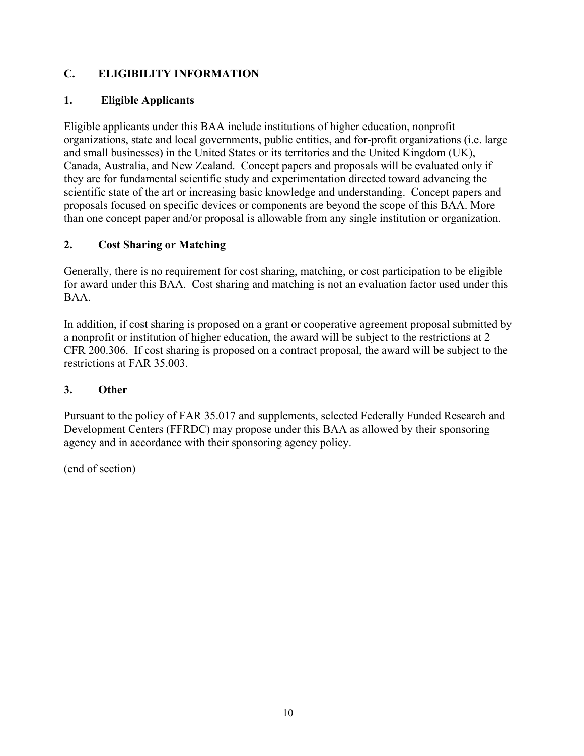## C. ELIGIBILITY INFORMATION

### 1. Eligible Applicants

Eligible applicants under this BAA include institutions of higher education, nonprofit organizations, state and local governments, public entities, and for-profit organizations (i.e. large and small businesses) in the United States or its territories and the United Kingdom (UK), Canada, Australia, and New Zealand. Concept papers and proposals will be evaluated only if they are for fundamental scientific study and experimentation directed toward advancing the scientific state of the art or increasing basic knowledge and understanding. Concept papers and proposals focused on specific devices or components are beyond the scope of this BAA. More than one concept paper and/or proposal is allowable from any single institution or organization.

### 2. Cost Sharing or Matching

Generally, there is no requirement for cost sharing, matching, or cost participation to be eligible for award under this BAA. Cost sharing and matching is not an evaluation factor used under this BAA.

In addition, if cost sharing is proposed on a grant or cooperative agreement proposal submitted by a nonprofit or institution of higher education, the award will be subject to the restrictions at 2 CFR 200.306. If cost sharing is proposed on a contract proposal, the award will be subject to the restrictions at FAR 35.003.

### 3. Other

Pursuant to the policy of FAR 35.017 and supplements, selected Federally Funded Research and Development Centers (FFRDC) may propose under this BAA as allowed by their sponsoring agency and in accordance with their sponsoring agency policy.

(end of section)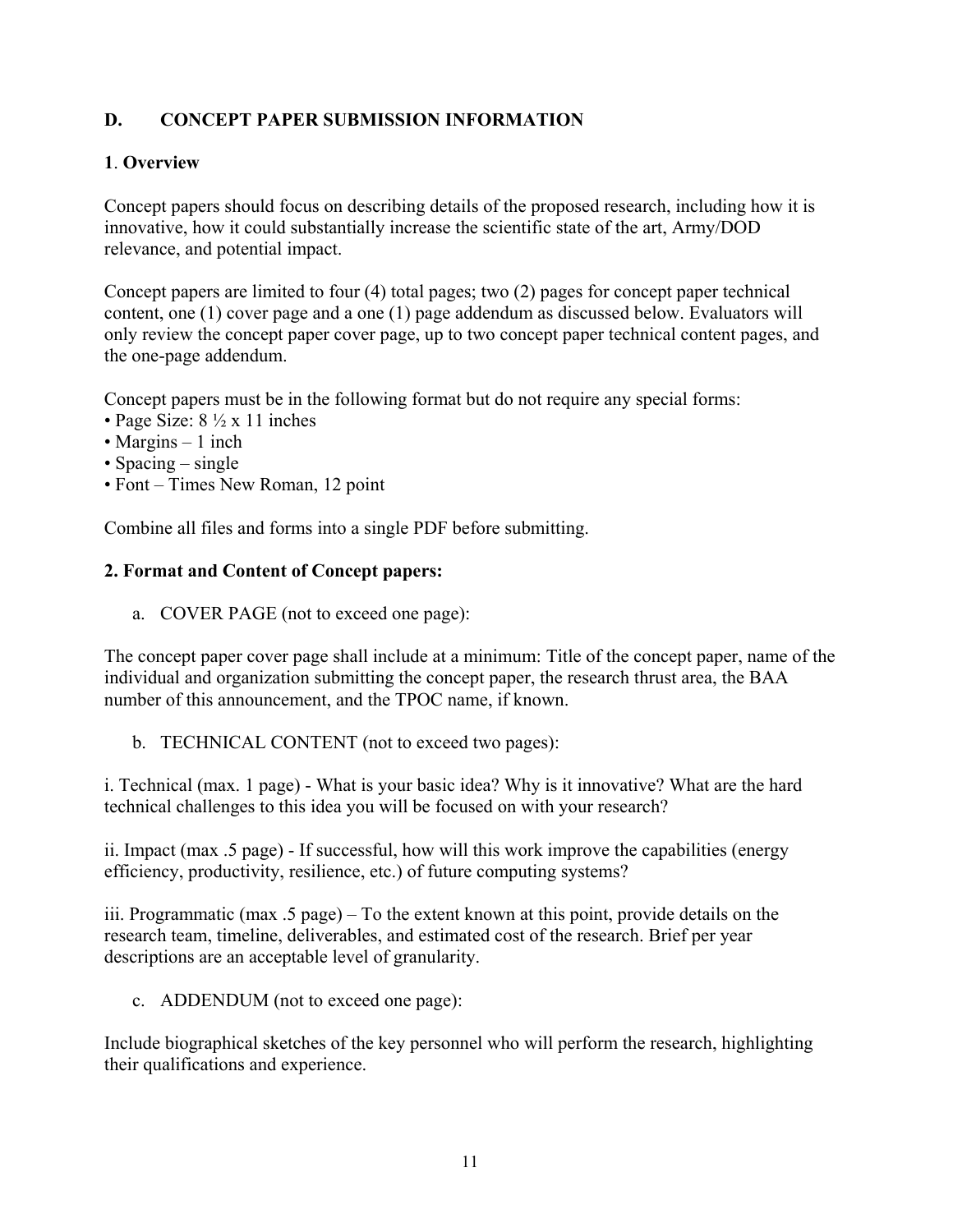## D. CONCEPT PAPER SUBMISSION INFORMATION

### 1. Overview

Concept papers should focus on describing details of the proposed research, including how it is innovative, how it could substantially increase the scientific state of the art, Army/DOD relevance, and potential impact.

Concept papers are limited to four (4) total pages; two (2) pages for concept paper technical content, one (1) cover page and a one (1) page addendum as discussed below. Evaluators will only review the concept paper cover page, up to two concept paper technical content pages, and the one-page addendum.

Concept papers must be in the following format but do not require any special forms:

- Page Size: 8 ½ x 11 inches
- Margins – 1 inch
- Spacing – single
- Font – Times New Roman, 12 point

Combine all files and forms into a single PDF before submitting.

### 2. Format and Content of Concept papers:

a. COVER PAGE (not to exceed one page):

The concept paper cover page shall include at a minimum: Title of the concept paper, name of the individual and organization submitting the concept paper, the research thrust area, the BAA number of this announcement, and the TPOC name, if known.

b. TECHNICAL CONTENT (not to exceed two pages):

i. Technical (max. 1 page) - What is your basic idea? Why is it innovative? What are the hard technical challenges to this idea you will be focused on with your research?

ii. Impact (max .5 page) - If successful, how will this work improve the capabilities (energy efficiency, productivity, resilience, etc.) of future computing systems?

iii. Programmatic (max .5 page) – To the extent known at this point, provide details on the research team, timeline, deliverables, and estimated cost of the research. Brief per year descriptions are an acceptable level of granularity.

c. ADDENDUM (not to exceed one page):

Include biographical sketches of the key personnel who will perform the research, highlighting their qualifications and experience.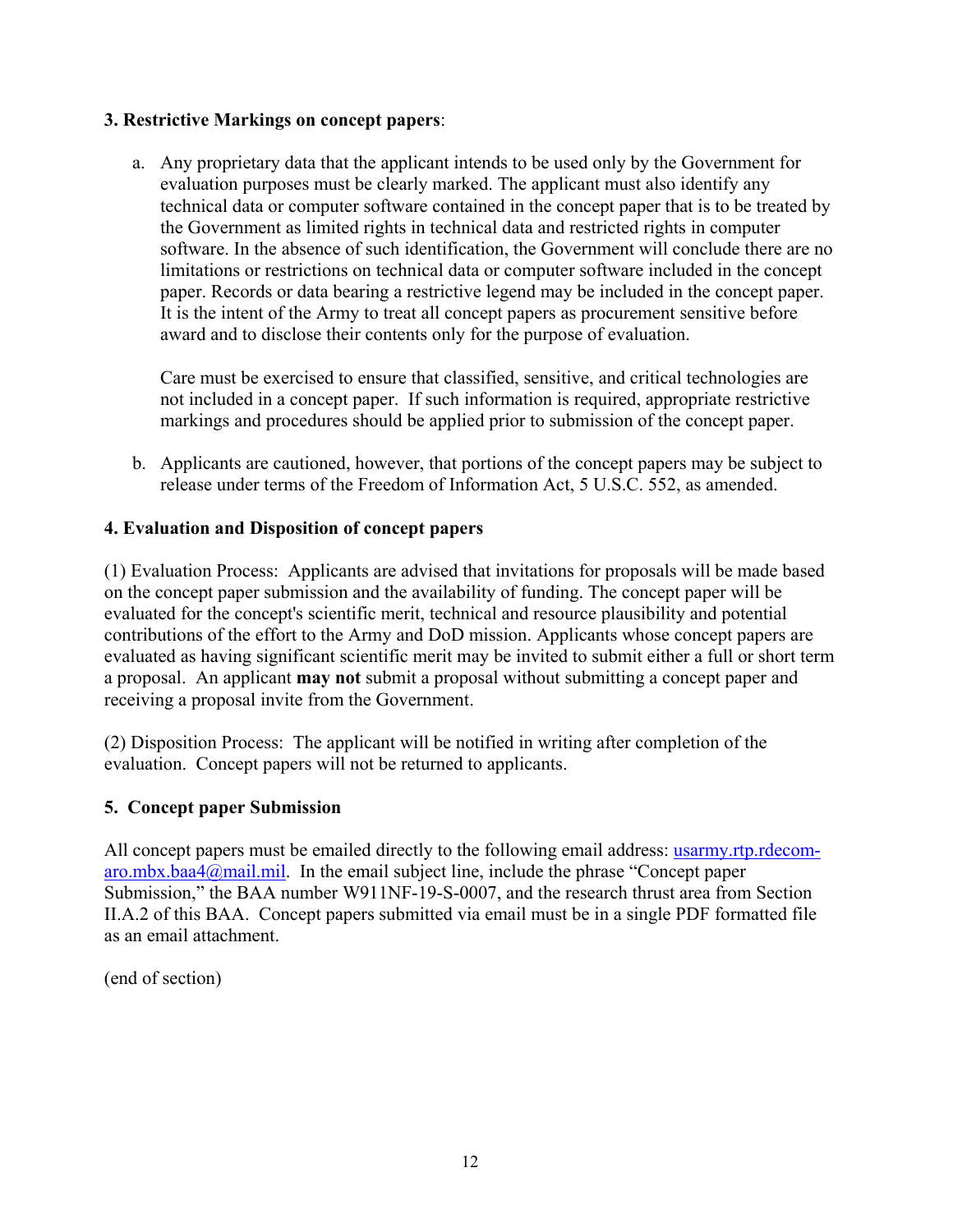**3. Restrictive Markings on concept papers**:

a. Any proprietary data that the applicant intends to be used only by the Government for evaluation purposes must be clearly marked. The applicant must also identify any technical data or computer software contained in the concept paper that is to be treated by the Government as limited rights in technical data and restricted rights in computer software. In the absence of such identification, the Government will conclude there are no limitations or restrictions on technical data or computer software included in the concept paper. Records or data bearing a restrictive legend may be included in the concept paper. It is the intent of the Army to treat all concept papers as procurement sensitive before award and to disclose their contents only for the purpose of evaluation.

   Care must be exercised to ensure that classified, sensitive, and critical technologies are not included in a concept paper. If such information is required, appropriate restrictive markings and procedures should be applied prior to submission of the concept paper.

b. Applicants are cautioned, however, that portions of the concept papers may be subject to release under terms of the Freedom of Information Act, 5 U.S.C. 552, as amended.

**4. Evaluation and Disposition of concept papers**

(1) Evaluation Process: Applicants are advised that invitations for proposals will be made based on the concept paper submission and the availability of funding. The concept paper will be evaluated for the concept's scientific merit, technical and resource plausibility and potential contributions of the effort to the Army and DoD mission. Applicants whose concept papers are evaluated as having significant scientific merit may be invited to submit either a full or short term a proposal. An applicant **may not** submit a proposal without submitting a concept paper and receiving a proposal invite from the Government.

(2) Disposition Process: The applicant will be notified in writing after completion of the evaluation. Concept papers will not be returned to applicants.

**5. Concept paper Submission**

All concept papers must be emailed directly to the following email address: usarmy.rtp.rdecom-aro.mbx.baa4@mail.mil. In the email subject line, include the phrase "Concept paper Submission," the BAA number W911NF-19-S-0007, and the research thrust area from Section II.A.2 of this BAA. Concept papers submitted via email must be in a single PDF formatted file as an email attachment.

(end of section)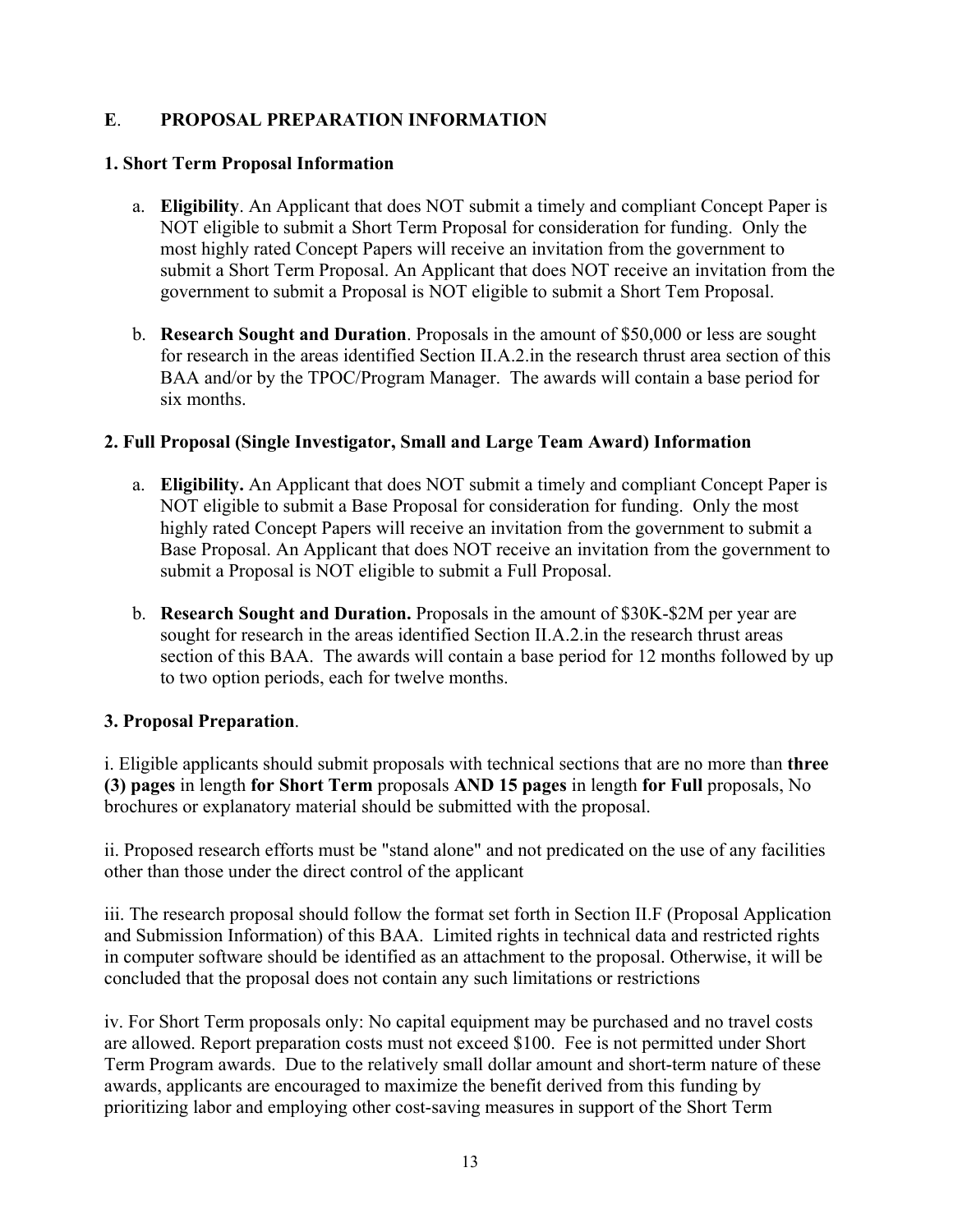## E. PROPOSAL PREPARATION INFORMATION

### 1. Short Term Proposal Information

a. **Eligibility**. An Applicant that does NOT submit a timely and compliant Concept Paper is NOT eligible to submit a Short Term Proposal for consideration for funding. Only the most highly rated Concept Papers will receive an invitation from the government to submit a Short Term Proposal. An Applicant that does NOT receive an invitation from the government to submit a Proposal is NOT eligible to submit a Short Tem Proposal.

b. **Research Sought and Duration**. Proposals in the amount of $50,000 or less are sought for research in the areas identified Section II.A.2.in the research thrust area section of this BAA and/or by the TPOC/Program Manager. The awards will contain a base period for six months.

### 2. Full Proposal (Single Investigator, Small and Large Team Award) Information

a. **Eligibility.** An Applicant that does NOT submit a timely and compliant Concept Paper is NOT eligible to submit a Base Proposal for consideration for funding. Only the most highly rated Concept Papers will receive an invitation from the government to submit a Base Proposal. An Applicant that does NOT receive an invitation from the government to submit a Proposal is NOT eligible to submit a Full Proposal.

b. **Research Sought and Duration.** Proposals in the amount of $30K-$2M per year are sought for research in the areas identified Section II.A.2.in the research thrust areas section of this BAA. The awards will contain a base period for 12 months followed by up to two option periods, each for twelve months.

### 3. Proposal Preparation.

i. Eligible applicants should submit proposals with technical sections that are no more than **three (3) pages** in length **for Short Term** proposals **AND 15 pages** in length **for Full** proposals, No brochures or explanatory material should be submitted with the proposal.

ii. Proposed research efforts must be "stand alone" and not predicated on the use of any facilities other than those under the direct control of the applicant

iii. The research proposal should follow the format set forth in Section II.F (Proposal Application and Submission Information) of this BAA. Limited rights in technical data and restricted rights in computer software should be identified as an attachment to the proposal. Otherwise, it will be concluded that the proposal does not contain any such limitations or restrictions

iv. For Short Term proposals only: No capital equipment may be purchased and no travel costs are allowed. Report preparation costs must not exceed $100. Fee is not permitted under Short Term Program awards. Due to the relatively small dollar amount and short-term nature of these awards, applicants are encouraged to maximize the benefit derived from this funding by prioritizing labor and employing other cost-saving measures in support of the Short Term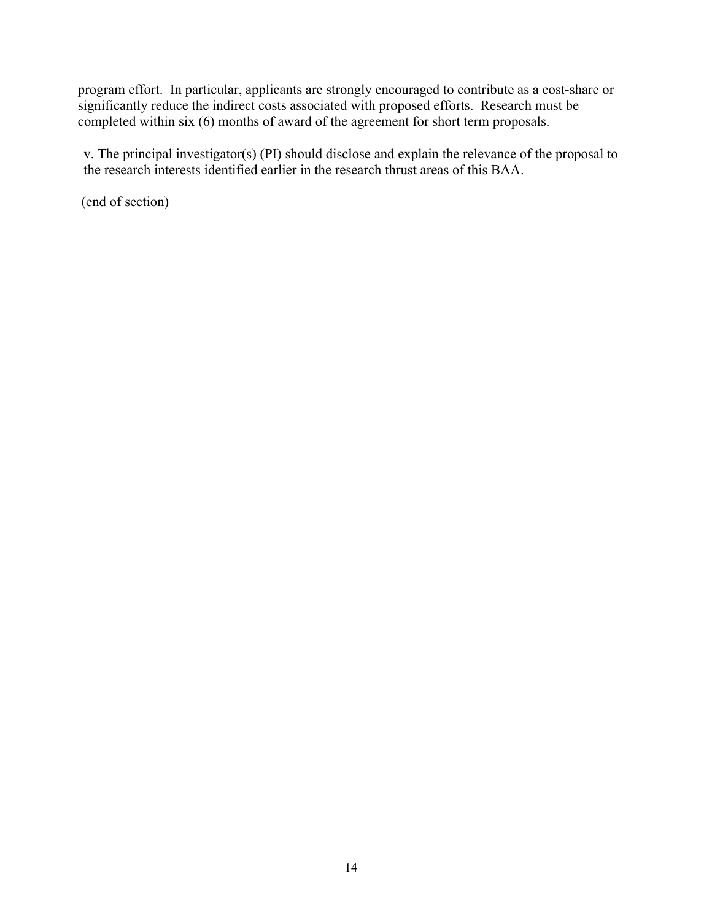program effort. In particular, applicants are strongly encouraged to contribute as a cost-share or significantly reduce the indirect costs associated with proposed efforts. Research must be completed within six (6) months of award of the agreement for short term proposals.

v. The principal investigator(s) (PI) should disclose and explain the relevance of the proposal to the research interests identified earlier in the research thrust areas of this BAA.

(end of section)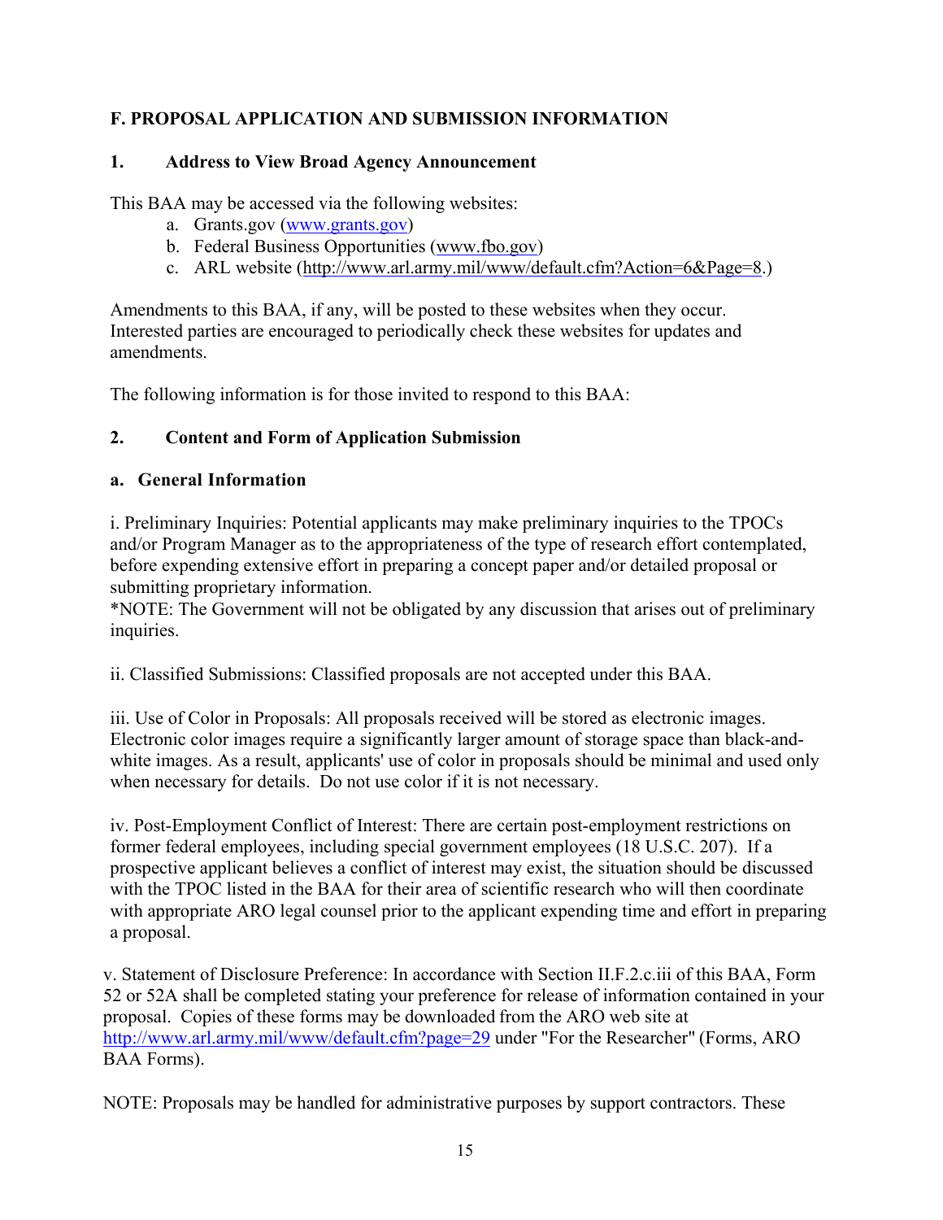## F. PROPOSAL APPLICATION AND SUBMISSION INFORMATION

### 1. Address to View Broad Agency Announcement

This BAA may be accessed via the following websites:

a. Grants.gov (www.grants.gov)
b. Federal Business Opportunities (www.fbo.gov)
c. ARL website (http://www.arl.army.mil/www/default.cfm?Action=6&Page=8.)

Amendments to this BAA, if any, will be posted to these websites when they occur. Interested parties are encouraged to periodically check these websites for updates and amendments.

The following information is for those invited to respond to this BAA:

### 2. Content and Form of Application Submission

#### a. General Information

i. Preliminary Inquiries: Potential applicants may make preliminary inquiries to the TPOCs and/or Program Manager as to the appropriateness of the type of research effort contemplated, before expending extensive effort in preparing a concept paper and/or detailed proposal or submitting proprietary information.
*NOTE: The Government will not be obligated by any discussion that arises out of preliminary inquiries.

ii. Classified Submissions: Classified proposals are not accepted under this BAA.

iii. Use of Color in Proposals: All proposals received will be stored as electronic images. Electronic color images require a significantly larger amount of storage space than black-and-white images. As a result, applicants' use of color in proposals should be minimal and used only when necessary for details. Do not use color if it is not necessary.

iv. Post-Employment Conflict of Interest: There are certain post-employment restrictions on former federal employees, including special government employees (18 U.S.C. 207). If a prospective applicant believes a conflict of interest may exist, the situation should be discussed with the TPOC listed in the BAA for their area of scientific research who will then coordinate with appropriate ARO legal counsel prior to the applicant expending time and effort in preparing a proposal.

v. Statement of Disclosure Preference: In accordance with Section II.F.2.c.iii of this BAA, Form 52 or 52A shall be completed stating your preference for release of information contained in your proposal. Copies of these forms may be downloaded from the ARO web site at http://www.arl.army.mil/www/default.cfm?page=29 under "For the Researcher" (Forms, ARO BAA Forms).

NOTE: Proposals may be handled for administrative purposes by support contractors. These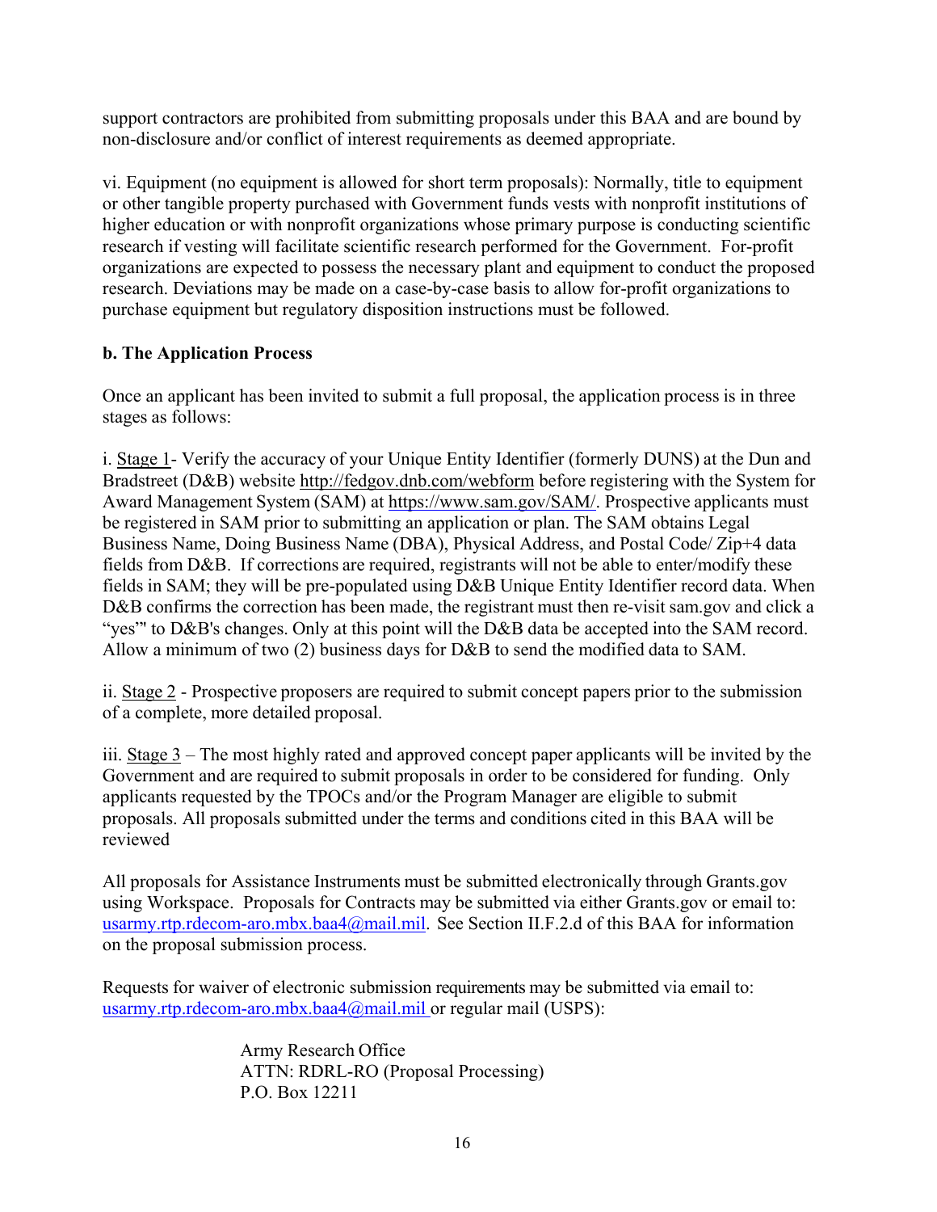support contractors are prohibited from submitting proposals under this BAA and are bound by non-disclosure and/or conflict of interest requirements as deemed appropriate.

vi. Equipment (no equipment is allowed for short term proposals): Normally, title to equipment or other tangible property purchased with Government funds vests with nonprofit institutions of higher education or with nonprofit organizations whose primary purpose is conducting scientific research if vesting will facilitate scientific research performed for the Government. For-profit organizations are expected to possess the necessary plant and equipment to conduct the proposed research. Deviations may be made on a case-by-case basis to allow for-profit organizations to purchase equipment but regulatory disposition instructions must be followed.

**b. The Application Process**

Once an applicant has been invited to submit a full proposal, the application process is in three stages as follows:

i. Stage 1- Verify the accuracy of your Unique Entity Identifier (formerly DUNS) at the Dun and Bradstreet (D&B) website http://fedgov.dnb.com/webform before registering with the System for Award Management System (SAM) at https://www.sam.gov/SAM/. Prospective applicants must be registered in SAM prior to submitting an application or plan. The SAM obtains Legal Business Name, Doing Business Name (DBA), Physical Address, and Postal Code/ Zip+4 data fields from D&B. If corrections are required, registrants will not be able to enter/modify these fields in SAM; they will be pre-populated using D&B Unique Entity Identifier record data. When D&B confirms the correction has been made, the registrant must then re-visit sam.gov and click a "yes"' to D&B's changes. Only at this point will the D&B data be accepted into the SAM record. Allow a minimum of two (2) business days for D&B to send the modified data to SAM.

ii. Stage 2 - Prospective proposers are required to submit concept papers prior to the submission of a complete, more detailed proposal.

iii. Stage 3 – The most highly rated and approved concept paper applicants will be invited by the Government and are required to submit proposals in order to be considered for funding. Only applicants requested by the TPOCs and/or the Program Manager are eligible to submit proposals. All proposals submitted under the terms and conditions cited in this BAA will be reviewed

All proposals for Assistance Instruments must be submitted electronically through Grants.gov using Workspace. Proposals for Contracts may be submitted via either Grants.gov or email to: usarmy.rtp.rdecom-aro.mbx.baa4@mail.mil. See Section II.F.2.d of this BAA for information on the proposal submission process.

Requests for waiver of electronic submission requirements may be submitted via email to: usarmy.rtp.rdecom-aro.mbx.baa4@mail.mil or regular mail (USPS):

Army Research Office  
ATTN: RDRL-RO (Proposal Processing)  
P.O. Box 12211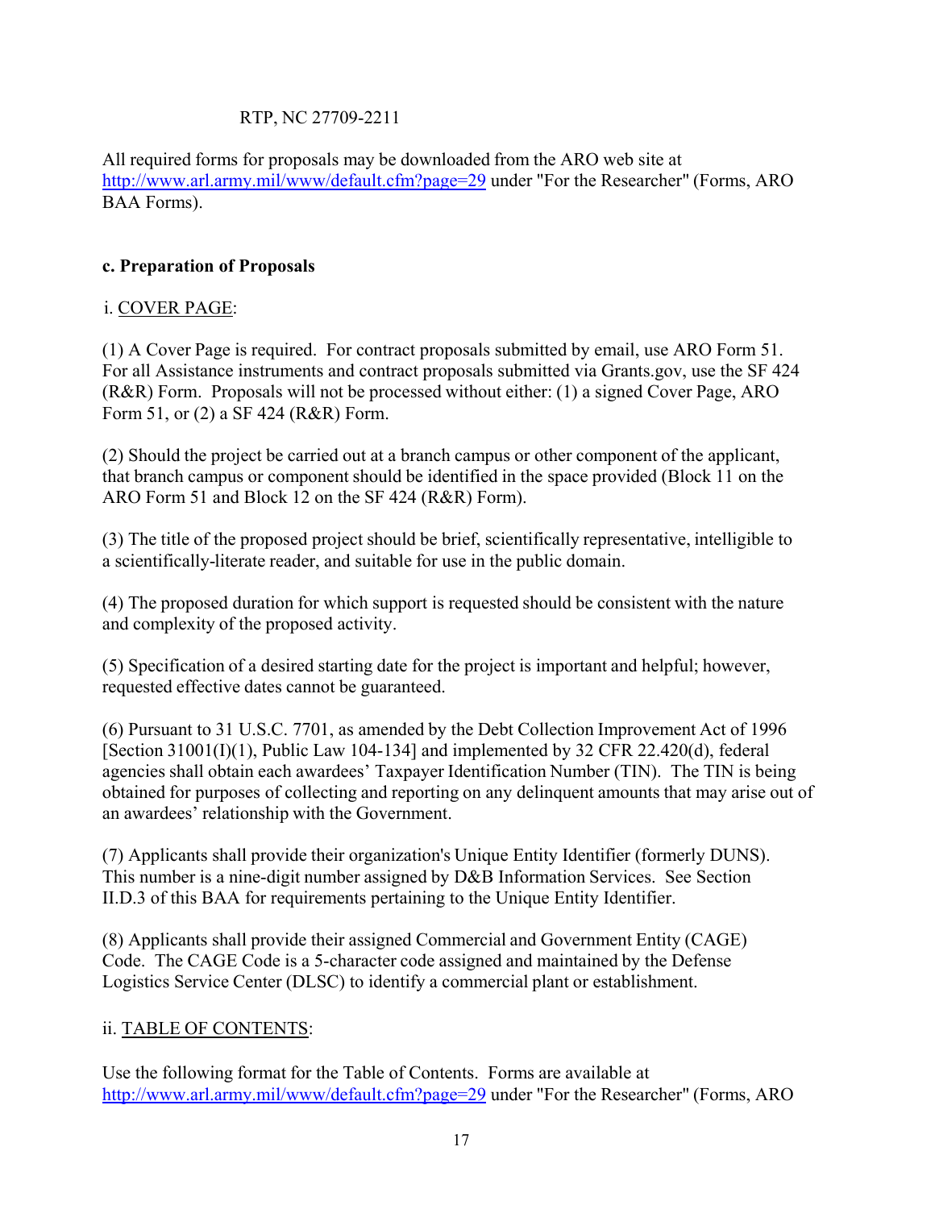RTP, NC 27709-2211

All required forms for proposals may be downloaded from the ARO web site at http://www.arl.army.mil/www/default.cfm?page=29 under "For the Researcher" (Forms, ARO BAA Forms).

**c. Preparation of Proposals**

i. COVER PAGE:

(1) A Cover Page is required. For contract proposals submitted by email, use ARO Form 51. For all Assistance instruments and contract proposals submitted via Grants.gov, use the SF 424 (R&R) Form. Proposals will not be processed without either: (1) a signed Cover Page, ARO Form 51, or (2) a SF 424 (R&R) Form.

(2) Should the project be carried out at a branch campus or other component of the applicant, that branch campus or component should be identified in the space provided (Block 11 on the ARO Form 51 and Block 12 on the SF 424 (R&R) Form).

(3) The title of the proposed project should be brief, scientifically representative, intelligible to a scientifically-literate reader, and suitable for use in the public domain.

(4) The proposed duration for which support is requested should be consistent with the nature and complexity of the proposed activity.

(5) Specification of a desired starting date for the project is important and helpful; however, requested effective dates cannot be guaranteed.

(6) Pursuant to 31 U.S.C. 7701, as amended by the Debt Collection Improvement Act of 1996 [Section 31001(I)(1), Public Law 104-134] and implemented by 32 CFR 22.420(d), federal agencies shall obtain each awardees' Taxpayer Identification Number (TIN). The TIN is being obtained for purposes of collecting and reporting on any delinquent amounts that may arise out of an awardees' relationship with the Government.

(7) Applicants shall provide their organization's Unique Entity Identifier (formerly DUNS). This number is a nine-digit number assigned by D&B Information Services. See Section II.D.3 of this BAA for requirements pertaining to the Unique Entity Identifier.

(8) Applicants shall provide their assigned Commercial and Government Entity (CAGE) Code. The CAGE Code is a 5-character code assigned and maintained by the Defense Logistics Service Center (DLSC) to identify a commercial plant or establishment.

ii. TABLE OF CONTENTS:

Use the following format for the Table of Contents. Forms are available at http://www.arl.army.mil/www/default.cfm?page=29 under "For the Researcher" (Forms, ARO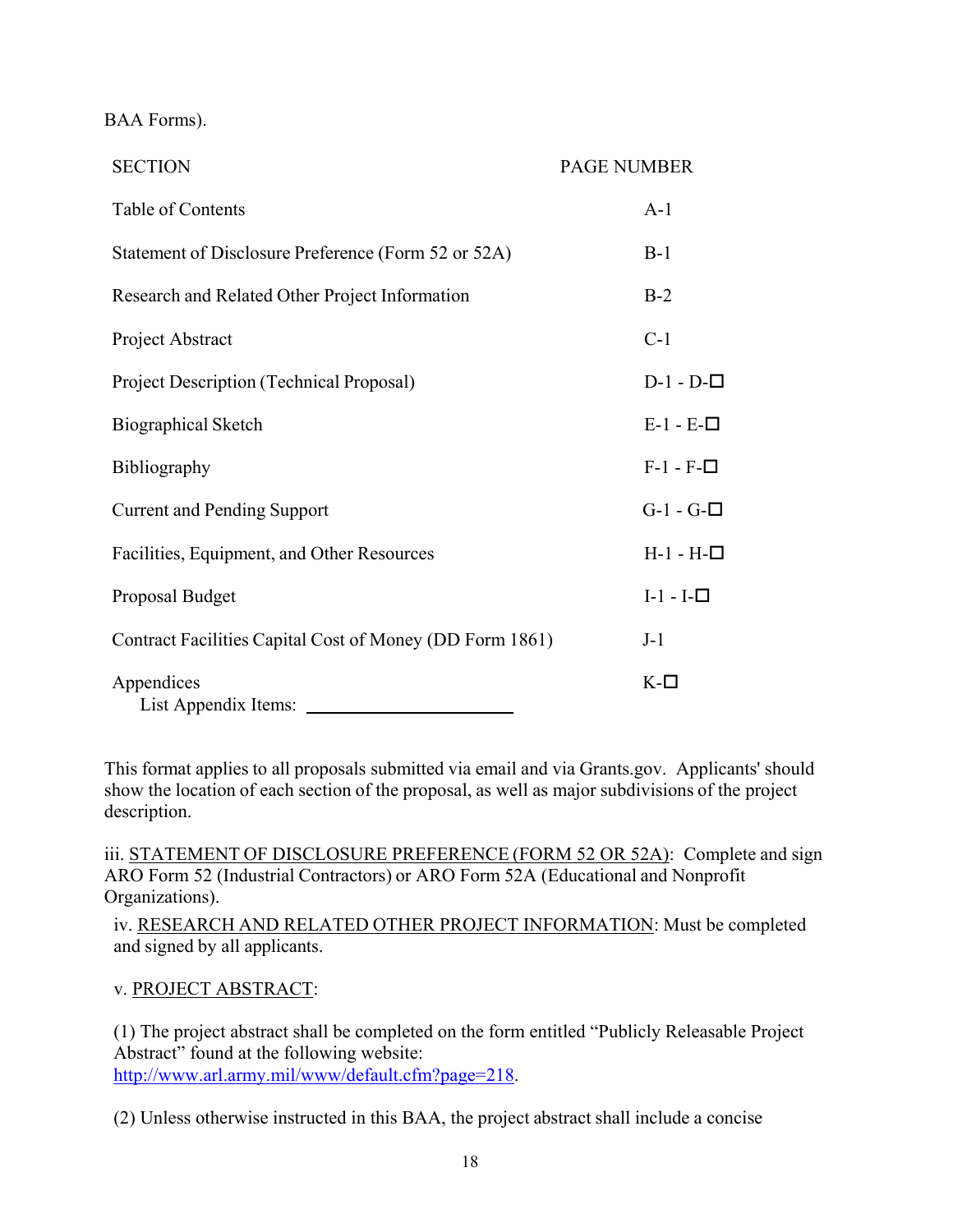BAA Forms).

| SECTION | PAGE NUMBER |
| --- | --- |
| Table of Contents | A-1 |
| Statement of Disclosure Preference (Form 52 or 52A) | B-1 |
| Research and Related Other Project Information | B-2 |
| Project Abstract | C-1 |
| Project Description (Technical Proposal) | D-1 - D-☐ |
| Biographical Sketch | E-1 - E-☐ |
| Bibliography | F-1 - F-☐ |
| Current and Pending Support | G-1 - G-☐ |
| Facilities, Equipment, and Other Resources | H-1 - H-☐ |
| Proposal Budget | I-1 - I-☐ |
| Contract Facilities Capital Cost of Money (DD Form 1861) | J-1 |
| Appendices<br>List Appendix Items: ____________________ | K-☐ |

This format applies to all proposals submitted via email and via Grants.gov. Applicants' should show the location of each section of the proposal, as well as major subdivisions of the project description.

iii. STATEMENT OF DISCLOSURE PREFERENCE (FORM 52 OR 52A): Complete and sign ARO Form 52 (Industrial Contractors) or ARO Form 52A (Educational and Nonprofit Organizations).

iv. RESEARCH AND RELATED OTHER PROJECT INFORMATION: Must be completed and signed by all applicants.

v. PROJECT ABSTRACT:

(1) The project abstract shall be completed on the form entitled "Publicly Releasable Project Abstract" found at the following website: http://www.arl.army.mil/www/default.cfm?page=218.

(2) Unless otherwise instructed in this BAA, the project abstract shall include a concise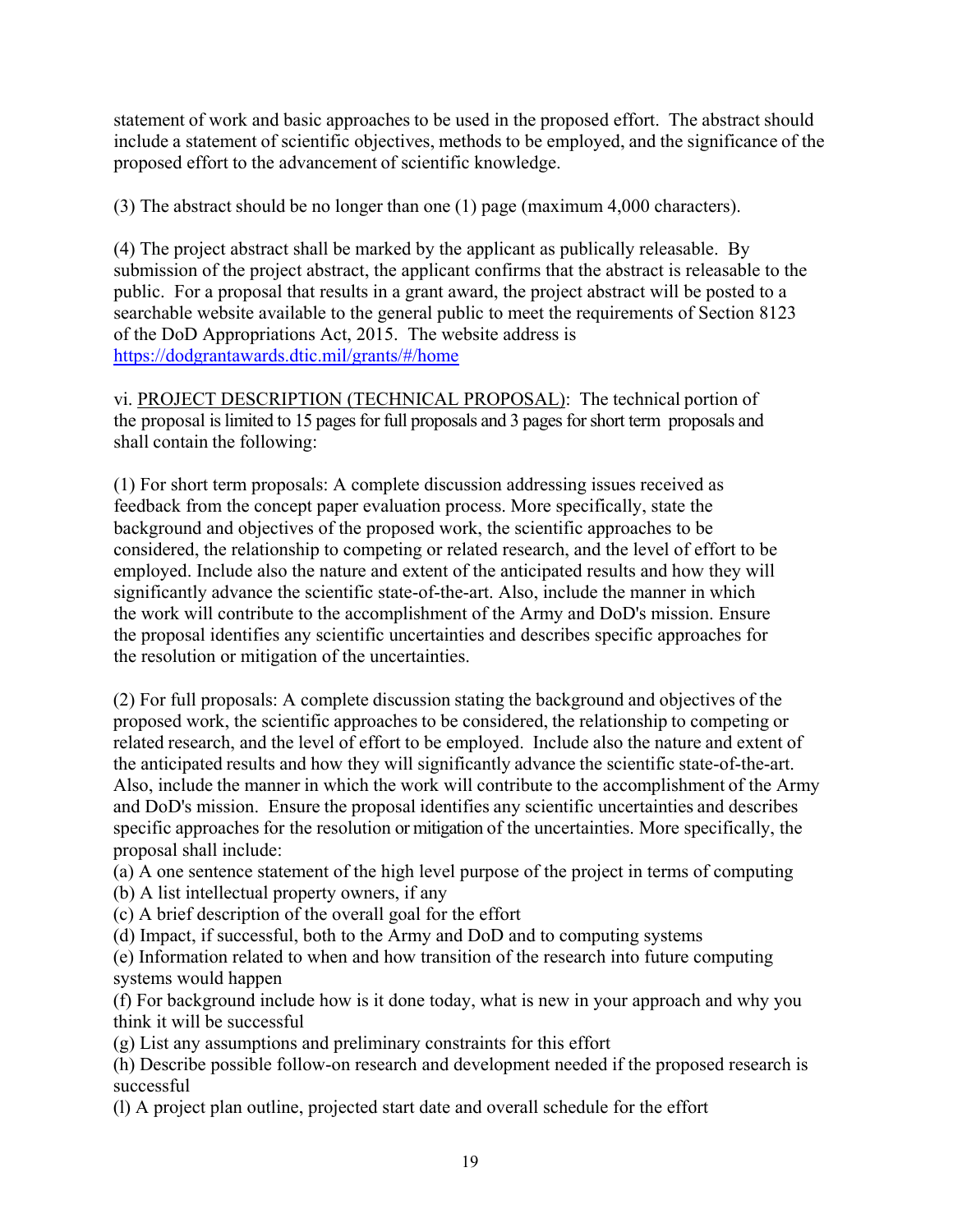statement of work and basic approaches to be used in the proposed effort. The abstract should include a statement of scientific objectives, methods to be employed, and the significance of the proposed effort to the advancement of scientific knowledge.

(3) The abstract should be no longer than one (1) page (maximum 4,000 characters).

(4) The project abstract shall be marked by the applicant as publically releasable. By submission of the project abstract, the applicant confirms that the abstract is releasable to the public. For a proposal that results in a grant award, the project abstract will be posted to a searchable website available to the general public to meet the requirements of Section 8123 of the DoD Appropriations Act, 2015. The website address is https://dodgrantawards.dtic.mil/grants/#/home

vi. PROJECT DESCRIPTION (TECHNICAL PROPOSAL): The technical portion of the proposal is limited to 15 pages for full proposals and 3 pages for short term proposals and shall contain the following:

(1) For short term proposals: A complete discussion addressing issues received as feedback from the concept paper evaluation process. More specifically, state the background and objectives of the proposed work, the scientific approaches to be considered, the relationship to competing or related research, and the level of effort to be employed. Include also the nature and extent of the anticipated results and how they will significantly advance the scientific state-of-the-art. Also, include the manner in which the work will contribute to the accomplishment of the Army and DoD's mission. Ensure the proposal identifies any scientific uncertainties and describes specific approaches for the resolution or mitigation of the uncertainties.

(2) For full proposals: A complete discussion stating the background and objectives of the proposed work, the scientific approaches to be considered, the relationship to competing or related research, and the level of effort to be employed. Include also the nature and extent of the anticipated results and how they will significantly advance the scientific state-of-the-art. Also, include the manner in which the work will contribute to the accomplishment of the Army and DoD's mission. Ensure the proposal identifies any scientific uncertainties and describes specific approaches for the resolution or mitigation of the uncertainties. More specifically, the proposal shall include:

(a) A one sentence statement of the high level purpose of the project in terms of computing
(b) A list intellectual property owners, if any
(c) A brief description of the overall goal for the effort
(d) Impact, if successful, both to the Army and DoD and to computing systems
(e) Information related to when and how transition of the research into future computing systems would happen
(f) For background include how is it done today, what is new in your approach and why you think it will be successful
(g) List any assumptions and preliminary constraints for this effort
(h) Describe possible follow-on research and development needed if the proposed research is successful
(l) A project plan outline, projected start date and overall schedule for the effort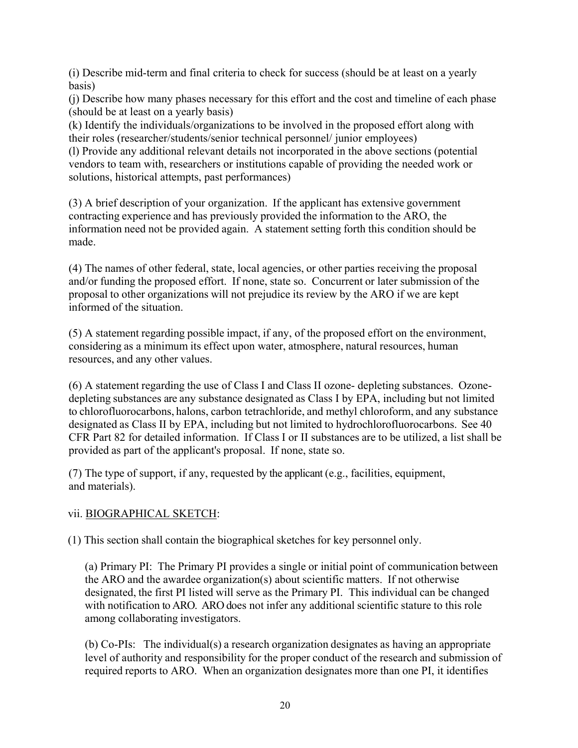(i) Describe mid-term and final criteria to check for success (should be at least on a yearly basis)

(j) Describe how many phases necessary for this effort and the cost and timeline of each phase (should be at least on a yearly basis)

(k) Identify the individuals/organizations to be involved in the proposed effort along with their roles (researcher/students/senior technical personnel/ junior employees)

(l) Provide any additional relevant details not incorporated in the above sections (potential vendors to team with, researchers or institutions capable of providing the needed work or solutions, historical attempts, past performances)

(3) A brief description of your organization. If the applicant has extensive government contracting experience and has previously provided the information to the ARO, the information need not be provided again. A statement setting forth this condition should be made.

(4) The names of other federal, state, local agencies, or other parties receiving the proposal and/or funding the proposed effort. If none, state so. Concurrent or later submission of the proposal to other organizations will not prejudice its review by the ARO if we are kept informed of the situation.

(5) A statement regarding possible impact, if any, of the proposed effort on the environment, considering as a minimum its effect upon water, atmosphere, natural resources, human resources, and any other values.

(6) A statement regarding the use of Class I and Class II ozone- depleting substances. Ozone-depleting substances are any substance designated as Class I by EPA, including but not limited to chlorofluorocarbons, halons, carbon tetrachloride, and methyl chloroform, and any substance designated as Class II by EPA, including but not limited to hydrochlorofluorocarbons. See 40 CFR Part 82 for detailed information. If Class I or II substances are to be utilized, a list shall be provided as part of the applicant's proposal. If none, state so.

(7) The type of support, if any, requested by the applicant (e.g., facilities, equipment, and materials).

vii. <u>BIOGRAPHICAL SKETCH</u>:

(1) This section shall contain the biographical sketches for key personnel only.

(a) Primary PI: The Primary PI provides a single or initial point of communication between the ARO and the awardee organization(s) about scientific matters. If not otherwise designated, the first PI listed will serve as the Primary PI. This individual can be changed with notification to ARO. ARO does not infer any additional scientific stature to this role among collaborating investigators.

(b) Co-PIs: The individual(s) a research organization designates as having an appropriate level of authority and responsibility for the proper conduct of the research and submission of required reports to ARO. When an organization designates more than one PI, it identifies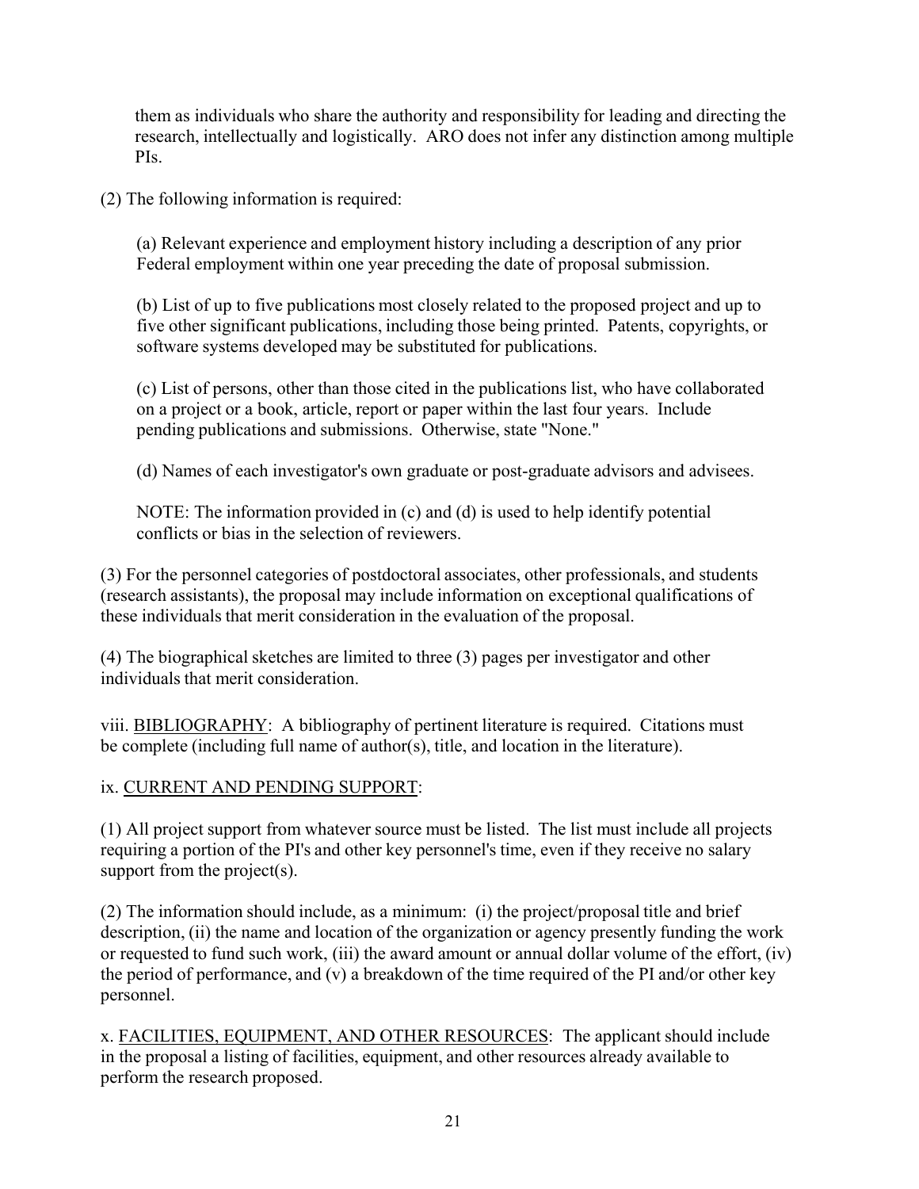them as individuals who share the authority and responsibility for leading and directing the research, intellectually and logistically. ARO does not infer any distinction among multiple PIs.

(2) The following information is required:

(a) Relevant experience and employment history including a description of any prior Federal employment within one year preceding the date of proposal submission.

(b) List of up to five publications most closely related to the proposed project and up to five other significant publications, including those being printed. Patents, copyrights, or software systems developed may be substituted for publications.

(c) List of persons, other than those cited in the publications list, who have collaborated on a project or a book, article, report or paper within the last four years. Include pending publications and submissions. Otherwise, state "None."

(d) Names of each investigator's own graduate or post-graduate advisors and advisees.

NOTE: The information provided in (c) and (d) is used to help identify potential conflicts or bias in the selection of reviewers.

(3) For the personnel categories of postdoctoral associates, other professionals, and students (research assistants), the proposal may include information on exceptional qualifications of these individuals that merit consideration in the evaluation of the proposal.

(4) The biographical sketches are limited to three (3) pages per investigator and other individuals that merit consideration.

viii. <u>BIBLIOGRAPHY</u>: A bibliography of pertinent literature is required. Citations must be complete (including full name of author(s), title, and location in the literature).

ix. <u>CURRENT AND PENDING SUPPORT</u>:

(1) All project support from whatever source must be listed. The list must include all projects requiring a portion of the PI's and other key personnel's time, even if they receive no salary support from the project(s).

(2) The information should include, as a minimum: (i) the project/proposal title and brief description, (ii) the name and location of the organization or agency presently funding the work or requested to fund such work, (iii) the award amount or annual dollar volume of the effort, (iv) the period of performance, and (v) a breakdown of the time required of the PI and/or other key personnel.

x. <u>FACILITIES, EQUIPMENT, AND OTHER RESOURCES</u>: The applicant should include in the proposal a listing of facilities, equipment, and other resources already available to perform the research proposed.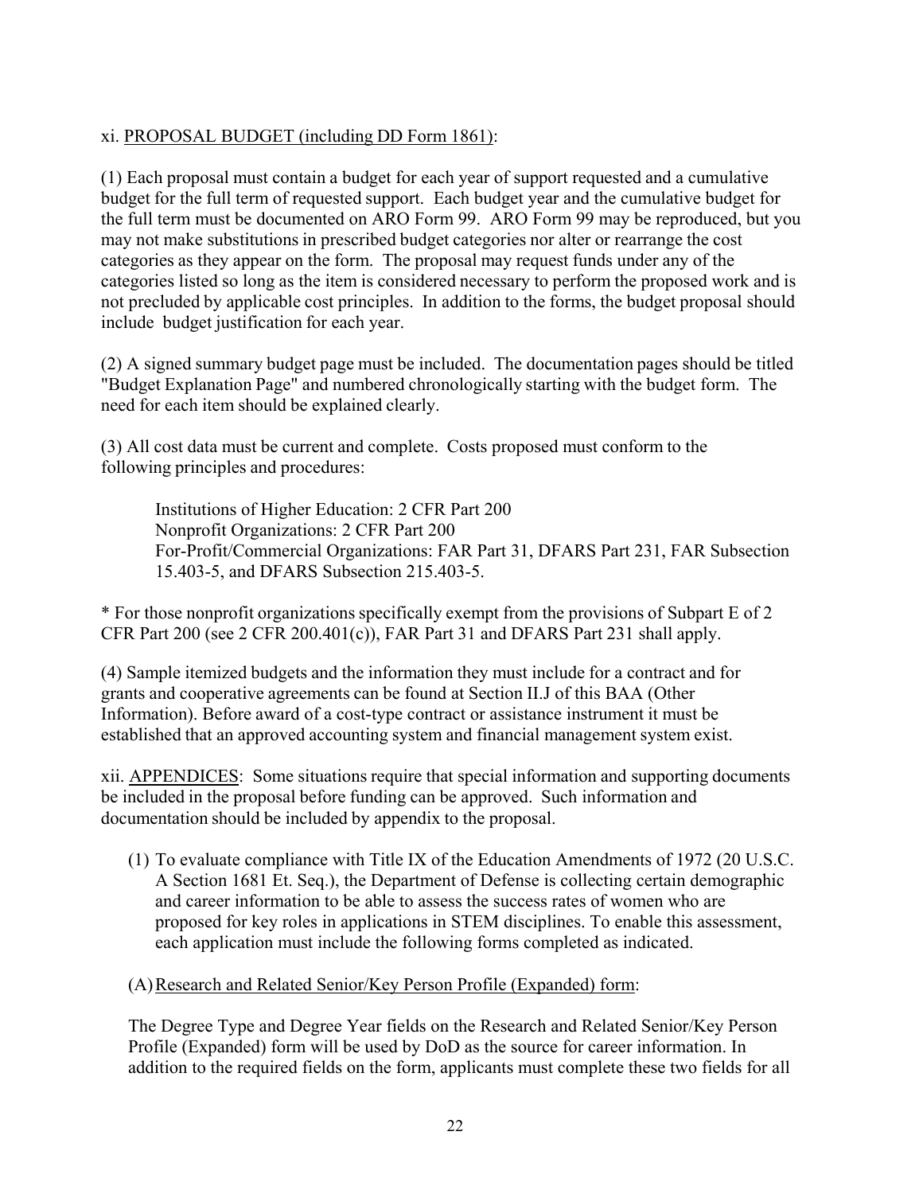xi. PROPOSAL BUDGET (including DD Form 1861):

(1) Each proposal must contain a budget for each year of support requested and a cumulative budget for the full term of requested support. Each budget year and the cumulative budget for the full term must be documented on ARO Form 99. ARO Form 99 may be reproduced, but you may not make substitutions in prescribed budget categories nor alter or rearrange the cost categories as they appear on the form. The proposal may request funds under any of the categories listed so long as the item is considered necessary to perform the proposed work and is not precluded by applicable cost principles. In addition to the forms, the budget proposal should include budget justification for each year.

(2) A signed summary budget page must be included. The documentation pages should be titled "Budget Explanation Page" and numbered chronologically starting with the budget form. The need for each item should be explained clearly.

(3) All cost data must be current and complete. Costs proposed must conform to the following principles and procedures:

> Institutions of Higher Education: 2 CFR Part 200
> Nonprofit Organizations: 2 CFR Part 200
> For-Profit/Commercial Organizations: FAR Part 31, DFARS Part 231, FAR Subsection 15.403-5, and DFARS Subsection 215.403-5.

* For those nonprofit organizations specifically exempt from the provisions of Subpart E of 2 CFR Part 200 (see 2 CFR 200.401(c)), FAR Part 31 and DFARS Part 231 shall apply.

(4) Sample itemized budgets and the information they must include for a contract and for grants and cooperative agreements can be found at Section II.J of this BAA (Other Information). Before award of a cost-type contract or assistance instrument it must be established that an approved accounting system and financial management system exist.

xii. APPENDICES: Some situations require that special information and supporting documents be included in the proposal before funding can be approved. Such information and documentation should be included by appendix to the proposal.

(1) To evaluate compliance with Title IX of the Education Amendments of 1972 (20 U.S.C. A Section 1681 Et. Seq.), the Department of Defense is collecting certain demographic and career information to be able to assess the success rates of women who are proposed for key roles in applications in STEM disciplines. To enable this assessment, each application must include the following forms completed as indicated.

(A) Research and Related Senior/Key Person Profile (Expanded) form:

The Degree Type and Degree Year fields on the Research and Related Senior/Key Person Profile (Expanded) form will be used by DoD as the source for career information. In addition to the required fields on the form, applicants must complete these two fields for all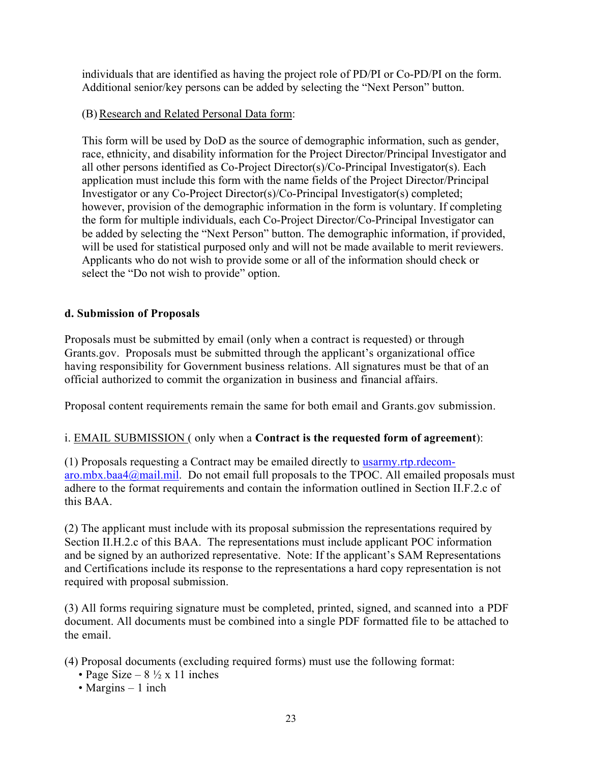individuals that are identified as having the project role of PD/PI or Co-PD/PI on the form. Additional senior/key persons can be added by selecting the "Next Person" button.

(B) Research and Related Personal Data form:

This form will be used by DoD as the source of demographic information, such as gender, race, ethnicity, and disability information for the Project Director/Principal Investigator and all other persons identified as Co-Project Director(s)/Co-Principal Investigator(s). Each application must include this form with the name fields of the Project Director/Principal Investigator or any Co-Project Director(s)/Co-Principal Investigator(s) completed; however, provision of the demographic information in the form is voluntary. If completing the form for multiple individuals, each Co-Project Director/Co-Principal Investigator can be added by selecting the "Next Person" button. The demographic information, if provided, will be used for statistical purposed only and will not be made available to merit reviewers. Applicants who do not wish to provide some or all of the information should check or select the "Do not wish to provide" option.

**d. Submission of Proposals**

Proposals must be submitted by email (only when a contract is requested) or through Grants.gov. Proposals must be submitted through the applicant's organizational office having responsibility for Government business relations. All signatures must be that of an official authorized to commit the organization in business and financial affairs.

Proposal content requirements remain the same for both email and Grants.gov submission.

i. EMAIL SUBMISSION ( only when a **Contract is the requested form of agreement**):

(1) Proposals requesting a Contract may be emailed directly to usarmy.rtp.rdecom-aro.mbx.baa4@mail.mil. Do not email full proposals to the TPOC. All emailed proposals must adhere to the format requirements and contain the information outlined in Section II.F.2.c of this BAA.

(2) The applicant must include with its proposal submission the representations required by Section II.H.2.c of this BAA. The representations must include applicant POC information and be signed by an authorized representative. Note: If the applicant's SAM Representations and Certifications include its response to the representations a hard copy representation is not required with proposal submission.

(3) All forms requiring signature must be completed, printed, signed, and scanned into a PDF document. All documents must be combined into a single PDF formatted file to be attached to the email.

(4) Proposal documents (excluding required forms) must use the following format:

- Page Size – 8 ½ x 11 inches
- Margins – 1 inch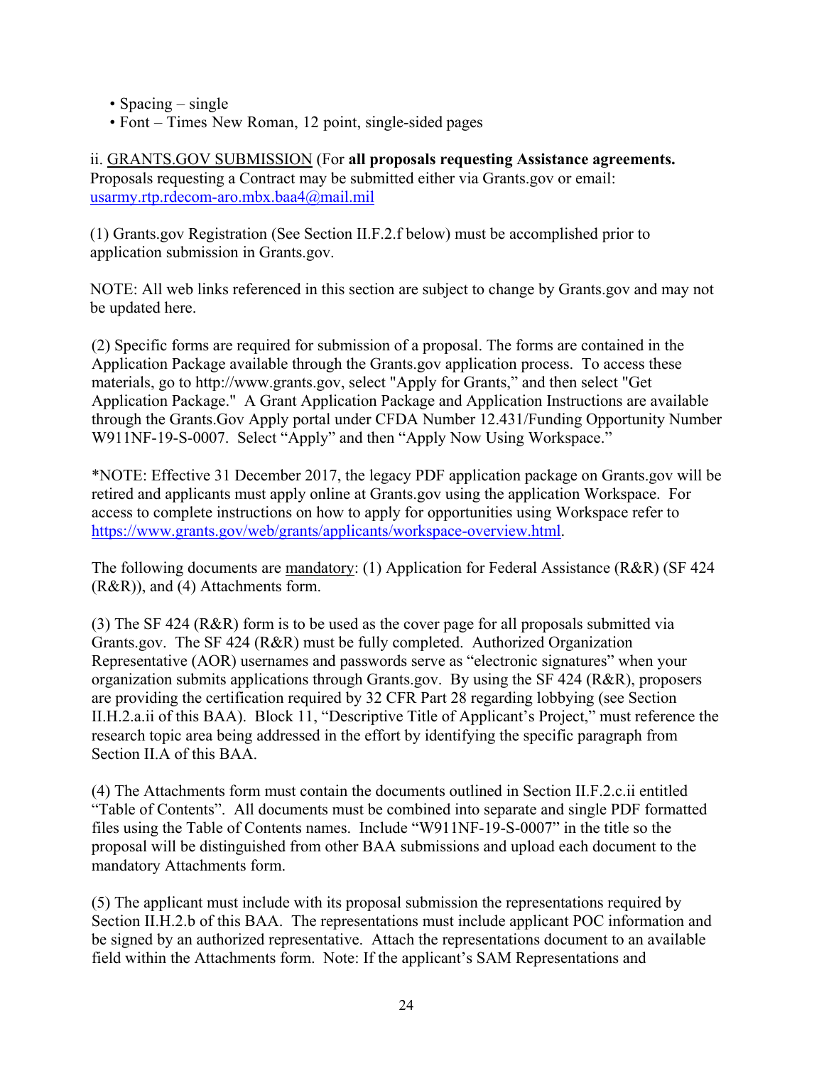- Spacing – single
- Font – Times New Roman, 12 point, single-sided pages

ii. GRANTS.GOV SUBMISSION (For **all proposals requesting Assistance agreements.** Proposals requesting a Contract may be submitted either via Grants.gov or email: usarmy.rtp.rdecom-aro.mbx.baa4@mail.mil

(1) Grants.gov Registration (See Section II.F.2.f below) must be accomplished prior to application submission in Grants.gov.

NOTE: All web links referenced in this section are subject to change by Grants.gov and may not be updated here.

(2) Specific forms are required for submission of a proposal. The forms are contained in the Application Package available through the Grants.gov application process. To access these materials, go to http://www.grants.gov, select "Apply for Grants," and then select "Get Application Package." A Grant Application Package and Application Instructions are available through the Grants.Gov Apply portal under CFDA Number 12.431/Funding Opportunity Number W911NF-19-S-0007. Select "Apply" and then "Apply Now Using Workspace."

*NOTE: Effective 31 December 2017, the legacy PDF application package on Grants.gov will be retired and applicants must apply online at Grants.gov using the application Workspace. For access to complete instructions on how to apply for opportunities using Workspace refer to https://www.grants.gov/web/grants/applicants/workspace-overview.html.

The following documents are mandatory: (1) Application for Federal Assistance (R&R) (SF 424 (R&R)), and (4) Attachments form.

(3) The SF 424 (R&R) form is to be used as the cover page for all proposals submitted via Grants.gov. The SF 424 (R&R) must be fully completed. Authorized Organization Representative (AOR) usernames and passwords serve as "electronic signatures" when your organization submits applications through Grants.gov. By using the SF 424 (R&R), proposers are providing the certification required by 32 CFR Part 28 regarding lobbying (see Section II.H.2.a.ii of this BAA). Block 11, "Descriptive Title of Applicant's Project," must reference the research topic area being addressed in the effort by identifying the specific paragraph from Section II.A of this BAA.

(4) The Attachments form must contain the documents outlined in Section II.F.2.c.ii entitled "Table of Contents". All documents must be combined into separate and single PDF formatted files using the Table of Contents names. Include "W911NF-19-S-0007" in the title so the proposal will be distinguished from other BAA submissions and upload each document to the mandatory Attachments form.

(5) The applicant must include with its proposal submission the representations required by Section II.H.2.b of this BAA. The representations must include applicant POC information and be signed by an authorized representative. Attach the representations document to an available field within the Attachments form. Note: If the applicant's SAM Representations and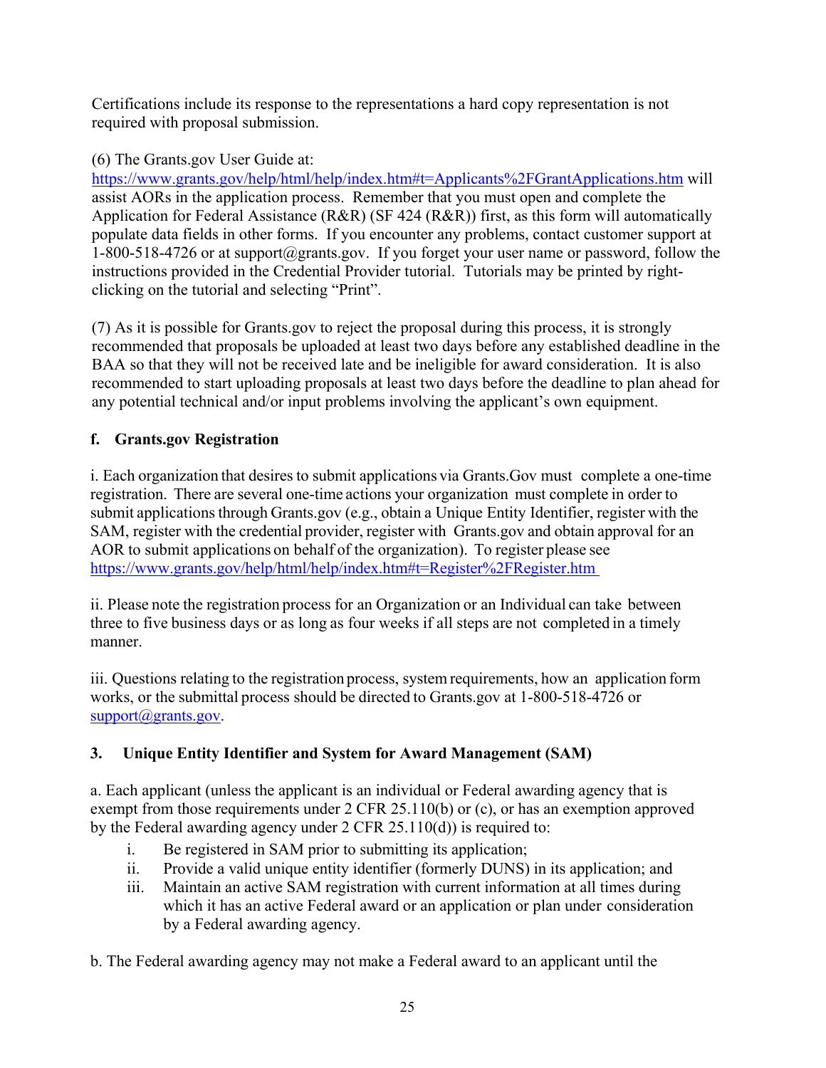Certifications include its response to the representations a hard copy representation is not required with proposal submission.

(6) The Grants.gov User Guide at: https://www.grants.gov/help/html/help/index.htm#t=Applicants%2FGrantApplications.htm will assist AORs in the application process. Remember that you must open and complete the Application for Federal Assistance (R&R) (SF 424 (R&R)) first, as this form will automatically populate data fields in other forms. If you encounter any problems, contact customer support at 1-800-518-4726 or at support@grants.gov. If you forget your user name or password, follow the instructions provided in the Credential Provider tutorial. Tutorials may be printed by right-clicking on the tutorial and selecting "Print".

(7) As it is possible for Grants.gov to reject the proposal during this process, it is strongly recommended that proposals be uploaded at least two days before any established deadline in the BAA so that they will not be received late and be ineligible for award consideration. It is also recommended to start uploading proposals at least two days before the deadline to plan ahead for any potential technical and/or input problems involving the applicant's own equipment.

**f. Grants.gov Registration**

i. Each organization that desires to submit applications via Grants.Gov must complete a one-time registration. There are several one-time actions your organization must complete in order to submit applications through Grants.gov (e.g., obtain a Unique Entity Identifier, register with the SAM, register with the credential provider, register with Grants.gov and obtain approval for an AOR to submit applications on behalf of the organization). To register please see https://www.grants.gov/help/html/help/index.htm#t=Register%2FRegister.htm

ii. Please note the registration process for an Organization or an Individual can take between three to five business days or as long as four weeks if all steps are not completed in a timely manner.

iii. Questions relating to the registration process, system requirements, how an application form works, or the submittal process should be directed to Grants.gov at 1-800-518-4726 or support@grants.gov.

**3. Unique Entity Identifier and System for Award Management (SAM)**

a. Each applicant (unless the applicant is an individual or Federal awarding agency that is exempt from those requirements under 2 CFR 25.110(b) or (c), or has an exemption approved by the Federal awarding agency under 2 CFR 25.110(d)) is required to:

i. Be registered in SAM prior to submitting its application;
ii. Provide a valid unique entity identifier (formerly DUNS) in its application; and
iii. Maintain an active SAM registration with current information at all times during which it has an active Federal award or an application or plan under consideration by a Federal awarding agency.

b. The Federal awarding agency may not make a Federal award to an applicant until the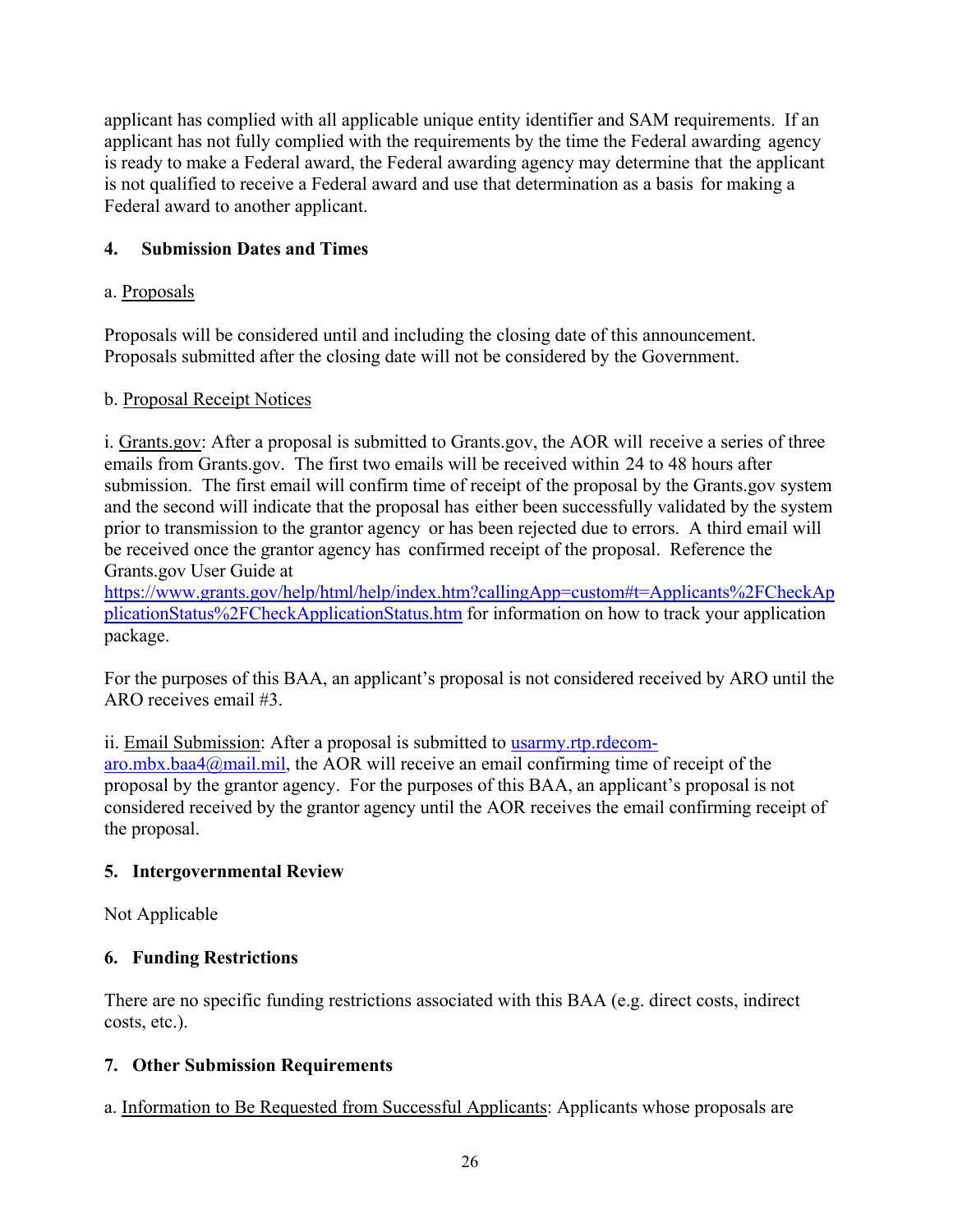applicant has complied with all applicable unique entity identifier and SAM requirements. If an applicant has not fully complied with the requirements by the time the Federal awarding agency is ready to make a Federal award, the Federal awarding agency may determine that the applicant is not qualified to receive a Federal award and use that determination as a basis for making a Federal award to another applicant.

## 4. Submission Dates and Times

a. Proposals

Proposals will be considered until and including the closing date of this announcement. Proposals submitted after the closing date will not be considered by the Government.

b. Proposal Receipt Notices

i. Grants.gov: After a proposal is submitted to Grants.gov, the AOR will receive a series of three emails from Grants.gov. The first two emails will be received within 24 to 48 hours after submission. The first email will confirm time of receipt of the proposal by the Grants.gov system and the second will indicate that the proposal has either been successfully validated by the system prior to transmission to the grantor agency or has been rejected due to errors. A third email will be received once the grantor agency has confirmed receipt of the proposal. Reference the Grants.gov User Guide at [https://www.grants.gov/help/html/help/index.htm?callingApp=custom#t=Applicants%2FCheckApplicationStatus%2FCheckApplicationStatus.htm](https://www.grants.gov/help/html/help/index.htm?callingApp=custom#t=Applicants%2FCheckApplicationStatus%2FCheckApplicationStatus.htm) for information on how to track your application package.

For the purposes of this BAA, an applicant's proposal is not considered received by ARO until the ARO receives email #3.

ii. Email Submission: After a proposal is submitted to [usarmy.rtp.rdecom-aro.mbx.baa4@mail.mil](mailto:usarmy.rtp.rdecom-aro.mbx.baa4@mail.mil), the AOR will receive an email confirming time of receipt of the proposal by the grantor agency. For the purposes of this BAA, an applicant's proposal is not considered received by the grantor agency until the AOR receives the email confirming receipt of the proposal.

## 5. Intergovernmental Review

Not Applicable

## 6. Funding Restrictions

There are no specific funding restrictions associated with this BAA (e.g. direct costs, indirect costs, etc.).

## 7. Other Submission Requirements

a. Information to Be Requested from Successful Applicants: Applicants whose proposals are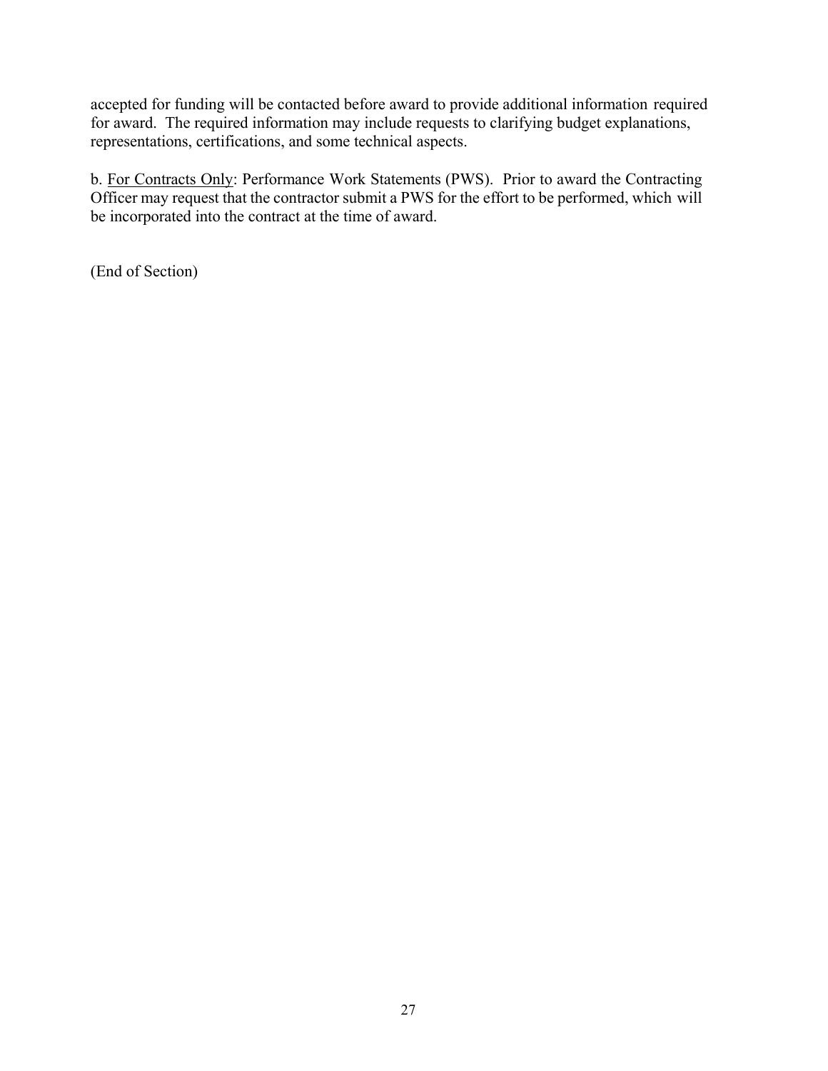accepted for funding will be contacted before award to provide additional information required for award. The required information may include requests to clarifying budget explanations, representations, certifications, and some technical aspects.

b. For Contracts Only: Performance Work Statements (PWS). Prior to award the Contracting Officer may request that the contractor submit a PWS for the effort to be performed, which will be incorporated into the contract at the time of award.

(End of Section)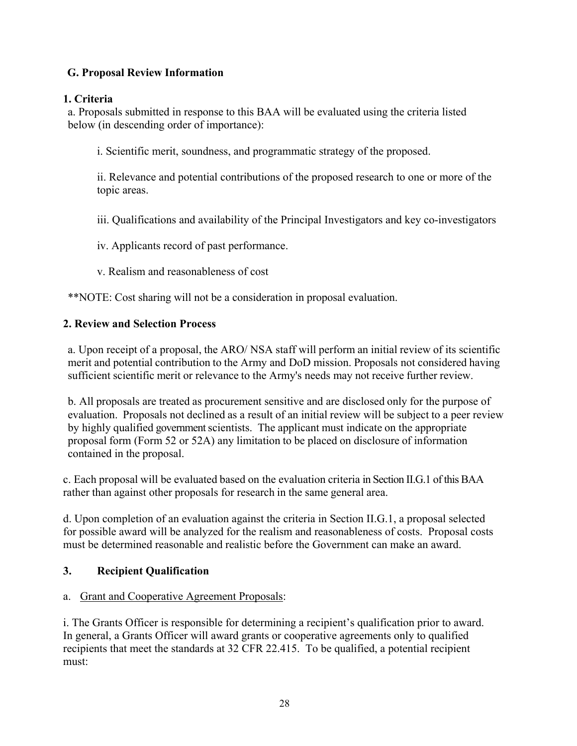## G. Proposal Review Information

### 1. Criteria

a. Proposals submitted in response to this BAA will be evaluated using the criteria listed below (in descending order of importance):

i. Scientific merit, soundness, and programmatic strategy of the proposed.

ii. Relevance and potential contributions of the proposed research to one or more of the topic areas.

iii. Qualifications and availability of the Principal Investigators and key co-investigators

iv. Applicants record of past performance.

v. Realism and reasonableness of cost

**NOTE: Cost sharing will not be a consideration in proposal evaluation.

### 2. Review and Selection Process

a. Upon receipt of a proposal, the ARO/ NSA staff will perform an initial review of its scientific merit and potential contribution to the Army and DoD mission. Proposals not considered having sufficient scientific merit or relevance to the Army's needs may not receive further review.

b. All proposals are treated as procurement sensitive and are disclosed only for the purpose of evaluation. Proposals not declined as a result of an initial review will be subject to a peer review by highly qualified government scientists. The applicant must indicate on the appropriate proposal form (Form 52 or 52A) any limitation to be placed on disclosure of information contained in the proposal.

c. Each proposal will be evaluated based on the evaluation criteria in Section II.G.1 of this BAA rather than against other proposals for research in the same general area.

d. Upon completion of an evaluation against the criteria in Section II.G.1, a proposal selected for possible award will be analyzed for the realism and reasonableness of costs. Proposal costs must be determined reasonable and realistic before the Government can make an award.

### 3. Recipient Qualification

a. <u>Grant and Cooperative Agreement Proposals</u>:

i. The Grants Officer is responsible for determining a recipient's qualification prior to award. In general, a Grants Officer will award grants or cooperative agreements only to qualified recipients that meet the standards at 32 CFR 22.415. To be qualified, a potential recipient must: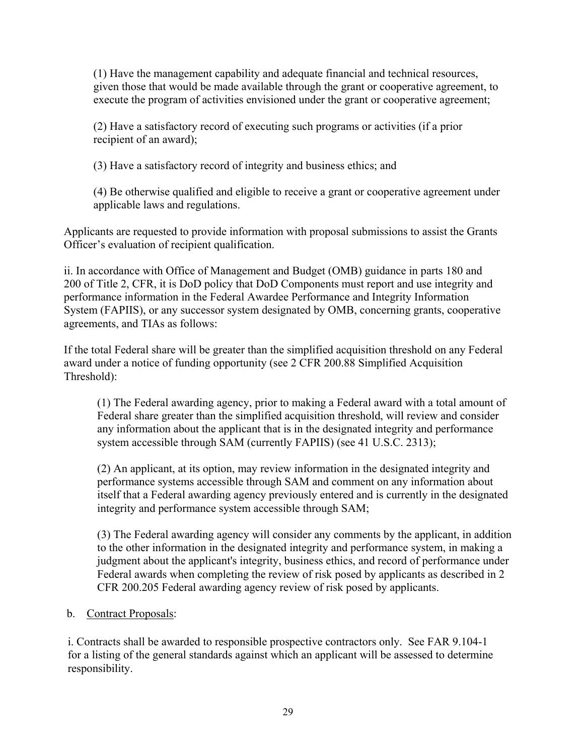(1) Have the management capability and adequate financial and technical resources, given those that would be made available through the grant or cooperative agreement, to execute the program of activities envisioned under the grant or cooperative agreement;

(2) Have a satisfactory record of executing such programs or activities (if a prior recipient of an award);

(3) Have a satisfactory record of integrity and business ethics; and

(4) Be otherwise qualified and eligible to receive a grant or cooperative agreement under applicable laws and regulations.

Applicants are requested to provide information with proposal submissions to assist the Grants Officer's evaluation of recipient qualification.

ii. In accordance with Office of Management and Budget (OMB) guidance in parts 180 and 200 of Title 2, CFR, it is DoD policy that DoD Components must report and use integrity and performance information in the Federal Awardee Performance and Integrity Information System (FAPIIS), or any successor system designated by OMB, concerning grants, cooperative agreements, and TIAs as follows:

If the total Federal share will be greater than the simplified acquisition threshold on any Federal award under a notice of funding opportunity (see 2 CFR 200.88 Simplified Acquisition Threshold):

(1) The Federal awarding agency, prior to making a Federal award with a total amount of Federal share greater than the simplified acquisition threshold, will review and consider any information about the applicant that is in the designated integrity and performance system accessible through SAM (currently FAPIIS) (see 41 U.S.C. 2313);

(2) An applicant, at its option, may review information in the designated integrity and performance systems accessible through SAM and comment on any information about itself that a Federal awarding agency previously entered and is currently in the designated integrity and performance system accessible through SAM;

(3) The Federal awarding agency will consider any comments by the applicant, in addition to the other information in the designated integrity and performance system, in making a judgment about the applicant's integrity, business ethics, and record of performance under Federal awards when completing the review of risk posed by applicants as described in 2 CFR 200.205 Federal awarding agency review of risk posed by applicants.

b. Contract Proposals:

i. Contracts shall be awarded to responsible prospective contractors only. See FAR 9.104-1 for a listing of the general standards against which an applicant will be assessed to determine responsibility.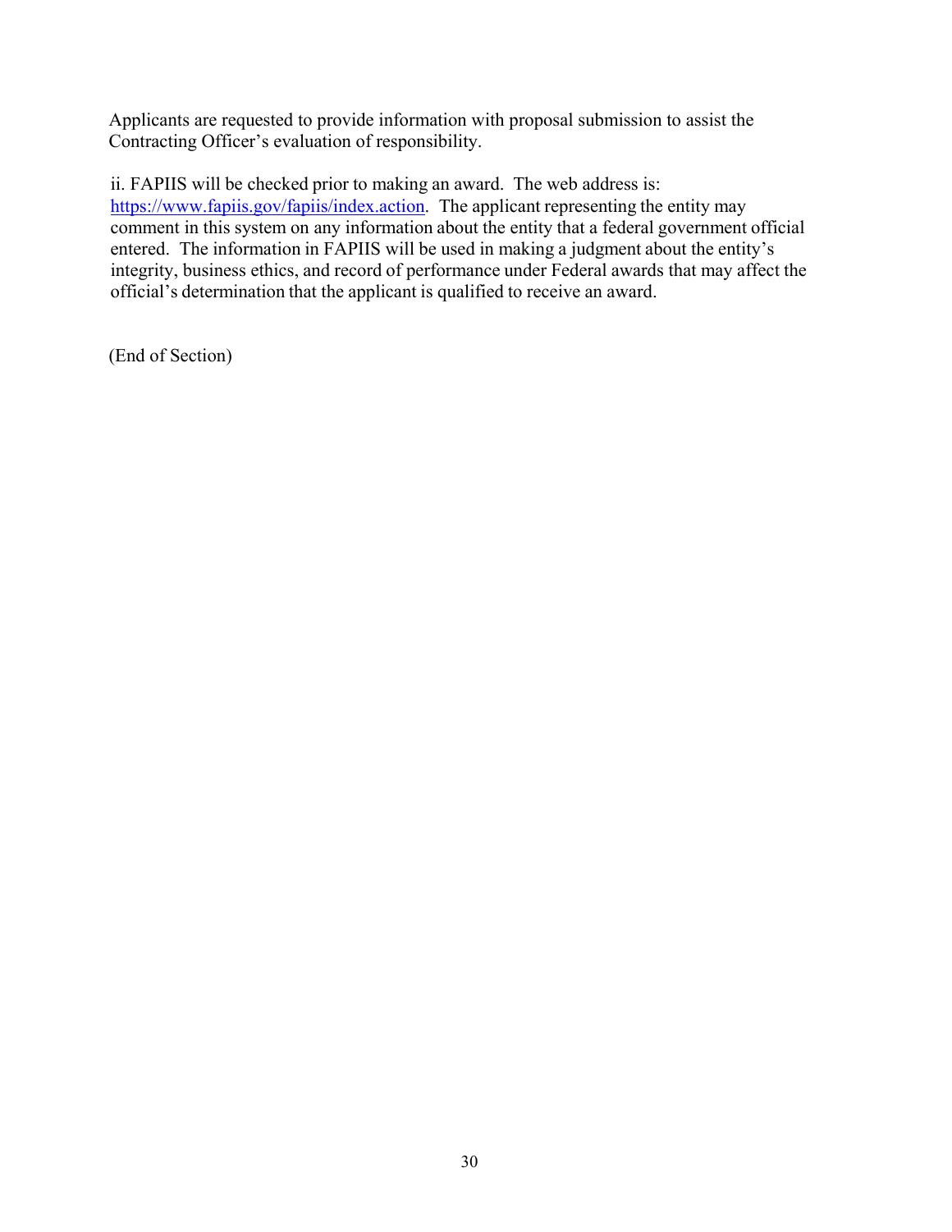Applicants are requested to provide information with proposal submission to assist the Contracting Officer's evaluation of responsibility.

ii. FAPIIS will be checked prior to making an award. The web address is: [https://www.fapiis.gov/fapiis/index.action](https://www.fapiis.gov/fapiis/index.action). The applicant representing the entity may comment in this system on any information about the entity that a federal government official entered. The information in FAPIIS will be used in making a judgment about the entity's integrity, business ethics, and record of performance under Federal awards that may affect the official's determination that the applicant is qualified to receive an award.

(End of Section)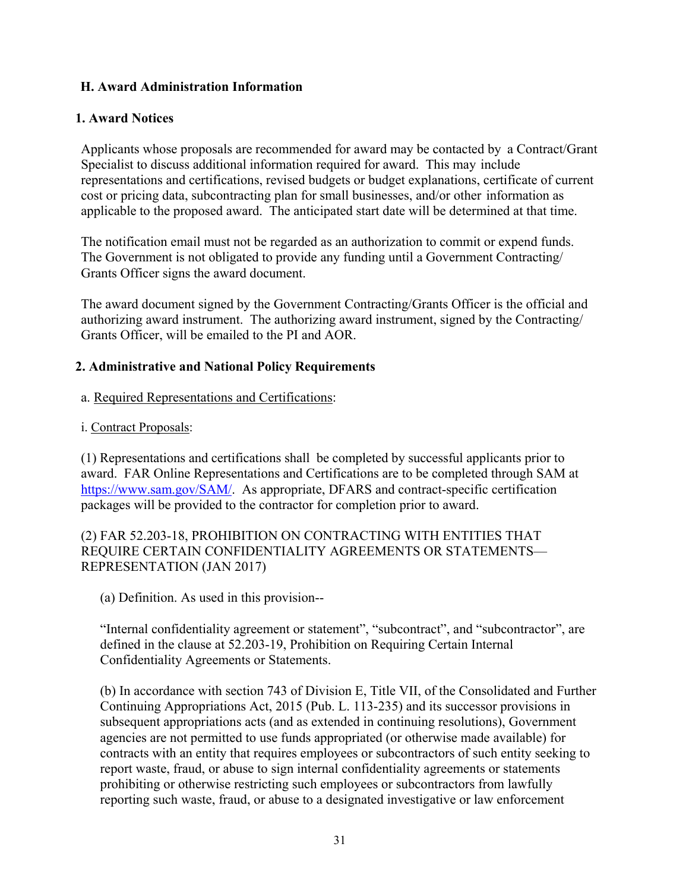## H. Award Administration Information

### 1. Award Notices

Applicants whose proposals are recommended for award may be contacted by a Contract/Grant Specialist to discuss additional information required for award. This may include representations and certifications, revised budgets or budget explanations, certificate of current cost or pricing data, subcontracting plan for small businesses, and/or other information as applicable to the proposed award. The anticipated start date will be determined at that time.

The notification email must not be regarded as an authorization to commit or expend funds. The Government is not obligated to provide any funding until a Government Contracting/ Grants Officer signs the award document.

The award document signed by the Government Contracting/Grants Officer is the official and authorizing award instrument. The authorizing award instrument, signed by the Contracting/ Grants Officer, will be emailed to the PI and AOR.

### 2. Administrative and National Policy Requirements

a. Required Representations and Certifications:

i. Contract Proposals:

(1) Representations and certifications shall be completed by successful applicants prior to award. FAR Online Representations and Certifications are to be completed through SAM at https://www.sam.gov/SAM/. As appropriate, DFARS and contract-specific certification packages will be provided to the contractor for completion prior to award.

(2) FAR 52.203-18, PROHIBITION ON CONTRACTING WITH ENTITIES THAT REQUIRE CERTAIN CONFIDENTIALITY AGREEMENTS OR STATEMENTS—REPRESENTATION (JAN 2017)

(a) Definition. As used in this provision--

"Internal confidentiality agreement or statement", "subcontract", and "subcontractor", are defined in the clause at 52.203-19, Prohibition on Requiring Certain Internal Confidentiality Agreements or Statements.

(b) In accordance with section 743 of Division E, Title VII, of the Consolidated and Further Continuing Appropriations Act, 2015 (Pub. L. 113-235) and its successor provisions in subsequent appropriations acts (and as extended in continuing resolutions), Government agencies are not permitted to use funds appropriated (or otherwise made available) for contracts with an entity that requires employees or subcontractors of such entity seeking to report waste, fraud, or abuse to sign internal confidentiality agreements or statements prohibiting or otherwise restricting such employees or subcontractors from lawfully reporting such waste, fraud, or abuse to a designated investigative or law enforcement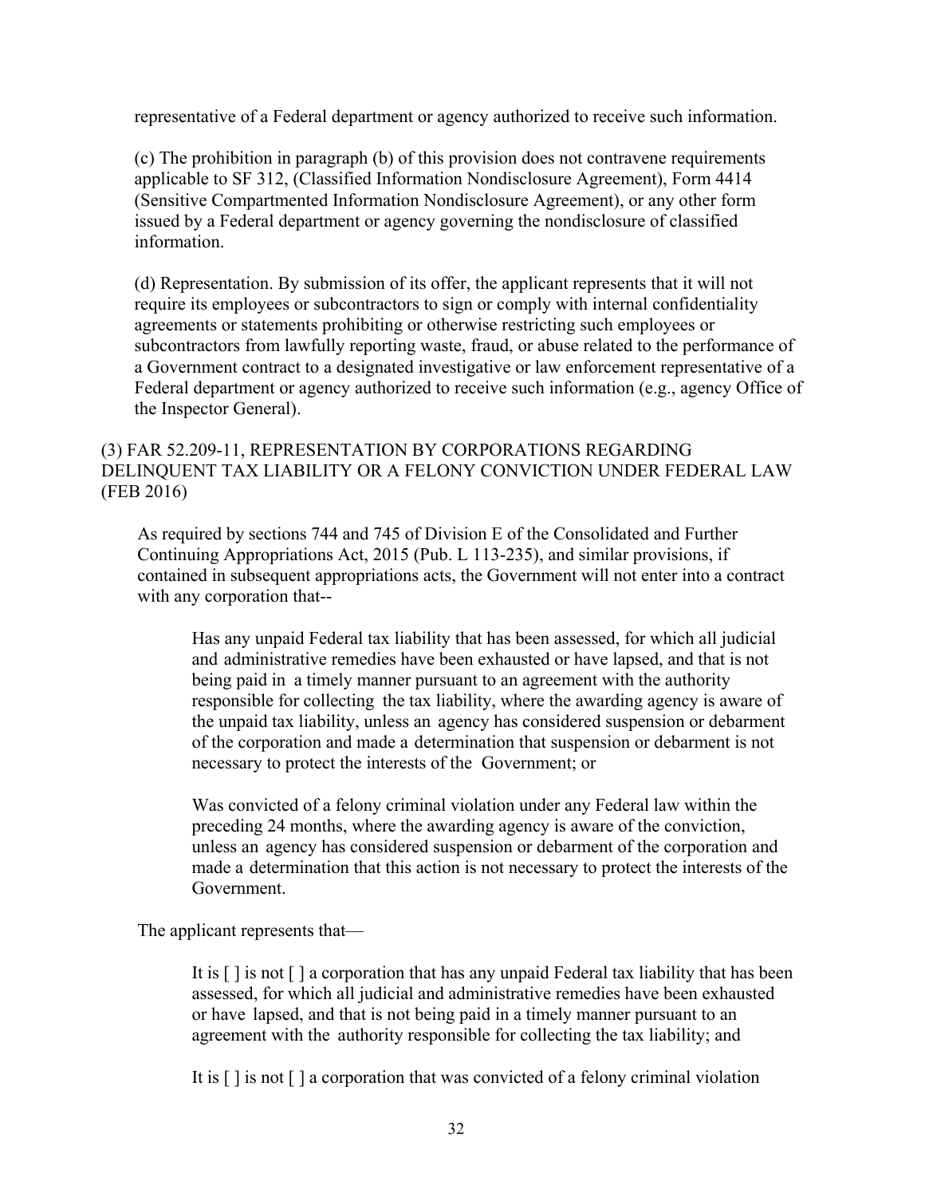representative of a Federal department or agency authorized to receive such information.

(c) The prohibition in paragraph (b) of this provision does not contravene requirements applicable to SF 312, (Classified Information Nondisclosure Agreement), Form 4414 (Sensitive Compartmented Information Nondisclosure Agreement), or any other form issued by a Federal department or agency governing the nondisclosure of classified information.

(d) Representation. By submission of its offer, the applicant represents that it will not require its employees or subcontractors to sign or comply with internal confidentiality agreements or statements prohibiting or otherwise restricting such employees or subcontractors from lawfully reporting waste, fraud, or abuse related to the performance of a Government contract to a designated investigative or law enforcement representative of a Federal department or agency authorized to receive such information (e.g., agency Office of the Inspector General).

(3) FAR 52.209-11, REPRESENTATION BY CORPORATIONS REGARDING DELINQUENT TAX LIABILITY OR A FELONY CONVICTION UNDER FEDERAL LAW (FEB 2016)

As required by sections 744 and 745 of Division E of the Consolidated and Further Continuing Appropriations Act, 2015 (Pub. L 113-235), and similar provisions, if contained in subsequent appropriations acts, the Government will not enter into a contract with any corporation that--

Has any unpaid Federal tax liability that has been assessed, for which all judicial and administrative remedies have been exhausted or have lapsed, and that is not being paid in a timely manner pursuant to an agreement with the authority responsible for collecting the tax liability, where the awarding agency is aware of the unpaid tax liability, unless an agency has considered suspension or debarment of the corporation and made a determination that suspension or debarment is not necessary to protect the interests of the Government; or

Was convicted of a felony criminal violation under any Federal law within the preceding 24 months, where the awarding agency is aware of the conviction, unless an agency has considered suspension or debarment of the corporation and made a determination that this action is not necessary to protect the interests of the Government.

The applicant represents that—

It is [ ] is not [ ] a corporation that has any unpaid Federal tax liability that has been assessed, for which all judicial and administrative remedies have been exhausted or have lapsed, and that is not being paid in a timely manner pursuant to an agreement with the authority responsible for collecting the tax liability; and

It is [ ] is not [ ] a corporation that was convicted of a felony criminal violation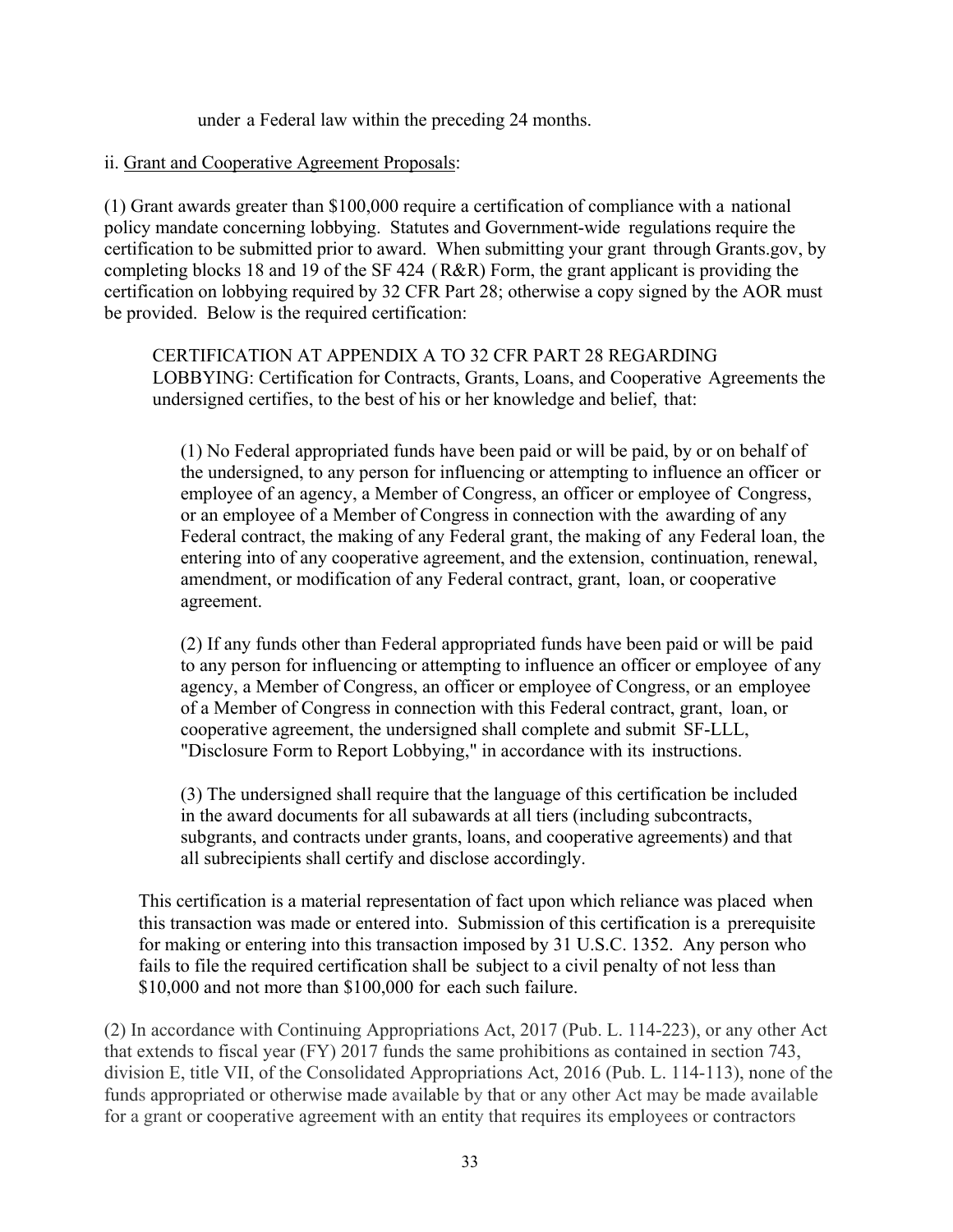under a Federal law within the preceding 24 months.

ii. Grant and Cooperative Agreement Proposals:

(1) Grant awards greater than $100,000 require a certification of compliance with a national policy mandate concerning lobbying. Statutes and Government-wide regulations require the certification to be submitted prior to award. When submitting your grant through Grants.gov, by completing blocks 18 and 19 of the SF 424 (R&R) Form, the grant applicant is providing the certification on lobbying required by 32 CFR Part 28; otherwise a copy signed by the AOR must be provided. Below is the required certification:

> CERTIFICATION AT APPENDIX A TO 32 CFR PART 28 REGARDING LOBBYING: Certification for Contracts, Grants, Loans, and Cooperative Agreements the undersigned certifies, to the best of his or her knowledge and belief, that:
>
> (1) No Federal appropriated funds have been paid or will be paid, by or on behalf of the undersigned, to any person for influencing or attempting to influence an officer or employee of an agency, a Member of Congress, an officer or employee of Congress, or an employee of a Member of Congress in connection with the awarding of any Federal contract, the making of any Federal grant, the making of any Federal loan, the entering into of any cooperative agreement, and the extension, continuation, renewal, amendment, or modification of any Federal contract, grant, loan, or cooperative agreement.
>
> (2) If any funds other than Federal appropriated funds have been paid or will be paid to any person for influencing or attempting to influence an officer or employee of any agency, a Member of Congress, an officer or employee of Congress, or an employee of a Member of Congress in connection with this Federal contract, grant, loan, or cooperative agreement, the undersigned shall complete and submit SF-LLL, "Disclosure Form to Report Lobbying," in accordance with its instructions.
>
> (3) The undersigned shall require that the language of this certification be included in the award documents for all subawards at all tiers (including subcontracts, subgrants, and contracts under grants, loans, and cooperative agreements) and that all subrecipients shall certify and disclose accordingly.
>
> This certification is a material representation of fact upon which reliance was placed when this transaction was made or entered into. Submission of this certification is a prerequisite for making or entering into this transaction imposed by 31 U.S.C. 1352. Any person who fails to file the required certification shall be subject to a civil penalty of not less than $10,000 and not more than $100,000 for each such failure.

(2) In accordance with Continuing Appropriations Act, 2017 (Pub. L. 114-223), or any other Act that extends to fiscal year (FY) 2017 funds the same prohibitions as contained in section 743, division E, title VII, of the Consolidated Appropriations Act, 2016 (Pub. L. 114-113), none of the funds appropriated or otherwise made available by that or any other Act may be made available for a grant or cooperative agreement with an entity that requires its employees or contractors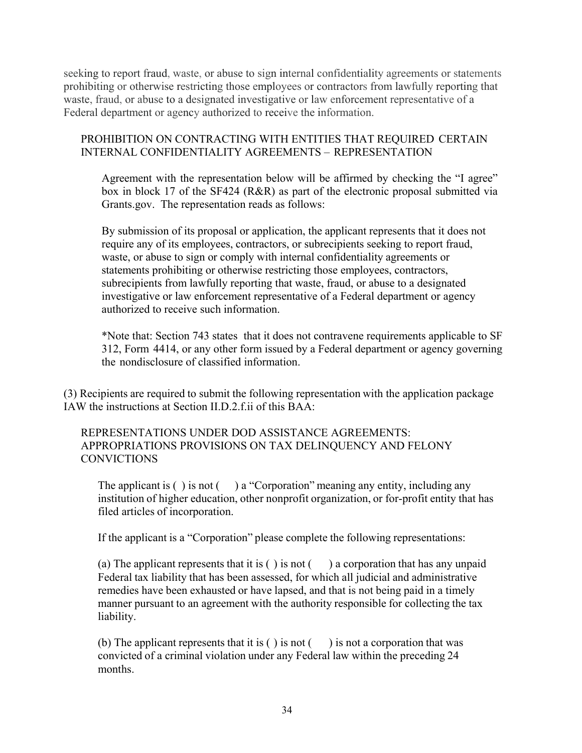seeking to report fraud, waste, or abuse to sign internal confidentiality agreements or statements prohibiting or otherwise restricting those employees or contractors from lawfully reporting that waste, fraud, or abuse to a designated investigative or law enforcement representative of a Federal department or agency authorized to receive the information.

PROHIBITION ON CONTRACTING WITH ENTITIES THAT REQUIRED CERTAIN INTERNAL CONFIDENTIALITY AGREEMENTS – REPRESENTATION

Agreement with the representation below will be affirmed by checking the "I agree" box in block 17 of the SF424 (R&R) as part of the electronic proposal submitted via Grants.gov. The representation reads as follows:

By submission of its proposal or application, the applicant represents that it does not require any of its employees, contractors, or subrecipients seeking to report fraud, waste, or abuse to sign or comply with internal confidentiality agreements or statements prohibiting or otherwise restricting those employees, contractors, subrecipients from lawfully reporting that waste, fraud, or abuse to a designated investigative or law enforcement representative of a Federal department or agency authorized to receive such information.

*Note that: Section 743 states that it does not contravene requirements applicable to SF 312, Form 4414, or any other form issued by a Federal department or agency governing the nondisclosure of classified information.

(3) Recipients are required to submit the following representation with the application package IAW the instructions at Section II.D.2.f.ii of this BAA:

REPRESENTATIONS UNDER DOD ASSISTANCE AGREEMENTS: APPROPRIATIONS PROVISIONS ON TAX DELINQUENCY AND FELONY CONVICTIONS

The applicant is ( ) is not ( ) a "Corporation" meaning any entity, including any institution of higher education, other nonprofit organization, or for-profit entity that has filed articles of incorporation.

If the applicant is a "Corporation" please complete the following representations:

(a) The applicant represents that it is ( ) is not ( ) a corporation that has any unpaid Federal tax liability that has been assessed, for which all judicial and administrative remedies have been exhausted or have lapsed, and that is not being paid in a timely manner pursuant to an agreement with the authority responsible for collecting the tax liability.

(b) The applicant represents that it is ( ) is not ( ) is not a corporation that was convicted of a criminal violation under any Federal law within the preceding 24 months.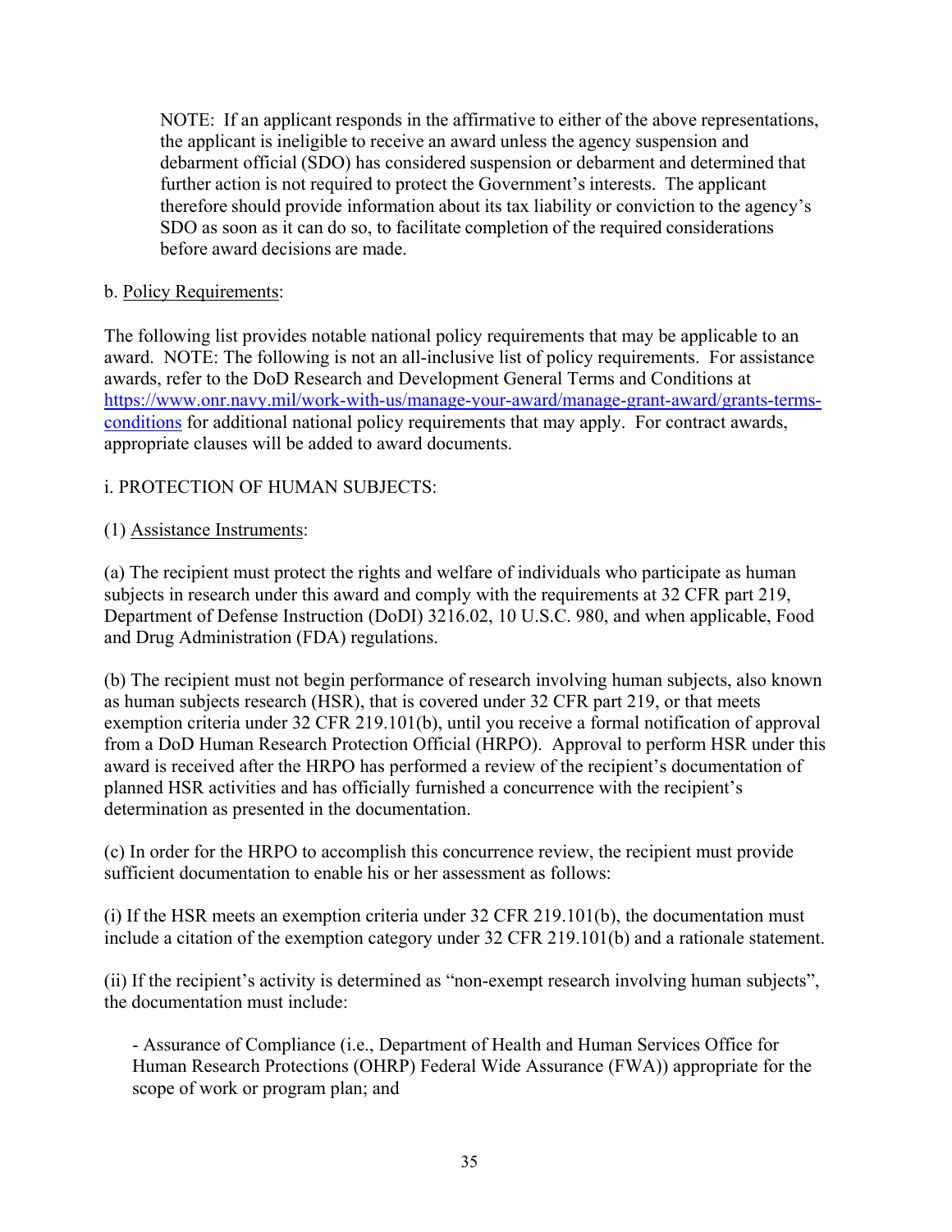NOTE: If an applicant responds in the affirmative to either of the above representations, the applicant is ineligible to receive an award unless the agency suspension and debarment official (SDO) has considered suspension or debarment and determined that further action is not required to protect the Government's interests. The applicant therefore should provide information about its tax liability or conviction to the agency's SDO as soon as it can do so, to facilitate completion of the required considerations before award decisions are made.

b. Policy Requirements:

The following list provides notable national policy requirements that may be applicable to an award. NOTE: The following is not an all-inclusive list of policy requirements. For assistance awards, refer to the DoD Research and Development General Terms and Conditions at [https://www.onr.navy.mil/work-with-us/manage-your-award/manage-grant-award/grants-terms-conditions](https://www.onr.navy.mil/work-with-us/manage-your-award/manage-grant-award/grants-terms-conditions) for additional national policy requirements that may apply. For contract awards, appropriate clauses will be added to award documents.

i. PROTECTION OF HUMAN SUBJECTS:

(1) Assistance Instruments:

(a) The recipient must protect the rights and welfare of individuals who participate as human subjects in research under this award and comply with the requirements at 32 CFR part 219, Department of Defense Instruction (DoDI) 3216.02, 10 U.S.C. 980, and when applicable, Food and Drug Administration (FDA) regulations.

(b) The recipient must not begin performance of research involving human subjects, also known as human subjects research (HSR), that is covered under 32 CFR part 219, or that meets exemption criteria under 32 CFR 219.101(b), until you receive a formal notification of approval from a DoD Human Research Protection Official (HRPO). Approval to perform HSR under this award is received after the HRPO has performed a review of the recipient's documentation of planned HSR activities and has officially furnished a concurrence with the recipient's determination as presented in the documentation.

(c) In order for the HRPO to accomplish this concurrence review, the recipient must provide sufficient documentation to enable his or her assessment as follows:

(i) If the HSR meets an exemption criteria under 32 CFR 219.101(b), the documentation must include a citation of the exemption category under 32 CFR 219.101(b) and a rationale statement.

(ii) If the recipient's activity is determined as "non-exempt research involving human subjects", the documentation must include:

- Assurance of Compliance (i.e., Department of Health and Human Services Office for Human Research Protections (OHRP) Federal Wide Assurance (FWA)) appropriate for the scope of work or program plan; and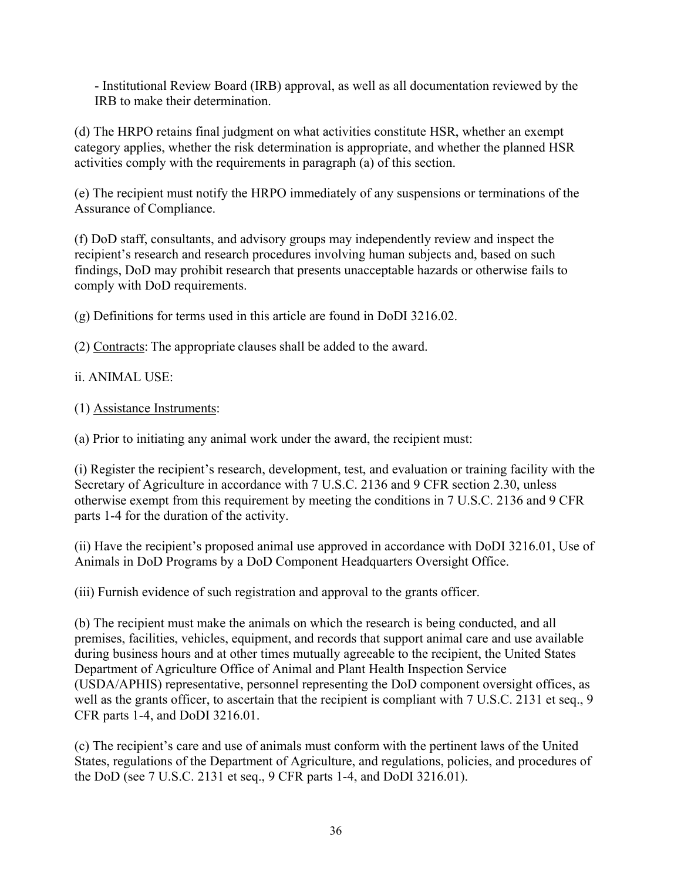- Institutional Review Board (IRB) approval, as well as all documentation reviewed by the IRB to make their determination.

(d) The HRPO retains final judgment on what activities constitute HSR, whether an exempt category applies, whether the risk determination is appropriate, and whether the planned HSR activities comply with the requirements in paragraph (a) of this section.

(e) The recipient must notify the HRPO immediately of any suspensions or terminations of the Assurance of Compliance.

(f) DoD staff, consultants, and advisory groups may independently review and inspect the recipient's research and research procedures involving human subjects and, based on such findings, DoD may prohibit research that presents unacceptable hazards or otherwise fails to comply with DoD requirements.

(g) Definitions for terms used in this article are found in DoDI 3216.02.

(2) <u>Contracts</u>: The appropriate clauses shall be added to the award.

ii. ANIMAL USE:

(1) <u>Assistance Instruments</u>:

(a) Prior to initiating any animal work under the award, the recipient must:

(i) Register the recipient's research, development, test, and evaluation or training facility with the Secretary of Agriculture in accordance with 7 U.S.C. 2136 and 9 CFR section 2.30, unless otherwise exempt from this requirement by meeting the conditions in 7 U.S.C. 2136 and 9 CFR parts 1-4 for the duration of the activity.

(ii) Have the recipient's proposed animal use approved in accordance with DoDI 3216.01, Use of Animals in DoD Programs by a DoD Component Headquarters Oversight Office.

(iii) Furnish evidence of such registration and approval to the grants officer.

(b) The recipient must make the animals on which the research is being conducted, and all premises, facilities, vehicles, equipment, and records that support animal care and use available during business hours and at other times mutually agreeable to the recipient, the United States Department of Agriculture Office of Animal and Plant Health Inspection Service (USDA/APHIS) representative, personnel representing the DoD component oversight offices, as well as the grants officer, to ascertain that the recipient is compliant with 7 U.S.C. 2131 et seq., 9 CFR parts 1-4, and DoDI 3216.01.

(c) The recipient's care and use of animals must conform with the pertinent laws of the United States, regulations of the Department of Agriculture, and regulations, policies, and procedures of the DoD (see 7 U.S.C. 2131 et seq., 9 CFR parts 1-4, and DoDI 3216.01).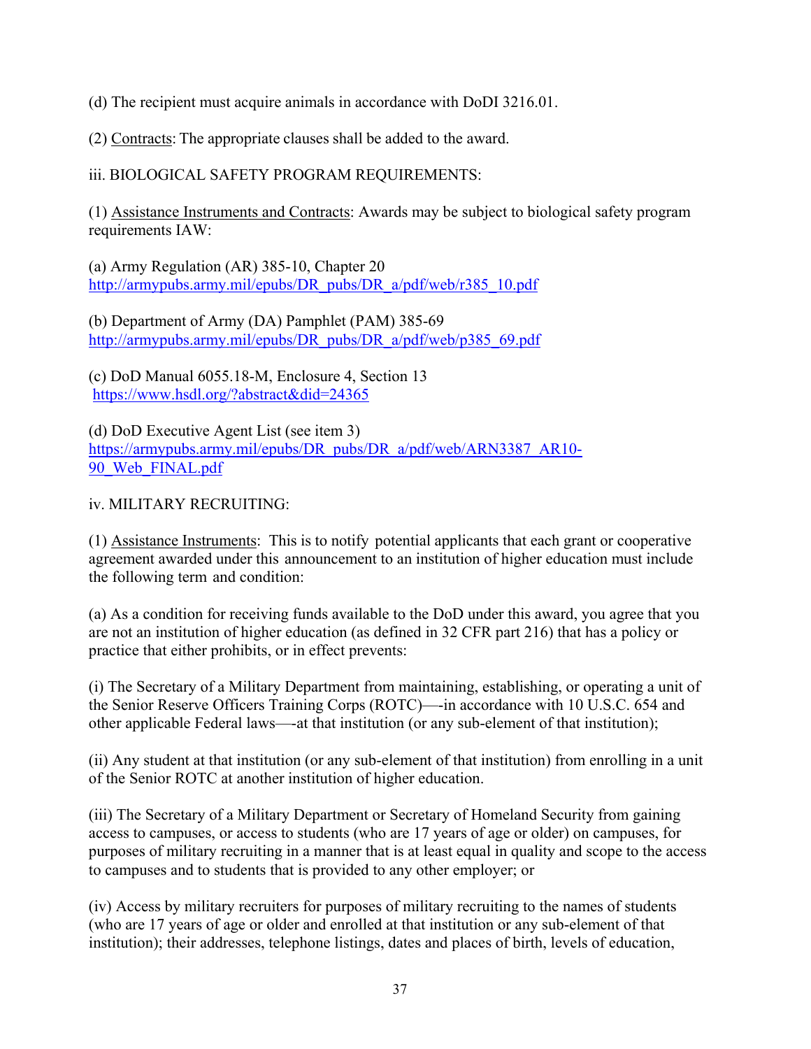(d) The recipient must acquire animals in accordance with DoDI 3216.01.

(2) Contracts: The appropriate clauses shall be added to the award.

iii. BIOLOGICAL SAFETY PROGRAM REQUIREMENTS:

(1) Assistance Instruments and Contracts: Awards may be subject to biological safety program requirements IAW:

(a) Army Regulation (AR) 385-10, Chapter 20
http://armypubs.army.mil/epubs/DR_pubs/DR_a/pdf/web/r385_10.pdf

(b) Department of Army (DA) Pamphlet (PAM) 385-69
http://armypubs.army.mil/epubs/DR_pubs/DR_a/pdf/web/p385_69.pdf

(c) DoD Manual 6055.18-M, Enclosure 4, Section 13
https://www.hsdl.org/?abstract&did=24365

(d) DoD Executive Agent List (see item 3)
https://armypubs.army.mil/epubs/DR_pubs/DR_a/pdf/web/ARN3387_AR10-90_Web_FINAL.pdf

iv. MILITARY RECRUITING:

(1) Assistance Instruments: This is to notify potential applicants that each grant or cooperative agreement awarded under this announcement to an institution of higher education must include the following term and condition:

(a) As a condition for receiving funds available to the DoD under this award, you agree that you are not an institution of higher education (as defined in 32 CFR part 216) that has a policy or practice that either prohibits, or in effect prevents:

(i) The Secretary of a Military Department from maintaining, establishing, or operating a unit of the Senior Reserve Officers Training Corps (ROTC)—-in accordance with 10 U.S.C. 654 and other applicable Federal laws—-at that institution (or any sub-element of that institution);

(ii) Any student at that institution (or any sub-element of that institution) from enrolling in a unit of the Senior ROTC at another institution of higher education.

(iii) The Secretary of a Military Department or Secretary of Homeland Security from gaining access to campuses, or access to students (who are 17 years of age or older) on campuses, for purposes of military recruiting in a manner that is at least equal in quality and scope to the access to campuses and to students that is provided to any other employer; or

(iv) Access by military recruiters for purposes of military recruiting to the names of students (who are 17 years of age or older and enrolled at that institution or any sub-element of that institution); their addresses, telephone listings, dates and places of birth, levels of education,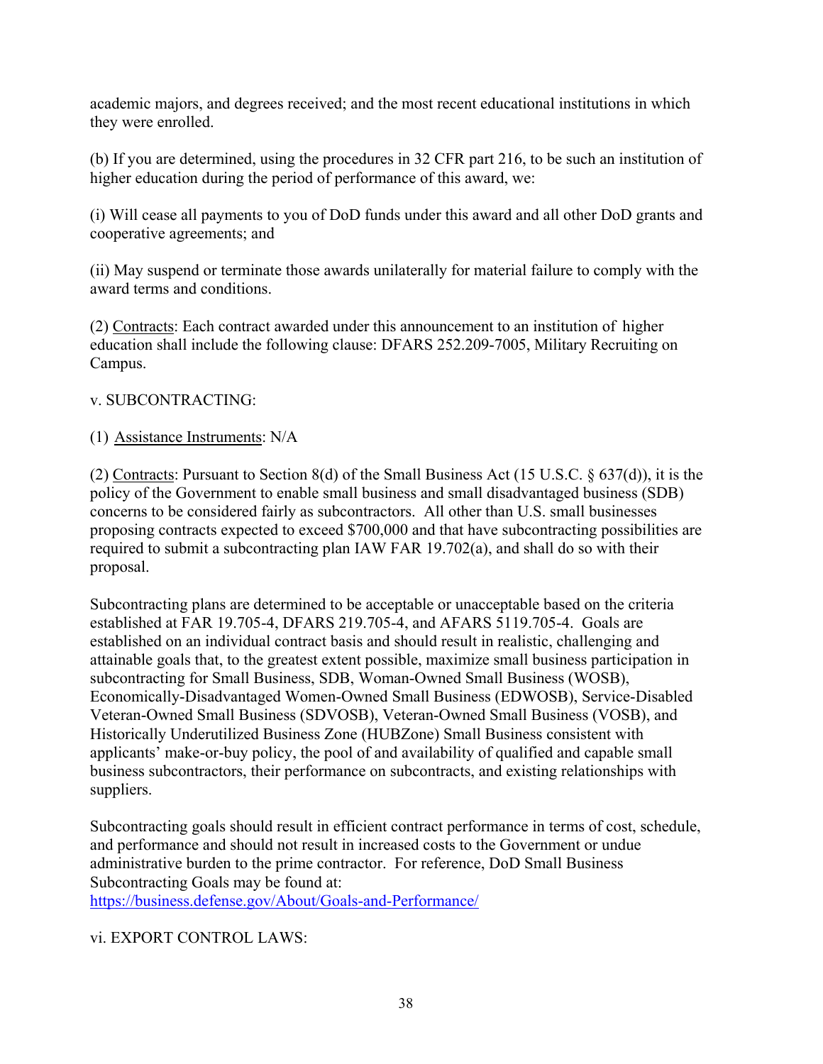academic majors, and degrees received; and the most recent educational institutions in which they were enrolled.

(b) If you are determined, using the procedures in 32 CFR part 216, to be such an institution of higher education during the period of performance of this award, we:

(i) Will cease all payments to you of DoD funds under this award and all other DoD grants and cooperative agreements; and

(ii) May suspend or terminate those awards unilaterally for material failure to comply with the award terms and conditions.

(2) <u>Contracts</u>: Each contract awarded under this announcement to an institution of higher education shall include the following clause: DFARS 252.209-7005, Military Recruiting on Campus.

v. SUBCONTRACTING:

(1) <u>Assistance Instruments</u>: N/A

(2) <u>Contracts</u>: Pursuant to Section 8(d) of the Small Business Act (15 U.S.C. § 637(d)), it is the policy of the Government to enable small business and small disadvantaged business (SDB) concerns to be considered fairly as subcontractors. All other than U.S. small businesses proposing contracts expected to exceed $700,000 and that have subcontracting possibilities are required to submit a subcontracting plan IAW FAR 19.702(a), and shall do so with their proposal.

Subcontracting plans are determined to be acceptable or unacceptable based on the criteria established at FAR 19.705-4, DFARS 219.705-4, and AFARS 5119.705-4. Goals are established on an individual contract basis and should result in realistic, challenging and attainable goals that, to the greatest extent possible, maximize small business participation in subcontracting for Small Business, SDB, Woman-Owned Small Business (WOSB), Economically-Disadvantaged Women-Owned Small Business (EDWOSB), Service-Disabled Veteran-Owned Small Business (SDVOSB), Veteran-Owned Small Business (VOSB), and Historically Underutilized Business Zone (HUBZone) Small Business consistent with applicants' make-or-buy policy, the pool of and availability of qualified and capable small business subcontractors, their performance on subcontracts, and existing relationships with suppliers.

Subcontracting goals should result in efficient contract performance in terms of cost, schedule, and performance and should not result in increased costs to the Government or undue administrative burden to the prime contractor. For reference, DoD Small Business Subcontracting Goals may be found at: [https://business.defense.gov/About/Goals-and-Performance/](https://business.defense.gov/About/Goals-and-Performance/)

vi. EXPORT CONTROL LAWS: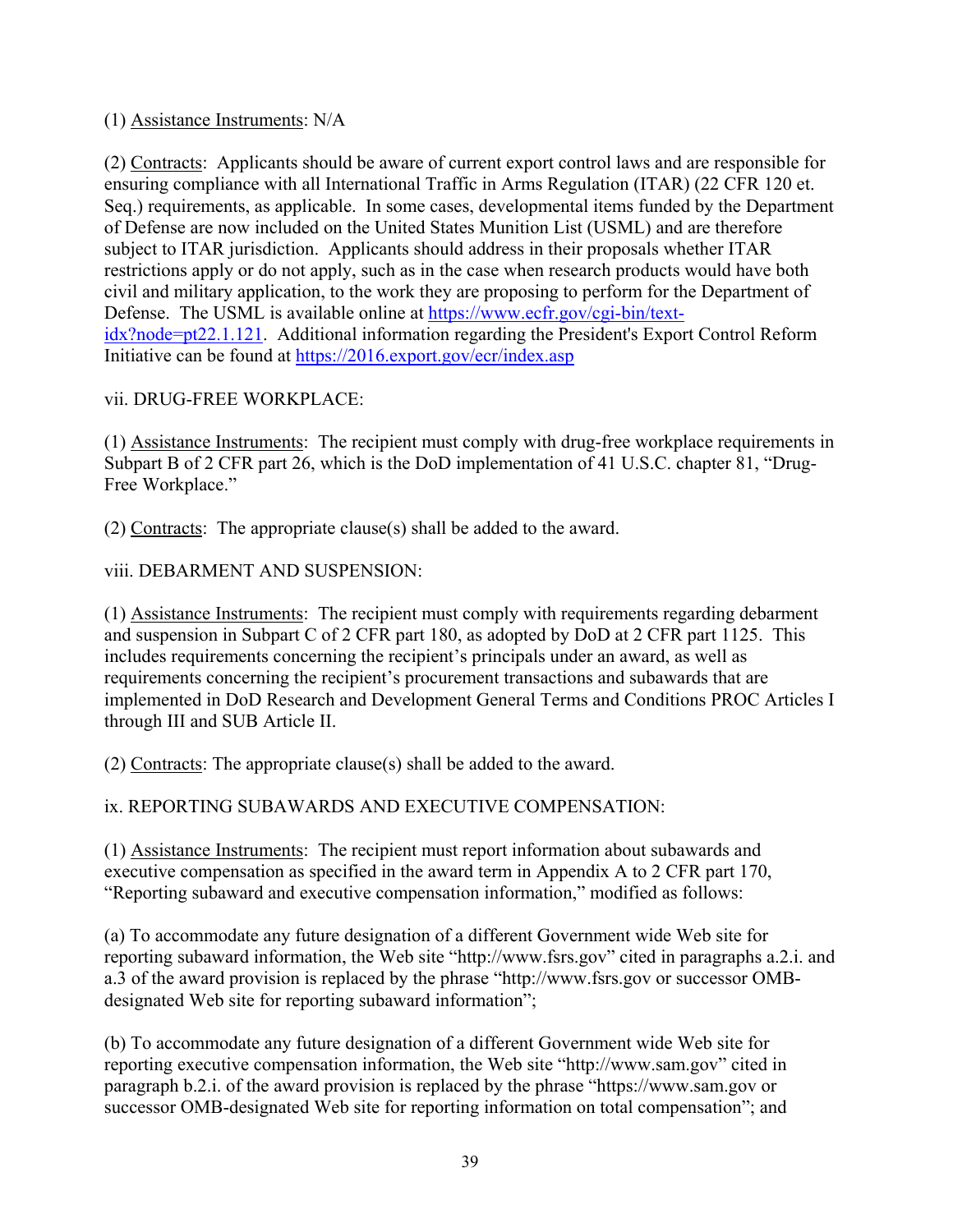(1) Assistance Instruments: N/A

(2) Contracts: Applicants should be aware of current export control laws and are responsible for ensuring compliance with all International Traffic in Arms Regulation (ITAR) (22 CFR 120 et. Seq.) requirements, as applicable. In some cases, developmental items funded by the Department of Defense are now included on the United States Munition List (USML) and are therefore subject to ITAR jurisdiction. Applicants should address in their proposals whether ITAR restrictions apply or do not apply, such as in the case when research products would have both civil and military application, to the work they are proposing to perform for the Department of Defense. The USML is available online at [https://www.ecfr.gov/cgi-bin/text-idx?node=pt22.1.121](https://www.ecfr.gov/cgi-bin/text-idx?node=pt22.1.121). Additional information regarding the President's Export Control Reform Initiative can be found at [https://2016.export.gov/ecr/index.asp](https://2016.export.gov/ecr/index.asp)

vii. DRUG-FREE WORKPLACE:

(1) Assistance Instruments: The recipient must comply with drug-free workplace requirements in Subpart B of 2 CFR part 26, which is the DoD implementation of 41 U.S.C. chapter 81, "Drug-Free Workplace."

(2) Contracts: The appropriate clause(s) shall be added to the award.

viii. DEBARMENT AND SUSPENSION:

(1) Assistance Instruments: The recipient must comply with requirements regarding debarment and suspension in Subpart C of 2 CFR part 180, as adopted by DoD at 2 CFR part 1125. This includes requirements concerning the recipient's principals under an award, as well as requirements concerning the recipient's procurement transactions and subawards that are implemented in DoD Research and Development General Terms and Conditions PROC Articles I through III and SUB Article II.

(2) Contracts: The appropriate clause(s) shall be added to the award.

ix. REPORTING SUBAWARDS AND EXECUTIVE COMPENSATION:

(1) Assistance Instruments: The recipient must report information about subawards and executive compensation as specified in the award term in Appendix A to 2 CFR part 170, "Reporting subaward and executive compensation information," modified as follows:

(a) To accommodate any future designation of a different Government wide Web site for reporting subaward information, the Web site "http://www.fsrs.gov" cited in paragraphs a.2.i. and a.3 of the award provision is replaced by the phrase "http://www.fsrs.gov or successor OMB-designated Web site for reporting subaward information";

(b) To accommodate any future designation of a different Government wide Web site for reporting executive compensation information, the Web site "http://www.sam.gov" cited in paragraph b.2.i. of the award provision is replaced by the phrase "https://www.sam.gov or successor OMB-designated Web site for reporting information on total compensation"; and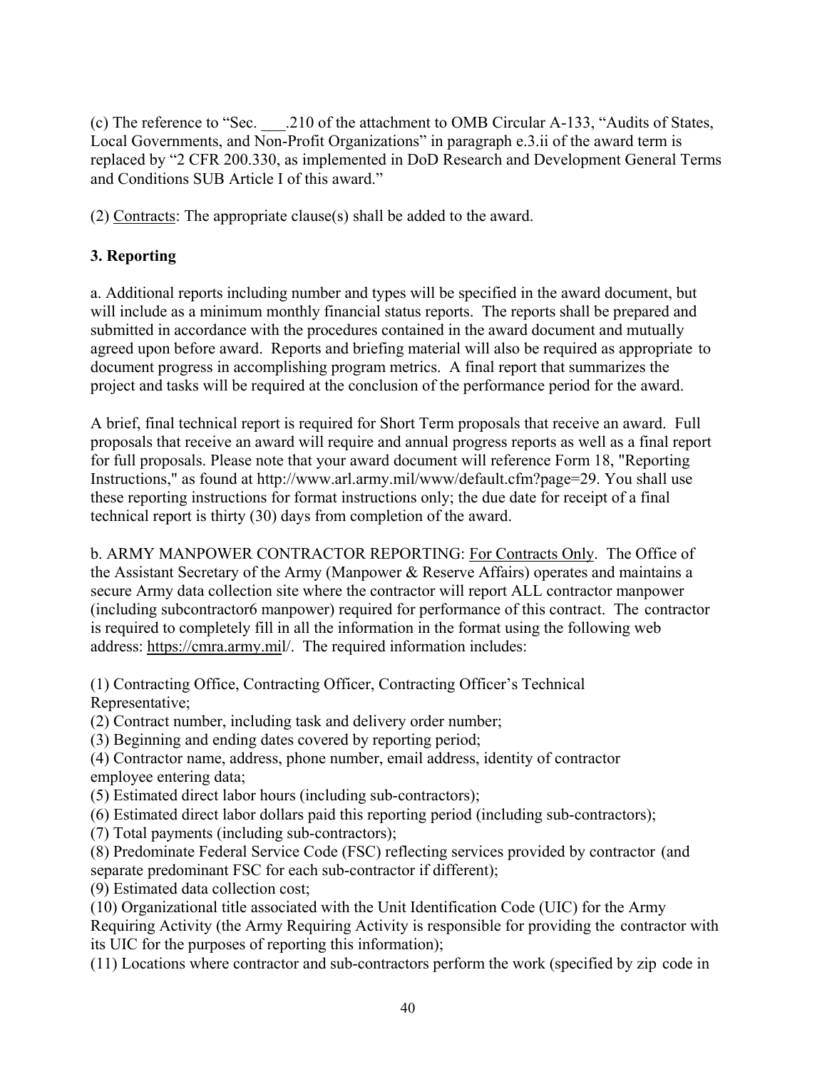(c) The reference to "Sec. ___.210 of the attachment to OMB Circular A-133, "Audits of States, Local Governments, and Non-Profit Organizations" in paragraph e.3.ii of the award term is replaced by "2 CFR 200.330, as implemented in DoD Research and Development General Terms and Conditions SUB Article I of this award."

(2) Contracts: The appropriate clause(s) shall be added to the award.

**3. Reporting**

a. Additional reports including number and types will be specified in the award document, but will include as a minimum monthly financial status reports. The reports shall be prepared and submitted in accordance with the procedures contained in the award document and mutually agreed upon before award. Reports and briefing material will also be required as appropriate to document progress in accomplishing program metrics. A final report that summarizes the project and tasks will be required at the conclusion of the performance period for the award.

A brief, final technical report is required for Short Term proposals that receive an award. Full proposals that receive an award will require and annual progress reports as well as a final report for full proposals. Please note that your award document will reference Form 18, "Reporting Instructions," as found at http://www.arl.army.mil/www/default.cfm?page=29. You shall use these reporting instructions for format instructions only; the due date for receipt of a final technical report is thirty (30) days from completion of the award.

b. ARMY MANPOWER CONTRACTOR REPORTING: For Contracts Only. The Office of the Assistant Secretary of the Army (Manpower & Reserve Affairs) operates and maintains a secure Army data collection site where the contractor will report ALL contractor manpower (including subcontractor6 manpower) required for performance of this contract. The contractor is required to completely fill in all the information in the format using the following web address: https://cmra.army.mil/. The required information includes:

(1) Contracting Office, Contracting Officer, Contracting Officer's Technical Representative;
(2) Contract number, including task and delivery order number;
(3) Beginning and ending dates covered by reporting period;
(4) Contractor name, address, phone number, email address, identity of contractor employee entering data;
(5) Estimated direct labor hours (including sub-contractors);
(6) Estimated direct labor dollars paid this reporting period (including sub-contractors);
(7) Total payments (including sub-contractors);
(8) Predominate Federal Service Code (FSC) reflecting services provided by contractor (and separate predominant FSC for each sub-contractor if different);
(9) Estimated data collection cost;
(10) Organizational title associated with the Unit Identification Code (UIC) for the Army Requiring Activity (the Army Requiring Activity is responsible for providing the contractor with its UIC for the purposes of reporting this information);
(11) Locations where contractor and sub-contractors perform the work (specified by zip code in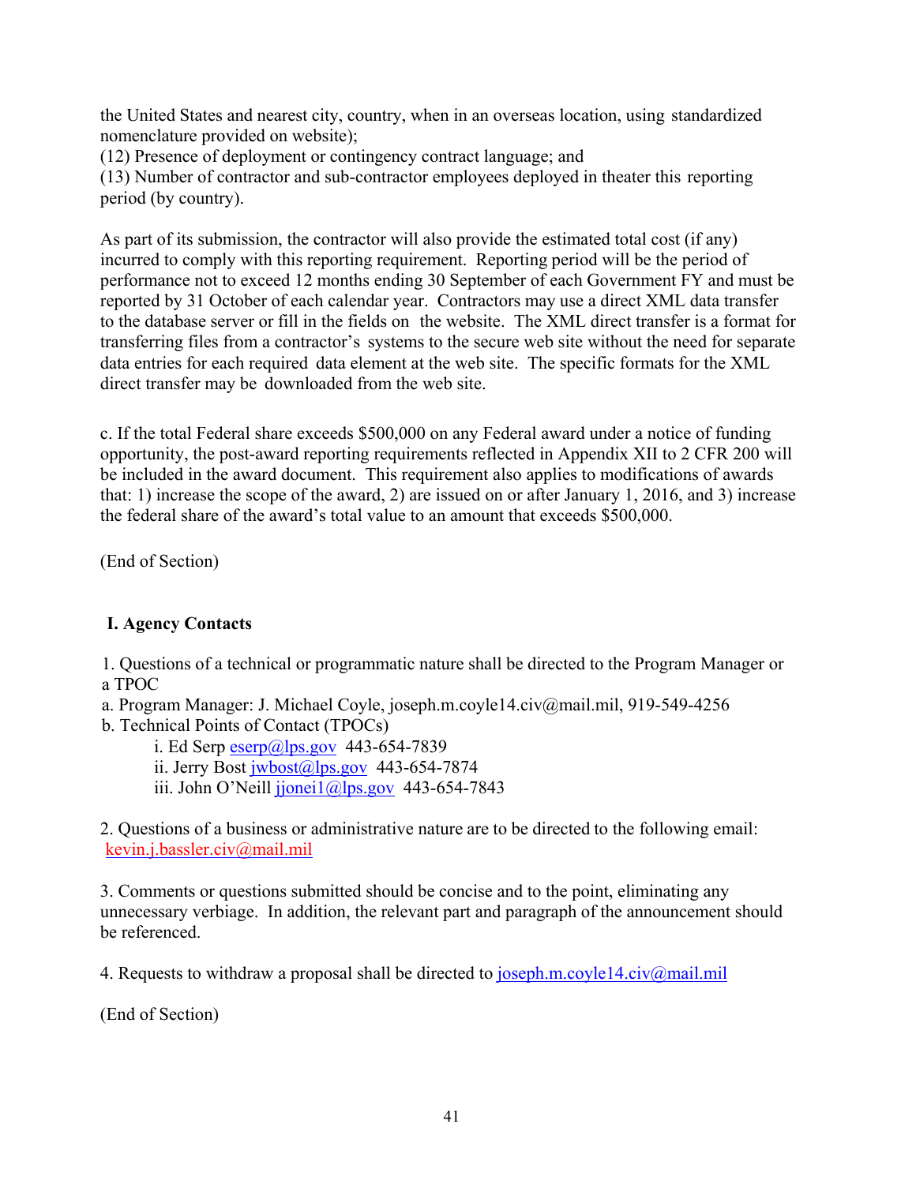the United States and nearest city, country, when in an overseas location, using standardized nomenclature provided on website);

(12) Presence of deployment or contingency contract language; and

(13) Number of contractor and sub-contractor employees deployed in theater this reporting period (by country).

As part of its submission, the contractor will also provide the estimated total cost (if any) incurred to comply with this reporting requirement. Reporting period will be the period of performance not to exceed 12 months ending 30 September of each Government FY and must be reported by 31 October of each calendar year. Contractors may use a direct XML data transfer to the database server or fill in the fields on the website. The XML direct transfer is a format for transferring files from a contractor's systems to the secure web site without the need for separate data entries for each required data element at the web site. The specific formats for the XML direct transfer may be downloaded from the web site.

c. If the total Federal share exceeds $500,000 on any Federal award under a notice of funding opportunity, the post-award reporting requirements reflected in Appendix XII to 2 CFR 200 will be included in the award document. This requirement also applies to modifications of awards that: 1) increase the scope of the award, 2) are issued on or after January 1, 2016, and 3) increase the federal share of the award's total value to an amount that exceeds $500,000.

(End of Section)

## I. Agency Contacts

1. Questions of a technical or programmatic nature shall be directed to the Program Manager or a TPOC

a. Program Manager: J. Michael Coyle, joseph.m.coyle14.civ@mail.mil, 919-549-4256

b. Technical Points of Contact (TPOCs)

  i. Ed Serp eserp@lps.gov 443-654-7839

  ii. Jerry Bost jwbost@lps.gov 443-654-7874

  iii. John O'Neill jjonei1@lps.gov 443-654-7843

2. Questions of a business or administrative nature are to be directed to the following email: kevin.j.bassler.civ@mail.mil

3. Comments or questions submitted should be concise and to the point, eliminating any unnecessary verbiage. In addition, the relevant part and paragraph of the announcement should be referenced.

4. Requests to withdraw a proposal shall be directed to joseph.m.coyle14.civ@mail.mil

(End of Section)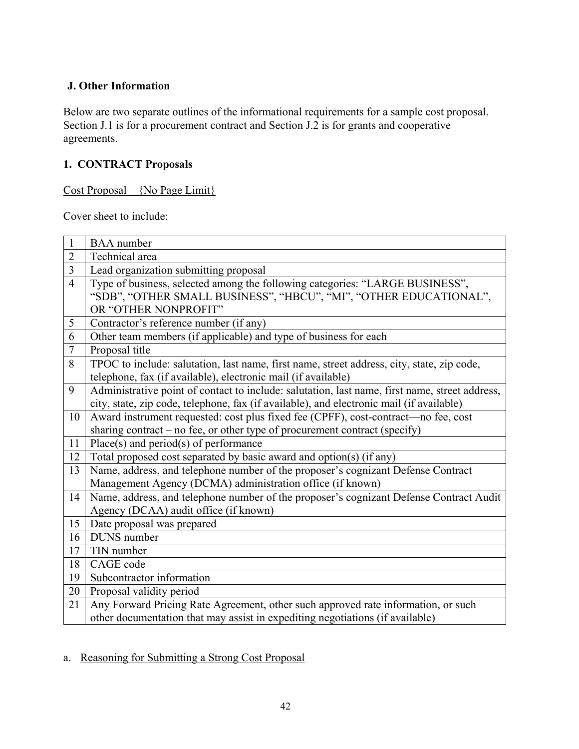## J. Other Information

Below are two separate outlines of the informational requirements for a sample cost proposal. Section J.1 is for a procurement contract and Section J.2 is for grants and cooperative agreements.

### 1. CONTRACT Proposals

<u>Cost Proposal – {No Page Limit}</u>

Cover sheet to include:

| | |
|---|---|
| 1 | BAA number |
| 2 | Technical area |
| 3 | Lead organization submitting proposal |
| 4 | Type of business, selected among the following categories: "LARGE BUSINESS", "SDB", "OTHER SMALL BUSINESS", "HBCU", "MI", "OTHER EDUCATIONAL", OR "OTHER NONPROFIT" |
| 5 | Contractor's reference number (if any) |
| 6 | Other team members (if applicable) and type of business for each |
| 7 | Proposal title |
| 8 | TPOC to include: salutation, last name, first name, street address, city, state, zip code, telephone, fax (if available), electronic mail (if available) |
| 9 | Administrative point of contact to include: salutation, last name, first name, street address, city, state, zip code, telephone, fax (if available), and electronic mail (if available) |
| 10 | Award instrument requested: cost plus fixed fee (CPFF), cost-contract—no fee, cost sharing contract – no fee, or other type of procurement contract (specify) |
| 11 | Place(s) and period(s) of performance |
| 12 | Total proposed cost separated by basic award and option(s) (if any) |
| 13 | Name, address, and telephone number of the proposer's cognizant Defense Contract Management Agency (DCMA) administration office (if known) |
| 14 | Name, address, and telephone number of the proposer's cognizant Defense Contract Audit Agency (DCAA) audit office (if known) |
| 15 | Date proposal was prepared |
| 16 | DUNS number |
| 17 | TIN number |
| 18 | CAGE code |
| 19 | Subcontractor information |
| 20 | Proposal validity period |
| 21 | Any Forward Pricing Rate Agreement, other such approved rate information, or such other documentation that may assist in expediting negotiations (if available) |

a. <u>Reasoning for Submitting a Strong Cost Proposal</u>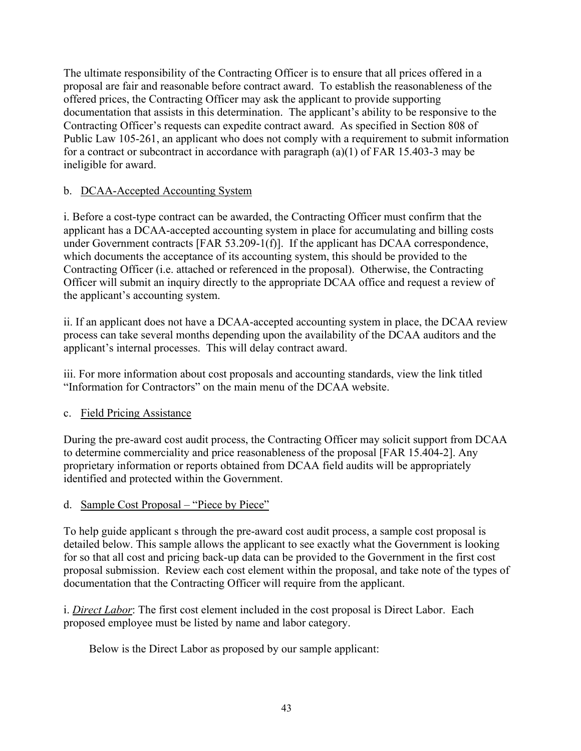The ultimate responsibility of the Contracting Officer is to ensure that all prices offered in a proposal are fair and reasonable before contract award. To establish the reasonableness of the offered prices, the Contracting Officer may ask the applicant to provide supporting documentation that assists in this determination. The applicant's ability to be responsive to the Contracting Officer's requests can expedite contract award. As specified in Section 808 of Public Law 105-261, an applicant who does not comply with a requirement to submit information for a contract or subcontract in accordance with paragraph (a)(1) of FAR 15.403-3 may be ineligible for award.

b. DCAA-Accepted Accounting System

i. Before a cost-type contract can be awarded, the Contracting Officer must confirm that the applicant has a DCAA-accepted accounting system in place for accumulating and billing costs under Government contracts [FAR 53.209-1(f)]. If the applicant has DCAA correspondence, which documents the acceptance of its accounting system, this should be provided to the Contracting Officer (i.e. attached or referenced in the proposal). Otherwise, the Contracting Officer will submit an inquiry directly to the appropriate DCAA office and request a review of the applicant's accounting system.

ii. If an applicant does not have a DCAA-accepted accounting system in place, the DCAA review process can take several months depending upon the availability of the DCAA auditors and the applicant's internal processes. This will delay contract award.

iii. For more information about cost proposals and accounting standards, view the link titled "Information for Contractors" on the main menu of the DCAA website.

c. Field Pricing Assistance

During the pre-award cost audit process, the Contracting Officer may solicit support from DCAA to determine commerciality and price reasonableness of the proposal [FAR 15.404-2]. Any proprietary information or reports obtained from DCAA field audits will be appropriately identified and protected within the Government.

d. Sample Cost Proposal – "Piece by Piece"

To help guide applicant s through the pre-award cost audit process, a sample cost proposal is detailed below. This sample allows the applicant to see exactly what the Government is looking for so that all cost and pricing back-up data can be provided to the Government in the first cost proposal submission. Review each cost element within the proposal, and take note of the types of documentation that the Contracting Officer will require from the applicant.

i. *Direct Labor*: The first cost element included in the cost proposal is Direct Labor. Each proposed employee must be listed by name and labor category.

Below is the Direct Labor as proposed by our sample applicant: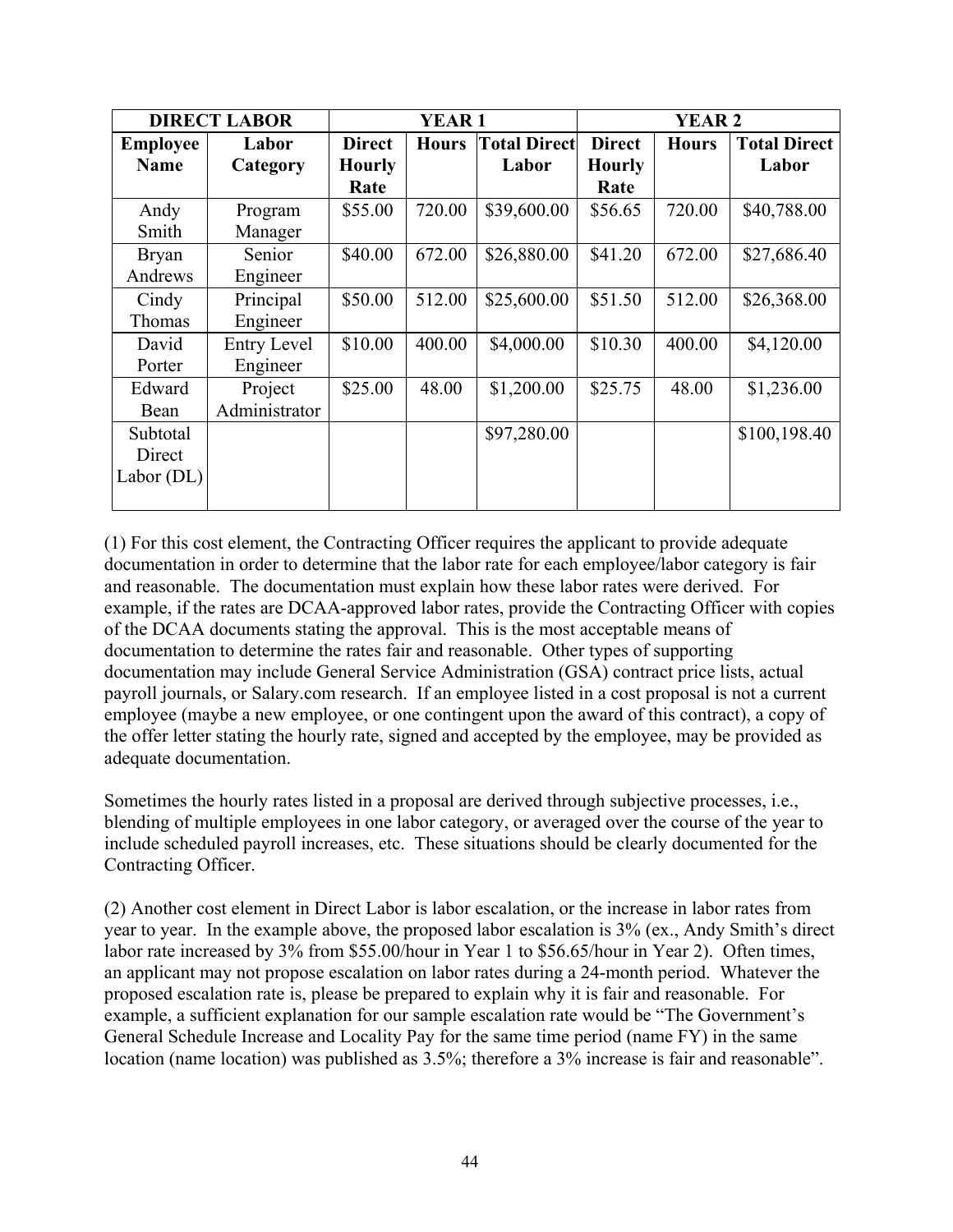| DIRECT LABOR | | YEAR 1 | | | YEAR 2 | | |
|---|---|---|---|---|---|---|---|
| Employee Name | Labor Category | Direct Hourly Rate | Hours | Total Direct Labor | Direct Hourly Rate | Hours | Total Direct Labor |
| Andy Smith | Program Manager | $55.00 | 720.00 | $39,600.00 | $56.65 | 720.00 | $40,788.00 |
| Bryan Andrews | Senior Engineer | $40.00 | 672.00 | $26,880.00 | $41.20 | 672.00 | $27,686.40 |
| Cindy Thomas | Principal Engineer | $50.00 | 512.00 | $25,600.00 | $51.50 | 512.00 | $26,368.00 |
| David Porter | Entry Level Engineer | $10.00 | 400.00 | $4,000.00 | $10.30 | 400.00 | $4,120.00 |
| Edward Bean | Project Administrator | $25.00 | 48.00 | $1,200.00 | $25.75 | 48.00 | $1,236.00 |
| Subtotal Direct Labor (DL) | | | | $97,280.00 | | | $100,198.40 |

(1) For this cost element, the Contracting Officer requires the applicant to provide adequate documentation in order to determine that the labor rate for each employee/labor category is fair and reasonable. The documentation must explain how these labor rates were derived. For example, if the rates are DCAA-approved labor rates, provide the Contracting Officer with copies of the DCAA documents stating the approval. This is the most acceptable means of documentation to determine the rates fair and reasonable. Other types of supporting documentation may include General Service Administration (GSA) contract price lists, actual payroll journals, or Salary.com research. If an employee listed in a cost proposal is not a current employee (maybe a new employee, or one contingent upon the award of this contract), a copy of the offer letter stating the hourly rate, signed and accepted by the employee, may be provided as adequate documentation.

Sometimes the hourly rates listed in a proposal are derived through subjective processes, i.e., blending of multiple employees in one labor category, or averaged over the course of the year to include scheduled payroll increases, etc. These situations should be clearly documented for the Contracting Officer.

(2) Another cost element in Direct Labor is labor escalation, or the increase in labor rates from year to year. In the example above, the proposed labor escalation is 3% (ex., Andy Smith's direct labor rate increased by 3% from $55.00/hour in Year 1 to $56.65/hour in Year 2). Often times, an applicant may not propose escalation on labor rates during a 24-month period. Whatever the proposed escalation rate is, please be prepared to explain why it is fair and reasonable. For example, a sufficient explanation for our sample escalation rate would be "The Government's General Schedule Increase and Locality Pay for the same time period (name FY) in the same location (name location) was published as 3.5%; therefore a 3% increase is fair and reasonable".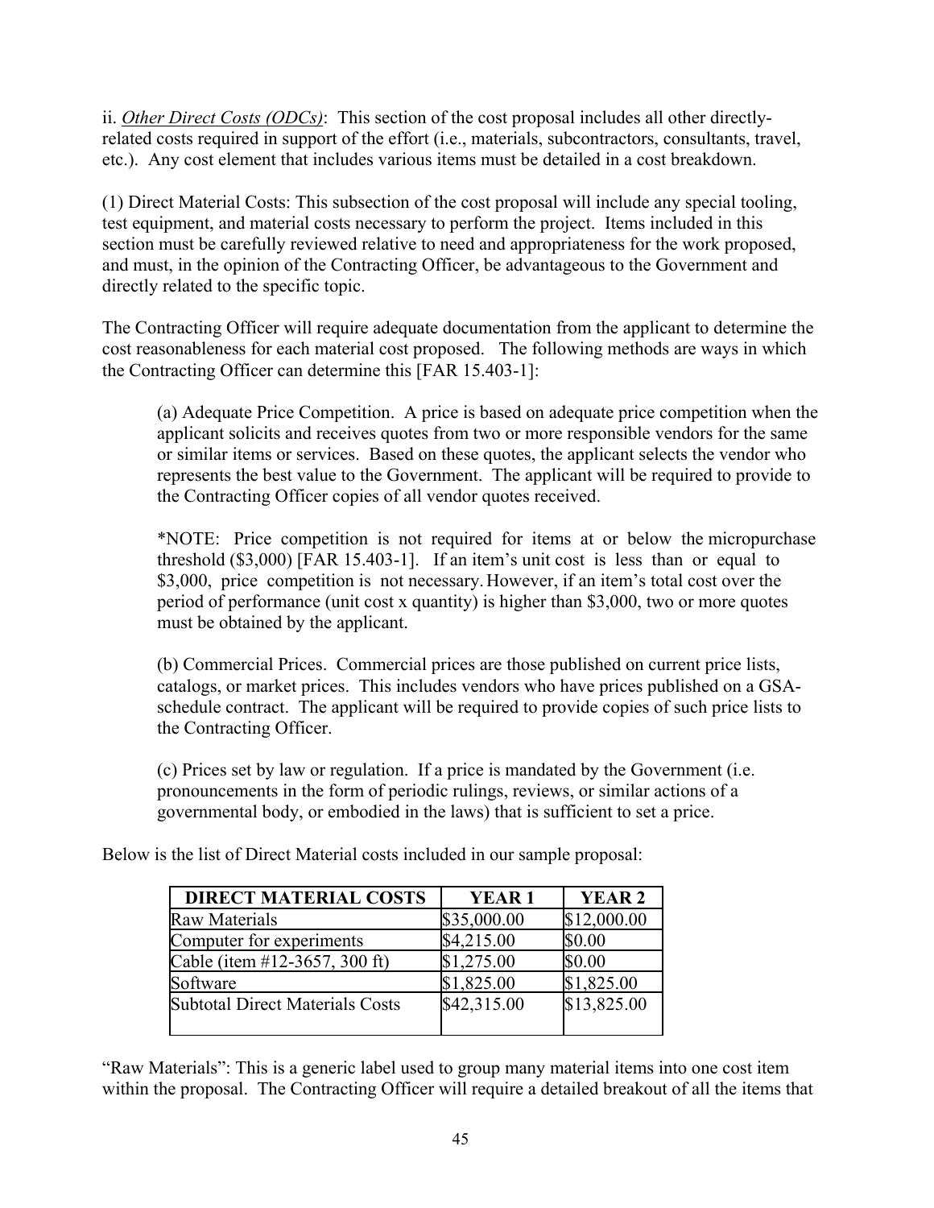ii. *Other Direct Costs (ODCs)*: This section of the cost proposal includes all other directly-related costs required in support of the effort (i.e., materials, subcontractors, consultants, travel, etc.). Any cost element that includes various items must be detailed in a cost breakdown.

(1) Direct Material Costs: This subsection of the cost proposal will include any special tooling, test equipment, and material costs necessary to perform the project. Items included in this section must be carefully reviewed relative to need and appropriateness for the work proposed, and must, in the opinion of the Contracting Officer, be advantageous to the Government and directly related to the specific topic.

The Contracting Officer will require adequate documentation from the applicant to determine the cost reasonableness for each material cost proposed. The following methods are ways in which the Contracting Officer can determine this [FAR 15.403-1]:

> (a) Adequate Price Competition. A price is based on adequate price competition when the applicant solicits and receives quotes from two or more responsible vendors for the same or similar items or services. Based on these quotes, the applicant selects the vendor who represents the best value to the Government. The applicant will be required to provide to the Contracting Officer copies of all vendor quotes received.
>
> *NOTE: Price competition is not required for items at or below the micropurchase threshold ($3,000) [FAR 15.403-1]. If an item's unit cost is less than or equal to $3,000, price competition is not necessary. However, if an item's total cost over the period of performance (unit cost x quantity) is higher than $3,000, two or more quotes must be obtained by the applicant.
>
> (b) Commercial Prices. Commercial prices are those published on current price lists, catalogs, or market prices. This includes vendors who have prices published on a GSA-schedule contract. The applicant will be required to provide copies of such price lists to the Contracting Officer.
>
> (c) Prices set by law or regulation. If a price is mandated by the Government (i.e. pronouncements in the form of periodic rulings, reviews, or similar actions of a governmental body, or embodied in the laws) that is sufficient to set a price.

Below is the list of Direct Material costs included in our sample proposal:

| DIRECT MATERIAL COSTS | YEAR 1 | YEAR 2 |
|---|---|---|
| Raw Materials | $35,000.00 | $12,000.00 |
| Computer for experiments | $4,215.00 | $0.00 |
| Cable (item #12-3657, 300 ft) | $1,275.00 | $0.00 |
| Software | $1,825.00 | $1,825.00 |
| Subtotal Direct Materials Costs | $42,315.00 | $13,825.00 |

"Raw Materials": This is a generic label used to group many material items into one cost item within the proposal. The Contracting Officer will require a detailed breakout of all the items that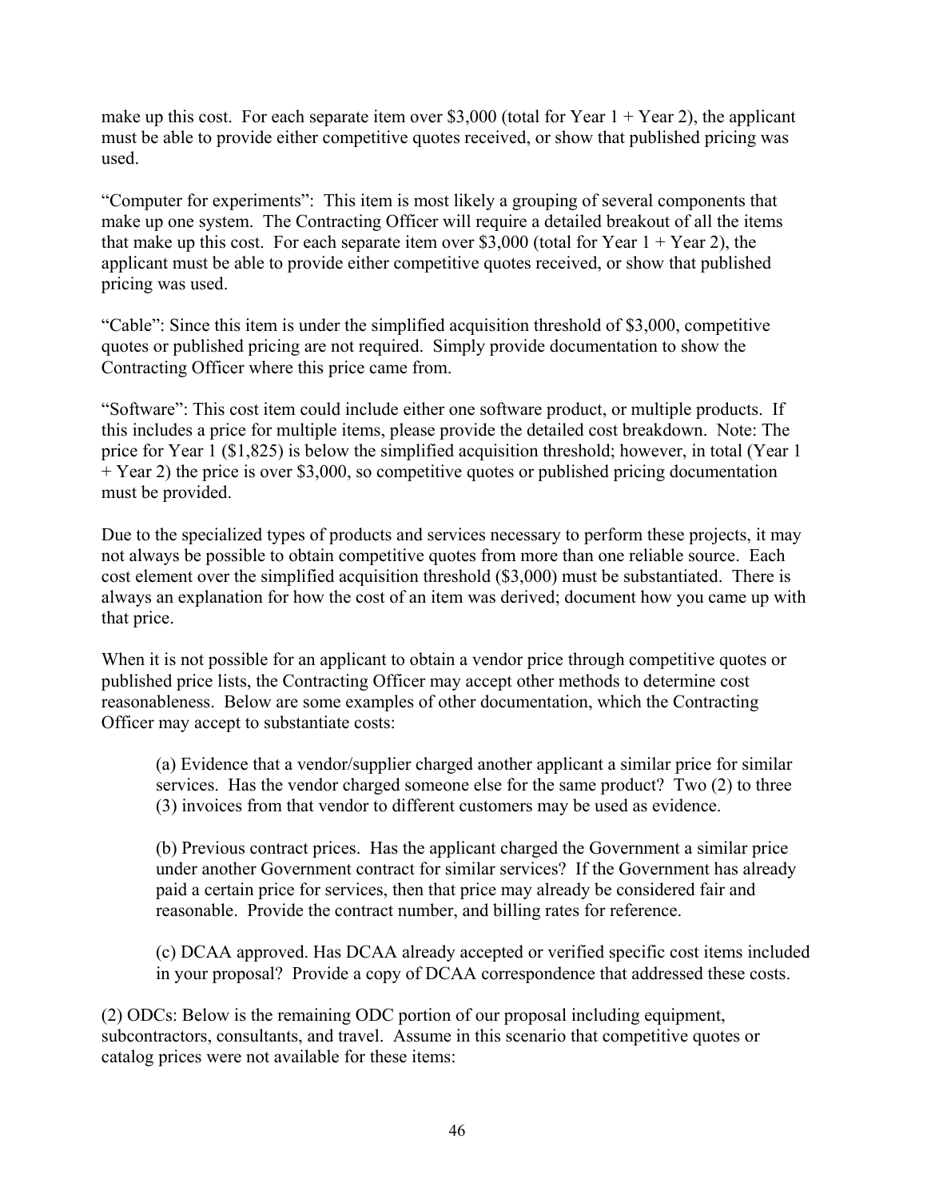make up this cost. For each separate item over $3,000 (total for Year 1 + Year 2), the applicant must be able to provide either competitive quotes received, or show that published pricing was used.

"Computer for experiments": This item is most likely a grouping of several components that make up one system. The Contracting Officer will require a detailed breakout of all the items that make up this cost. For each separate item over $3,000 (total for Year 1 + Year 2), the applicant must be able to provide either competitive quotes received, or show that published pricing was used.

"Cable": Since this item is under the simplified acquisition threshold of $3,000, competitive quotes or published pricing are not required. Simply provide documentation to show the Contracting Officer where this price came from.

"Software": This cost item could include either one software product, or multiple products. If this includes a price for multiple items, please provide the detailed cost breakdown. Note: The price for Year 1 ($1,825) is below the simplified acquisition threshold; however, in total (Year 1 + Year 2) the price is over $3,000, so competitive quotes or published pricing documentation must be provided.

Due to the specialized types of products and services necessary to perform these projects, it may not always be possible to obtain competitive quotes from more than one reliable source. Each cost element over the simplified acquisition threshold ($3,000) must be substantiated. There is always an explanation for how the cost of an item was derived; document how you came up with that price.

When it is not possible for an applicant to obtain a vendor price through competitive quotes or published price lists, the Contracting Officer may accept other methods to determine cost reasonableness. Below are some examples of other documentation, which the Contracting Officer may accept to substantiate costs:

> (a) Evidence that a vendor/supplier charged another applicant a similar price for similar services. Has the vendor charged someone else for the same product? Two (2) to three (3) invoices from that vendor to different customers may be used as evidence.
>
> (b) Previous contract prices. Has the applicant charged the Government a similar price under another Government contract for similar services? If the Government has already paid a certain price for services, then that price may already be considered fair and reasonable. Provide the contract number, and billing rates for reference.
>
> (c) DCAA approved. Has DCAA already accepted or verified specific cost items included in your proposal? Provide a copy of DCAA correspondence that addressed these costs.

(2) ODCs: Below is the remaining ODC portion of our proposal including equipment, subcontractors, consultants, and travel. Assume in this scenario that competitive quotes or catalog prices were not available for these items: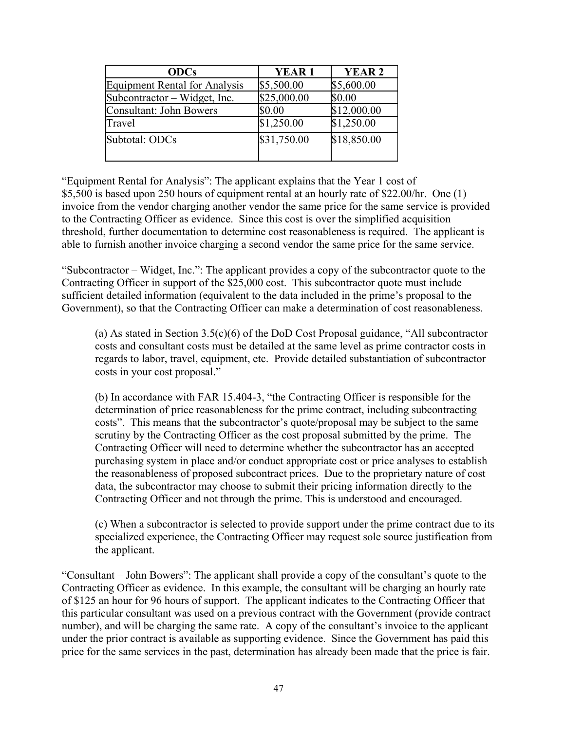| ODCs | YEAR 1 | YEAR 2 |
| --- | --- | --- |
| Equipment Rental for Analysis | $5,500.00 | $5,600.00 |
| Subcontractor – Widget, Inc. | $25,000.00 | $0.00 |
| Consultant: John Bowers | $0.00 | $12,000.00 |
| Travel | $1,250.00 | $1,250.00 |
| Subtotal: ODCs | $31,750.00 | $18,850.00 |

"Equipment Rental for Analysis": The applicant explains that the Year 1 cost of $5,500 is based upon 250 hours of equipment rental at an hourly rate of $22.00/hr. One (1) invoice from the vendor charging another vendor the same price for the same service is provided to the Contracting Officer as evidence. Since this cost is over the simplified acquisition threshold, further documentation to determine cost reasonableness is required. The applicant is able to furnish another invoice charging a second vendor the same price for the same service.

"Subcontractor – Widget, Inc.": The applicant provides a copy of the subcontractor quote to the Contracting Officer in support of the $25,000 cost. This subcontractor quote must include sufficient detailed information (equivalent to the data included in the prime's proposal to the Government), so that the Contracting Officer can make a determination of cost reasonableness.

(a) As stated in Section 3.5(c)(6) of the DoD Cost Proposal guidance, "All subcontractor costs and consultant costs must be detailed at the same level as prime contractor costs in regards to labor, travel, equipment, etc. Provide detailed substantiation of subcontractor costs in your cost proposal."

(b) In accordance with FAR 15.404-3, "the Contracting Officer is responsible for the determination of price reasonableness for the prime contract, including subcontracting costs". This means that the subcontractor's quote/proposal may be subject to the same scrutiny by the Contracting Officer as the cost proposal submitted by the prime. The Contracting Officer will need to determine whether the subcontractor has an accepted purchasing system in place and/or conduct appropriate cost or price analyses to establish the reasonableness of proposed subcontract prices. Due to the proprietary nature of cost data, the subcontractor may choose to submit their pricing information directly to the Contracting Officer and not through the prime. This is understood and encouraged.

(c) When a subcontractor is selected to provide support under the prime contract due to its specialized experience, the Contracting Officer may request sole source justification from the applicant.

"Consultant – John Bowers": The applicant shall provide a copy of the consultant's quote to the Contracting Officer as evidence. In this example, the consultant will be charging an hourly rate of $125 an hour for 96 hours of support. The applicant indicates to the Contracting Officer that this particular consultant was used on a previous contract with the Government (provide contract number), and will be charging the same rate. A copy of the consultant's invoice to the applicant under the prior contract is available as supporting evidence. Since the Government has paid this price for the same services in the past, determination has already been made that the price is fair.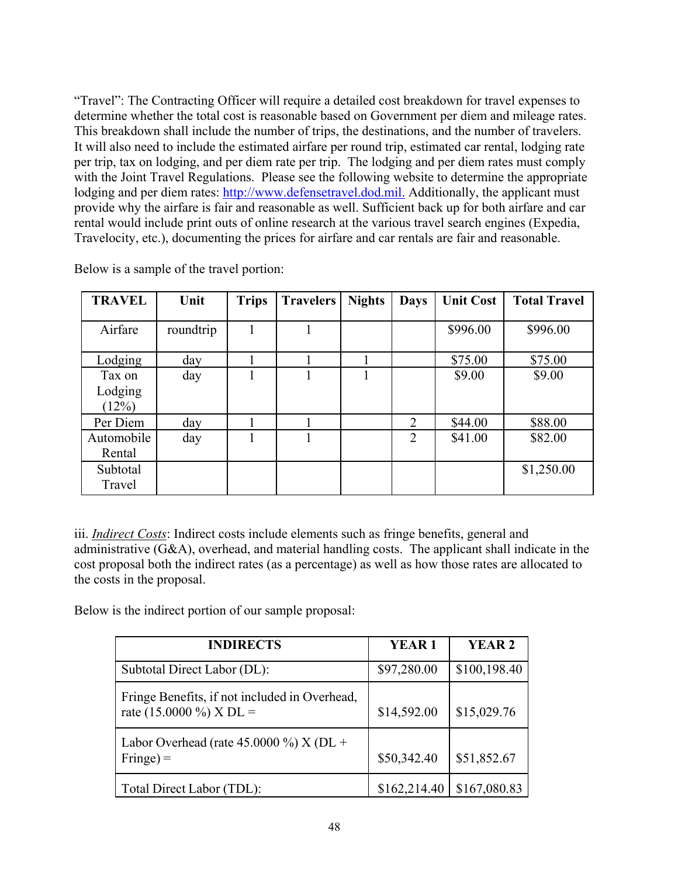"Travel": The Contracting Officer will require a detailed cost breakdown for travel expenses to determine whether the total cost is reasonable based on Government per diem and mileage rates. This breakdown shall include the number of trips, the destinations, and the number of travelers. It will also need to include the estimated airfare per round trip, estimated car rental, lodging rate per trip, tax on lodging, and per diem rate per trip. The lodging and per diem rates must comply with the Joint Travel Regulations. Please see the following website to determine the appropriate lodging and per diem rates: [http://www.defensetravel.dod.mil.](http://www.defensetravel.dod.mil) Additionally, the applicant must provide why the airfare is fair and reasonable as well. Sufficient back up for both airfare and car rental would include print outs of online research at the various travel search engines (Expedia, Travelocity, etc.), documenting the prices for airfare and car rentals are fair and reasonable.

Below is a sample of the travel portion:

| TRAVEL | Unit | Trips | Travelers | Nights | Days | Unit Cost | Total Travel |
|---|---|---|---|---|---|---|---|
| Airfare | roundtrip | 1 | 1 | | | $996.00 | $996.00 |
| Lodging | day | 1 | 1 | 1 | | $75.00 | $75.00 |
| Tax on Lodging (12%) | day | 1 | 1 | 1 | | $9.00 | $9.00 |
| Per Diem | day | 1 | 1 | | 2 | $44.00 | $88.00 |
| Automobile Rental | day | 1 | 1 | | 2 | $41.00 | $82.00 |
| Subtotal Travel | | | | | | | $1,250.00 |

iii. *Indirect Costs*: Indirect costs include elements such as fringe benefits, general and administrative (G&A), overhead, and material handling costs. The applicant shall indicate in the cost proposal both the indirect rates (as a percentage) as well as how those rates are allocated to the costs in the proposal.

Below is the indirect portion of our sample proposal:

| INDIRECTS | YEAR 1 | YEAR 2 |
|---|---|---|
| Subtotal Direct Labor (DL): | $97,280.00 | $100,198.40 |
| Fringe Benefits, if not included in Overhead, rate (15.0000 %) X DL = | $14,592.00 | $15,029.76 |
| Labor Overhead (rate 45.0000 %) X (DL + Fringe) = | $50,342.40 | $51,852.67 |
| Total Direct Labor (TDL): | $162,214.40 | $167,080.83 |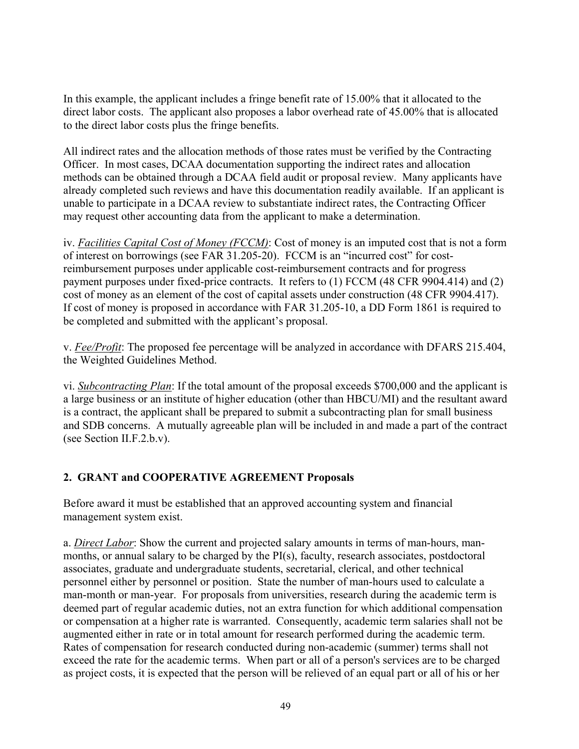In this example, the applicant includes a fringe benefit rate of 15.00% that it allocated to the direct labor costs. The applicant also proposes a labor overhead rate of 45.00% that is allocated to the direct labor costs plus the fringe benefits.

All indirect rates and the allocation methods of those rates must be verified by the Contracting Officer. In most cases, DCAA documentation supporting the indirect rates and allocation methods can be obtained through a DCAA field audit or proposal review. Many applicants have already completed such reviews and have this documentation readily available. If an applicant is unable to participate in a DCAA review to substantiate indirect rates, the Contracting Officer may request other accounting data from the applicant to make a determination.

iv. ***Facilities Capital Cost of Money (FCCM)***: Cost of money is an imputed cost that is not a form of interest on borrowings (see FAR 31.205-20). FCCM is an "incurred cost" for cost-reimbursement purposes under applicable cost-reimbursement contracts and for progress payment purposes under fixed-price contracts. It refers to (1) FCCM (48 CFR 9904.414) and (2) cost of money as an element of the cost of capital assets under construction (48 CFR 9904.417). If cost of money is proposed in accordance with FAR 31.205-10, a DD Form 1861 is required to be completed and submitted with the applicant's proposal.

v. ***Fee/Profit***: The proposed fee percentage will be analyzed in accordance with DFARS 215.404, the Weighted Guidelines Method.

vi. ***Subcontracting Plan***: If the total amount of the proposal exceeds $700,000 and the applicant is a large business or an institute of higher education (other than HBCU/MI) and the resultant award is a contract, the applicant shall be prepared to submit a subcontracting plan for small business and SDB concerns. A mutually agreeable plan will be included in and made a part of the contract (see Section II.F.2.b.v).

## 2. GRANT and COOPERATIVE AGREEMENT Proposals

Before award it must be established that an approved accounting system and financial management system exist.

a. ***Direct Labor***: Show the current and projected salary amounts in terms of man-hours, man-months, or annual salary to be charged by the PI(s), faculty, research associates, postdoctoral associates, graduate and undergraduate students, secretarial, clerical, and other technical personnel either by personnel or position. State the number of man-hours used to calculate a man-month or man-year. For proposals from universities, research during the academic term is deemed part of regular academic duties, not an extra function for which additional compensation or compensation at a higher rate is warranted. Consequently, academic term salaries shall not be augmented either in rate or in total amount for research performed during the academic term. Rates of compensation for research conducted during non-academic (summer) terms shall not exceed the rate for the academic terms. When part or all of a person's services are to be charged as project costs, it is expected that the person will be relieved of an equal part or all of his or her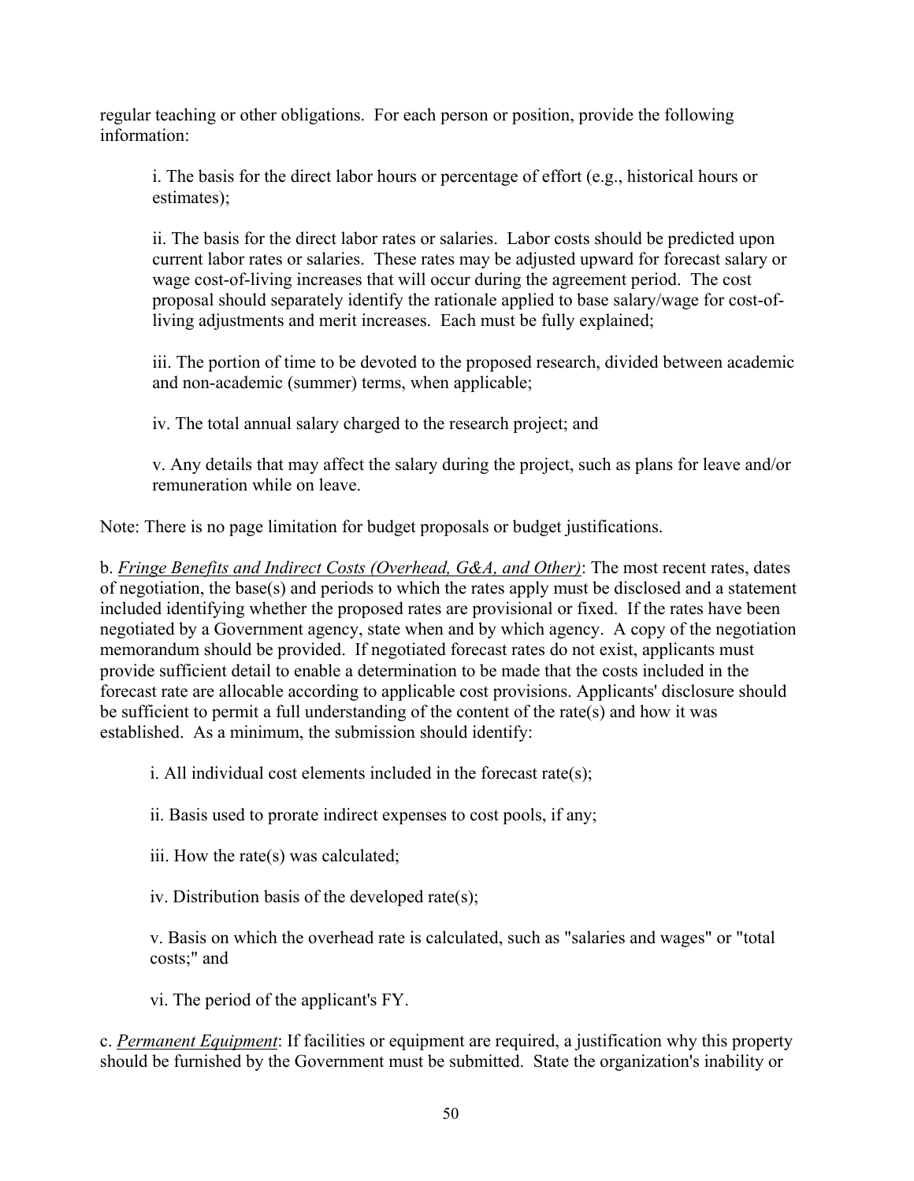regular teaching or other obligations.  For each person or position, provide the following information:

i. The basis for the direct labor hours or percentage of effort (e.g., historical hours or estimates);

ii. The basis for the direct labor rates or salaries.  Labor costs should be predicted upon current labor rates or salaries.  These rates may be adjusted upward for forecast salary or wage cost-of-living increases that will occur during the agreement period.  The cost proposal should separately identify the rationale applied to base salary/wage for cost-of-living adjustments and merit increases.  Each must be fully explained;

iii. The portion of time to be devoted to the proposed research, divided between academic and non-academic (summer) terms, when applicable;

iv. The total annual salary charged to the research project; and

v. Any details that may affect the salary during the project, such as plans for leave and/or remuneration while on leave.

Note: There is no page limitation for budget proposals or budget justifications.

b. *Fringe Benefits and Indirect Costs (Overhead, G&A, and Other)*: The most recent rates, dates of negotiation, the base(s) and periods to which the rates apply must be disclosed and a statement included identifying whether the proposed rates are provisional or fixed.  If the rates have been negotiated by a Government agency, state when and by which agency.  A copy of the negotiation memorandum should be provided.  If negotiated forecast rates do not exist, applicants must provide sufficient detail to enable a determination to be made that the costs included in the forecast rate are allocable according to applicable cost provisions. Applicants' disclosure should be sufficient to permit a full understanding of the content of the rate(s) and how it was established.  As a minimum, the submission should identify:

i. All individual cost elements included in the forecast rate(s);

ii. Basis used to prorate indirect expenses to cost pools, if any;

iii. How the rate(s) was calculated;

iv. Distribution basis of the developed rate(s);

v. Basis on which the overhead rate is calculated, such as "salaries and wages" or "total costs;" and

vi. The period of the applicant's FY.

c. *Permanent Equipment*: If facilities or equipment are required, a justification why this property should be furnished by the Government must be submitted.  State the organization's inability or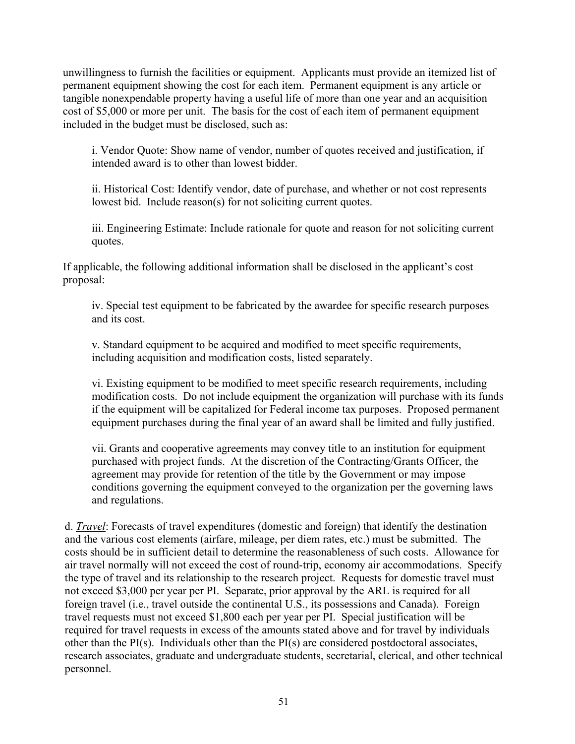unwillingness to furnish the facilities or equipment. Applicants must provide an itemized list of permanent equipment showing the cost for each item. Permanent equipment is any article or tangible nonexpendable property having a useful life of more than one year and an acquisition cost of $5,000 or more per unit. The basis for the cost of each item of permanent equipment included in the budget must be disclosed, such as:

i. Vendor Quote: Show name of vendor, number of quotes received and justification, if intended award is to other than lowest bidder.

ii. Historical Cost: Identify vendor, date of purchase, and whether or not cost represents lowest bid. Include reason(s) for not soliciting current quotes.

iii. Engineering Estimate: Include rationale for quote and reason for not soliciting current quotes.

If applicable, the following additional information shall be disclosed in the applicant's cost proposal:

iv. Special test equipment to be fabricated by the awardee for specific research purposes and its cost.

v. Standard equipment to be acquired and modified to meet specific requirements, including acquisition and modification costs, listed separately.

vi. Existing equipment to be modified to meet specific research requirements, including modification costs. Do not include equipment the organization will purchase with its funds if the equipment will be capitalized for Federal income tax purposes. Proposed permanent equipment purchases during the final year of an award shall be limited and fully justified.

vii. Grants and cooperative agreements may convey title to an institution for equipment purchased with project funds. At the discretion of the Contracting/Grants Officer, the agreement may provide for retention of the title by the Government or may impose conditions governing the equipment conveyed to the organization per the governing laws and regulations.

d. ***Travel***: Forecasts of travel expenditures (domestic and foreign) that identify the destination and the various cost elements (airfare, mileage, per diem rates, etc.) must be submitted. The costs should be in sufficient detail to determine the reasonableness of such costs. Allowance for air travel normally will not exceed the cost of round-trip, economy air accommodations. Specify the type of travel and its relationship to the research project. Requests for domestic travel must not exceed $3,000 per year per PI. Separate, prior approval by the ARL is required for all foreign travel (i.e., travel outside the continental U.S., its possessions and Canada). Foreign travel requests must not exceed $1,800 each per year per PI. Special justification will be required for travel requests in excess of the amounts stated above and for travel by individuals other than the PI(s). Individuals other than the PI(s) are considered postdoctoral associates, research associates, graduate and undergraduate students, secretarial, clerical, and other technical personnel.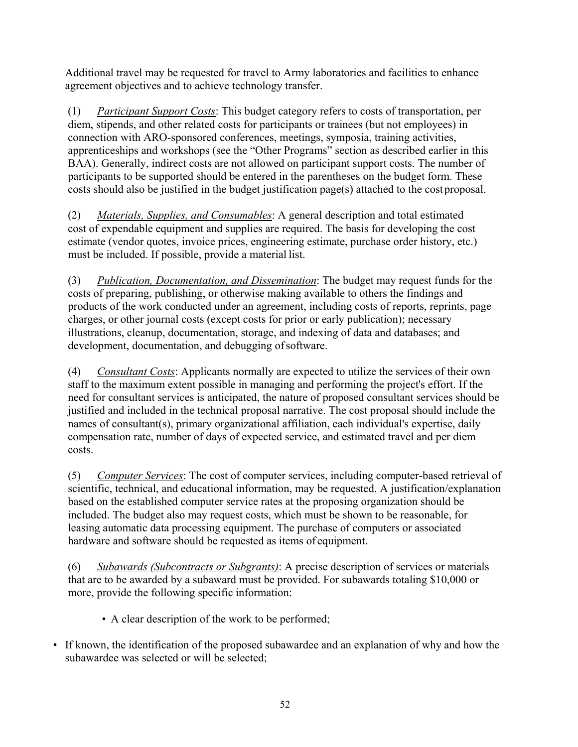Additional travel may be requested for travel to Army laboratories and facilities to enhance agreement objectives and to achieve technology transfer.

(1) *Participant Support Costs*: This budget category refers to costs of transportation, per diem, stipends, and other related costs for participants or trainees (but not employees) in connection with ARO-sponsored conferences, meetings, symposia, training activities, apprenticeships and workshops (see the "Other Programs" section as described earlier in this BAA). Generally, indirect costs are not allowed on participant support costs. The number of participants to be supported should be entered in the parentheses on the budget form. These costs should also be justified in the budget justification page(s) attached to the cost proposal.

(2) *Materials, Supplies, and Consumables*: A general description and total estimated cost of expendable equipment and supplies are required. The basis for developing the cost estimate (vendor quotes, invoice prices, engineering estimate, purchase order history, etc.) must be included. If possible, provide a material list.

(3) *Publication, Documentation, and Dissemination*: The budget may request funds for the costs of preparing, publishing, or otherwise making available to others the findings and products of the work conducted under an agreement, including costs of reports, reprints, page charges, or other journal costs (except costs for prior or early publication); necessary illustrations, cleanup, documentation, storage, and indexing of data and databases; and development, documentation, and debugging of software.

(4) *Consultant Costs*: Applicants normally are expected to utilize the services of their own staff to the maximum extent possible in managing and performing the project's effort. If the need for consultant services is anticipated, the nature of proposed consultant services should be justified and included in the technical proposal narrative. The cost proposal should include the names of consultant(s), primary organizational affiliation, each individual's expertise, daily compensation rate, number of days of expected service, and estimated travel and per diem costs.

(5) *Computer Services*: The cost of computer services, including computer-based retrieval of scientific, technical, and educational information, may be requested. A justification/explanation based on the established computer service rates at the proposing organization should be included. The budget also may request costs, which must be shown to be reasonable, for leasing automatic data processing equipment. The purchase of computers or associated hardware and software should be requested as items of equipment.

(6) *Subawards (Subcontracts or Subgrants)*: A precise description of services or materials that are to be awarded by a subaward must be provided. For subawards totaling $10,000 or more, provide the following specific information:

- A clear description of the work to be performed;
- If known, the identification of the proposed subawardee and an explanation of why and how the subawardee was selected or will be selected;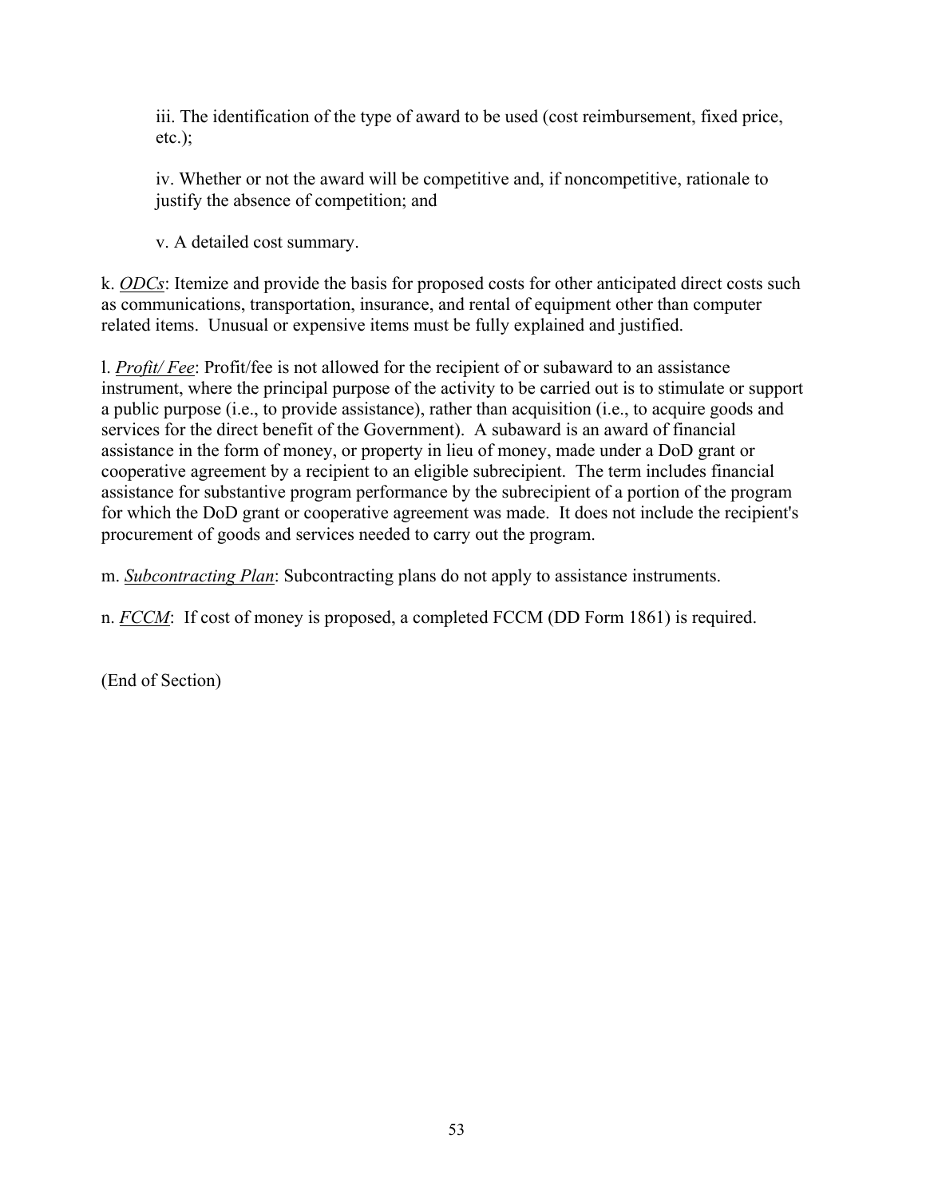iii. The identification of the type of award to be used (cost reimbursement, fixed price, etc.);

iv. Whether or not the award will be competitive and, if noncompetitive, rationale to justify the absence of competition; and

v. A detailed cost summary.

k. *ODCs*: Itemize and provide the basis for proposed costs for other anticipated direct costs such as communications, transportation, insurance, and rental of equipment other than computer related items. Unusual or expensive items must be fully explained and justified.

l. *Profit/ Fee*: Profit/fee is not allowed for the recipient of or subaward to an assistance instrument, where the principal purpose of the activity to be carried out is to stimulate or support a public purpose (i.e., to provide assistance), rather than acquisition (i.e., to acquire goods and services for the direct benefit of the Government). A subaward is an award of financial assistance in the form of money, or property in lieu of money, made under a DoD grant or cooperative agreement by a recipient to an eligible subrecipient. The term includes financial assistance for substantive program performance by the subrecipient of a portion of the program for which the DoD grant or cooperative agreement was made. It does not include the recipient's procurement of goods and services needed to carry out the program.

m. *Subcontracting Plan*: Subcontracting plans do not apply to assistance instruments.

n. *FCCM*: If cost of money is proposed, a completed FCCM (DD Form 1861) is required.

(End of Section)